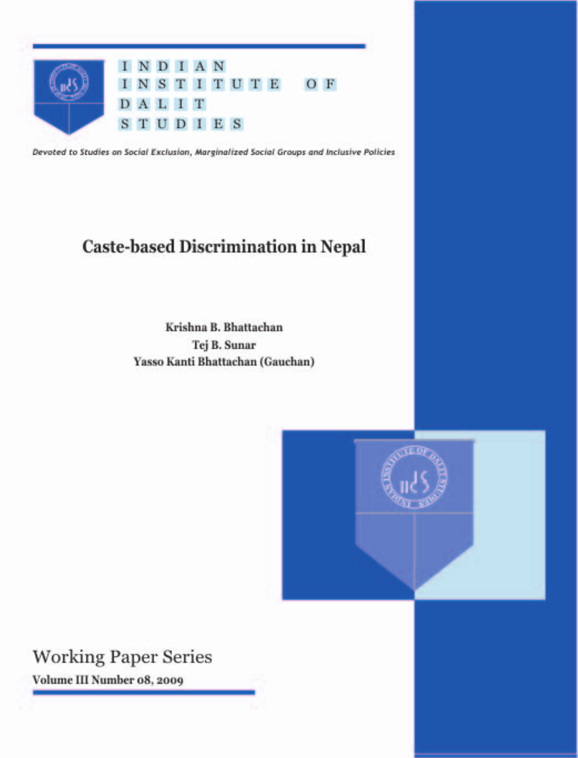INDIAN INSTITUTE OF DALIT STUDIES

*Devoted to Studies on Social Exclusion, Marginalized Social Groups and Inclusive Policies*

# Caste-based Discrimination in Nepal

**Krishna B. Bhattachan**

**Tej B. Sunar**

**Yasso Kanti Bhattachan (Gauchan)**

## Working Paper Series

**Volume III Number 08, 2009**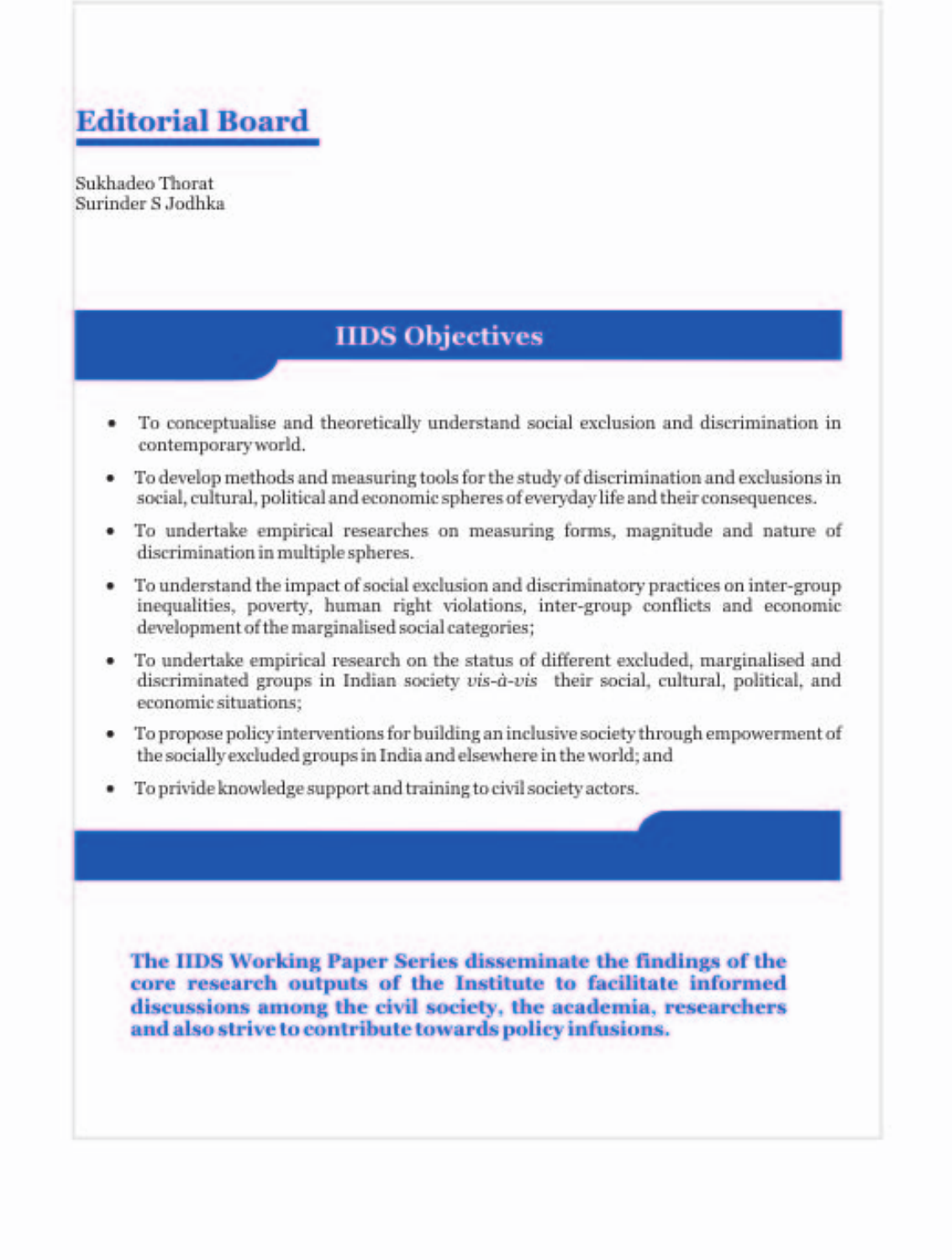# Editorial Board

Sukhadeo Thorat
Surinder S Jodhka

## IIDS Objectives

- To conceptualise and theoretically understand social exclusion and discrimination in contemporary world.
- To develop methods and measuring tools for the study of discrimination and exclusions in social, cultural, political and economic spheres of everyday life and their consequences.
- To undertake empirical researches on measuring forms, magnitude and nature of discrimination in multiple spheres.
- To understand the impact of social exclusion and discriminatory practices on inter-group inequalities, poverty, human right violations, inter-group conflicts and economic development of the marginalised social categories;
- To undertake empirical research on the status of different excluded, marginalised and discriminated groups in Indian society *vis-à-vis* their social, cultural, political, and economic situations;
- To propose policy interventions for building an inclusive society through empowerment of the socially excluded groups in India and elsewhere in the world; and
- To privide knowledge support and training to civil society actors.

**The IIDS Working Paper Series disseminate the findings of the core research outputs of the Institute to facilitate informed discussions among the civil society, the academia, researchers and also strive to contribute towards policy infusions.**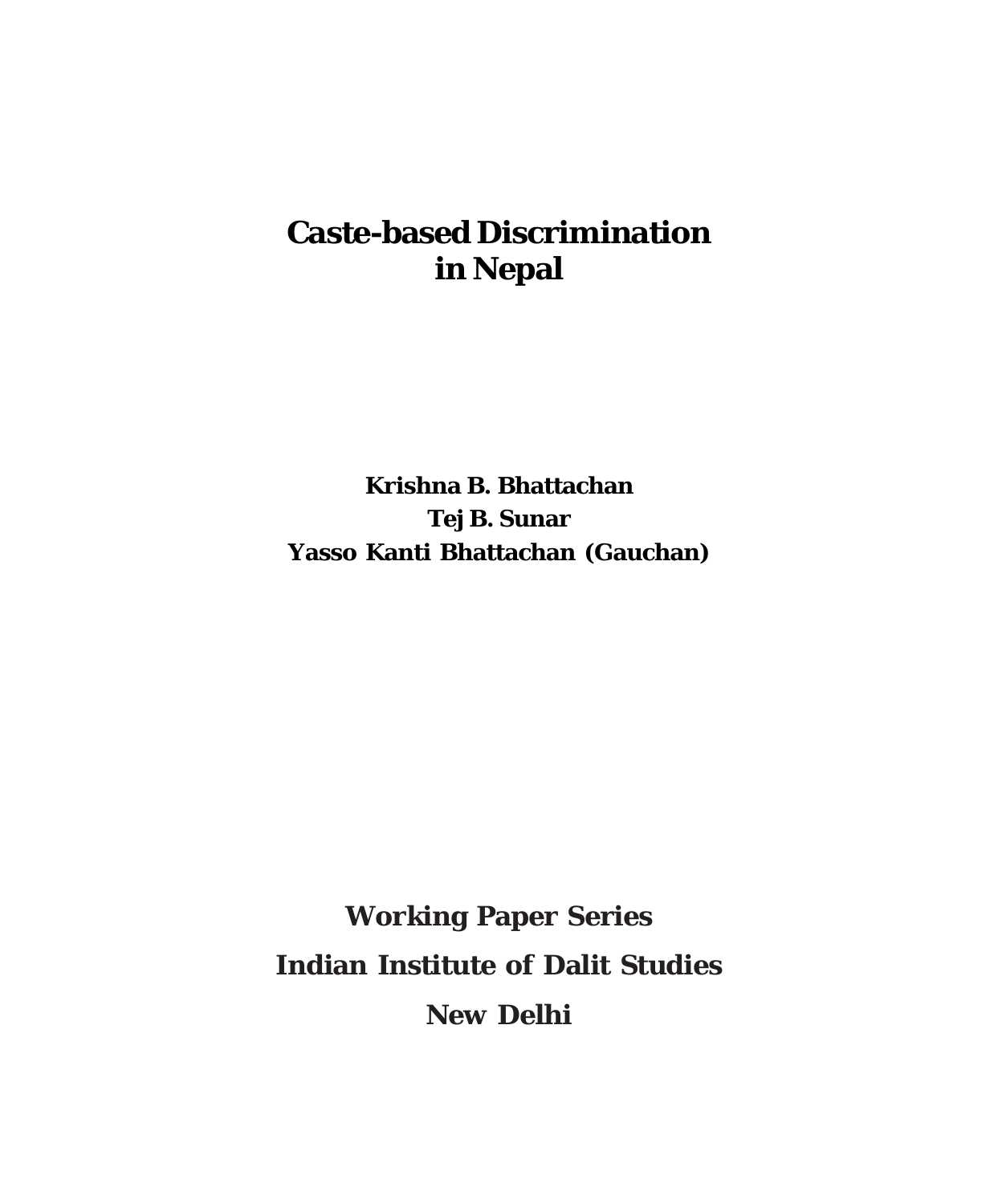# Caste-based Discrimination in Nepal

**Krishna B. Bhattachan**

**Tej B. Sunar**

**Yasso Kanti Bhattachan (Gauchan)**

**Working Paper Series**

**Indian Institute of Dalit Studies**

**New Delhi**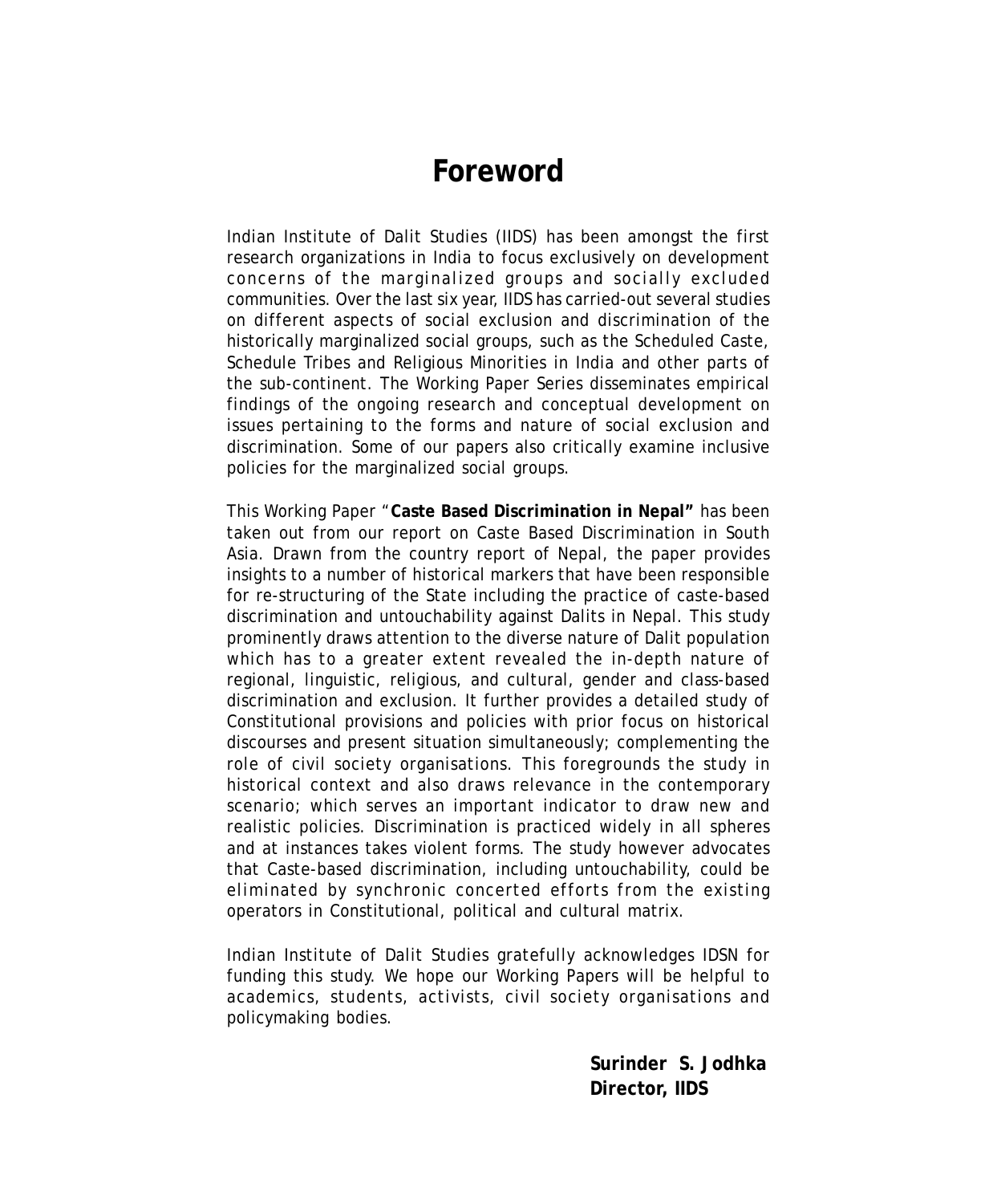# Foreword

Indian Institute of Dalit Studies (IIDS) has been amongst the first research organizations in India to focus exclusively on development concerns of the marginalized groups and socially excluded communities. Over the last six year, IIDS has carried-out several studies on different aspects of social exclusion and discrimination of the historically marginalized social groups, such as the Scheduled Caste, Schedule Tribes and Religious Minorities in India and other parts of the sub-continent. The Working Paper Series disseminates empirical findings of the ongoing research and conceptual development on issues pertaining to the forms and nature of social exclusion and discrimination. Some of our papers also critically examine inclusive policies for the marginalized social groups.

This Working Paper "**Caste Based Discrimination in Nepal"** has been taken out from our report on Caste Based Discrimination in South Asia. Drawn from the country report of Nepal, the paper provides insights to a number of historical markers that have been responsible for re-structuring of the State including the practice of caste-based discrimination and untouchability against Dalits in Nepal. This study prominently draws attention to the diverse nature of Dalit population which has to a greater extent revealed the in-depth nature of regional, linguistic, religious, and cultural, gender and class-based discrimination and exclusion. It further provides a detailed study of Constitutional provisions and policies with prior focus on historical discourses and present situation simultaneously; complementing the role of civil society organisations. This foregrounds the study in historical context and also draws relevance in the contemporary scenario; which serves an important indicator to draw new and realistic policies. Discrimination is practiced widely in all spheres and at instances takes violent forms. The study however advocates that Caste-based discrimination, including untouchability, could be eliminated by synchronic concerted efforts from the existing operators in Constitutional, political and cultural matrix.

Indian Institute of Dalit Studies gratefully acknowledges IDSN for funding this study. We hope our Working Papers will be helpful to academics, students, activists, civil society organisations and policymaking bodies.

**Surinder S. Jodhka**
**Director, IIDS**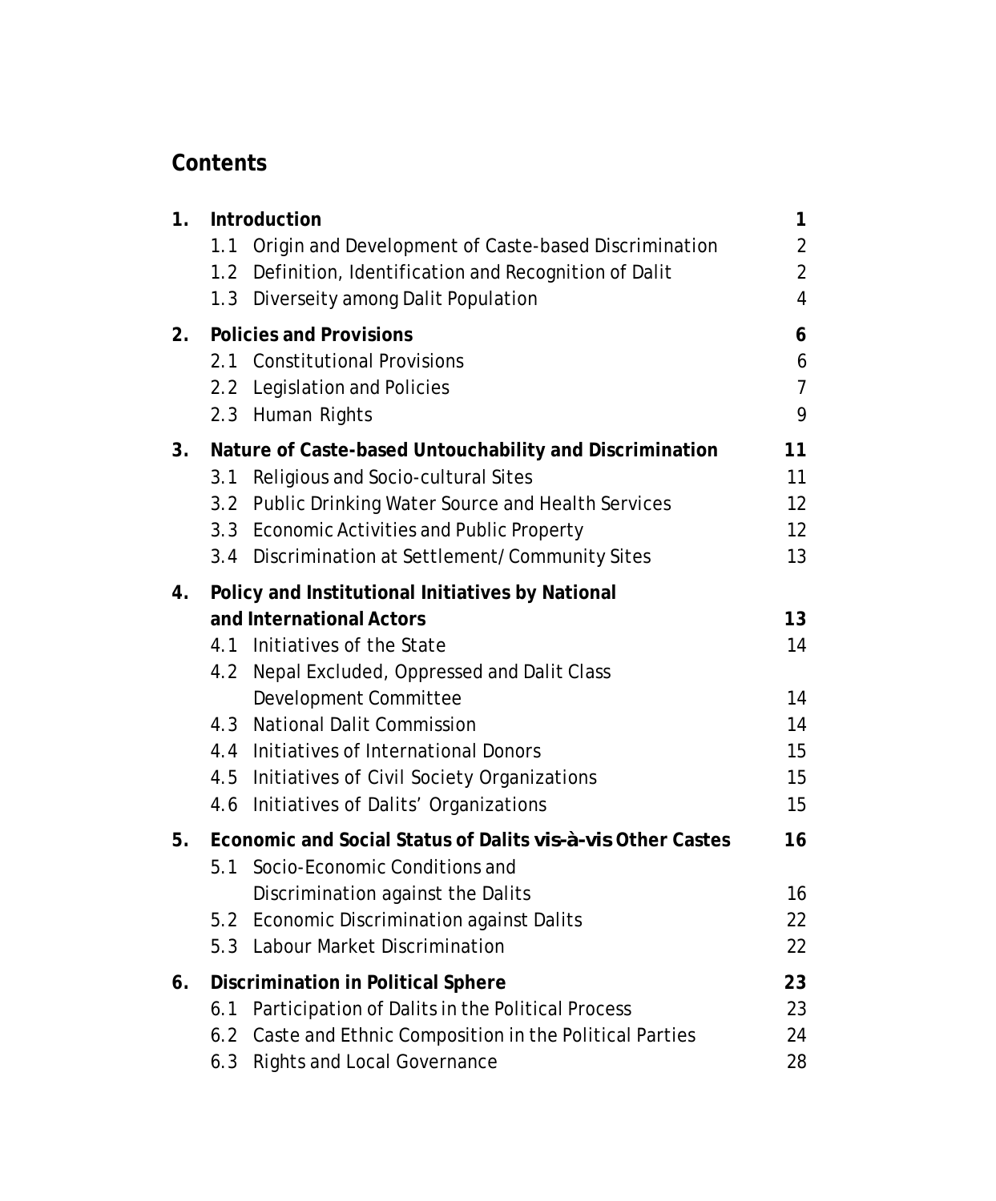## Contents

| | | |
|---|---|---|
| **1.** | **Introduction** | **1** |
| | 1.1 Origin and Development of Caste-based Discrimination | 2 |
| | 1.2 Definition, Identification and Recognition of Dalit | 2 |
| | 1.3 Diverseity among Dalit Population | 4 |
| **2.** | **Policies and Provisions** | **6** |
| | 2.1 Constitutional Provisions | 6 |
| | 2.2 Legislation and Policies | 7 |
| | 2.3 Human Rights | 9 |
| **3.** | **Nature of Caste-based Untouchability and Discrimination** | **11** |
| | 3.1 Religious and Socio-cultural Sites | 11 |
| | 3.2 Public Drinking Water Source and Health Services | 12 |
| | 3.3 Economic Activities and Public Property | 12 |
| | 3.4 Discrimination at Settlement/Community Sites | 13 |
| **4.** | **Policy and Institutional Initiatives by National and International Actors** | **13** |
| | 4.1 Initiatives of the State | 14 |
| | 4.2 Nepal Excluded, Oppressed and Dalit Class Development Committee | 14 |
| | 4.3 National Dalit Commission | 14 |
| | 4.4 Initiatives of International Donors | 15 |
| | 4.5 Initiatives of Civil Society Organizations | 15 |
| | 4.6 Initiatives of Dalits' Organizations | 15 |
| **5.** | **Economic and Social Status of Dalits vis-à-vis Other Castes** | **16** |
| | 5.1 Socio-Economic Conditions and Discrimination against the Dalits | 16 |
| | 5.2 Economic Discrimination against Dalits | 22 |
| | 5.3 Labour Market Discrimination | 22 |
| **6.** | **Discrimination in Political Sphere** | **23** |
| | 6.1 Participation of Dalits in the Political Process | 23 |
| | 6.2 Caste and Ethnic Composition in the Political Parties | 24 |
| | 6.3 Rights and Local Governance | 28 |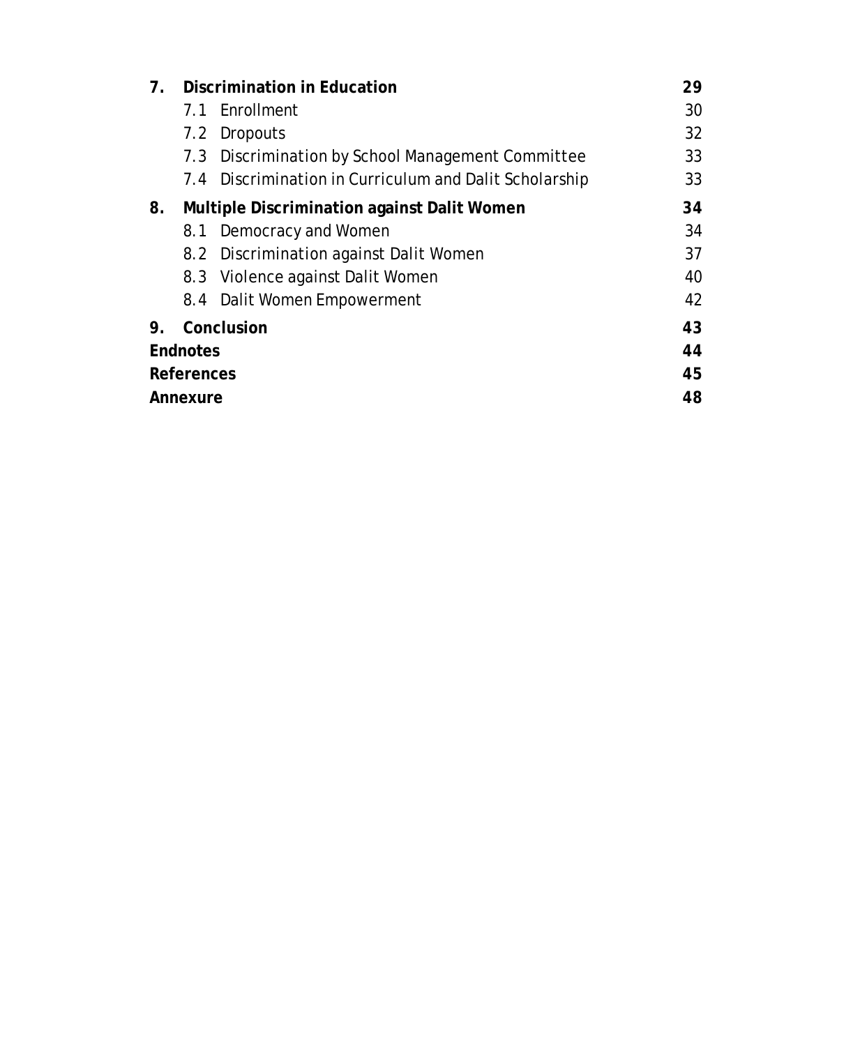| | | |
|---|---|---|
| **7.** | **Discrimination in Education** | **29** |
| | 7.1 Enrollment | 30 |
| | 7.2 Dropouts | 32 |
| | 7.3 Discrimination by School Management Committee | 33 |
| | 7.4 Discrimination in Curriculum and Dalit Scholarship | 33 |
| **8.** | **Multiple Discrimination against Dalit Women** | **34** |
| | 8.1 Democracy and Women | 34 |
| | 8.2 Discrimination against Dalit Women | 37 |
| | 8.3 Violence against Dalit Women | 40 |
| | 8.4 Dalit Women Empowerment | 42 |
| **9.** | **Conclusion** | **43** |
| **Endnotes** | | **44** |
| **References** | | **45** |
| **Annexure** | | **48** |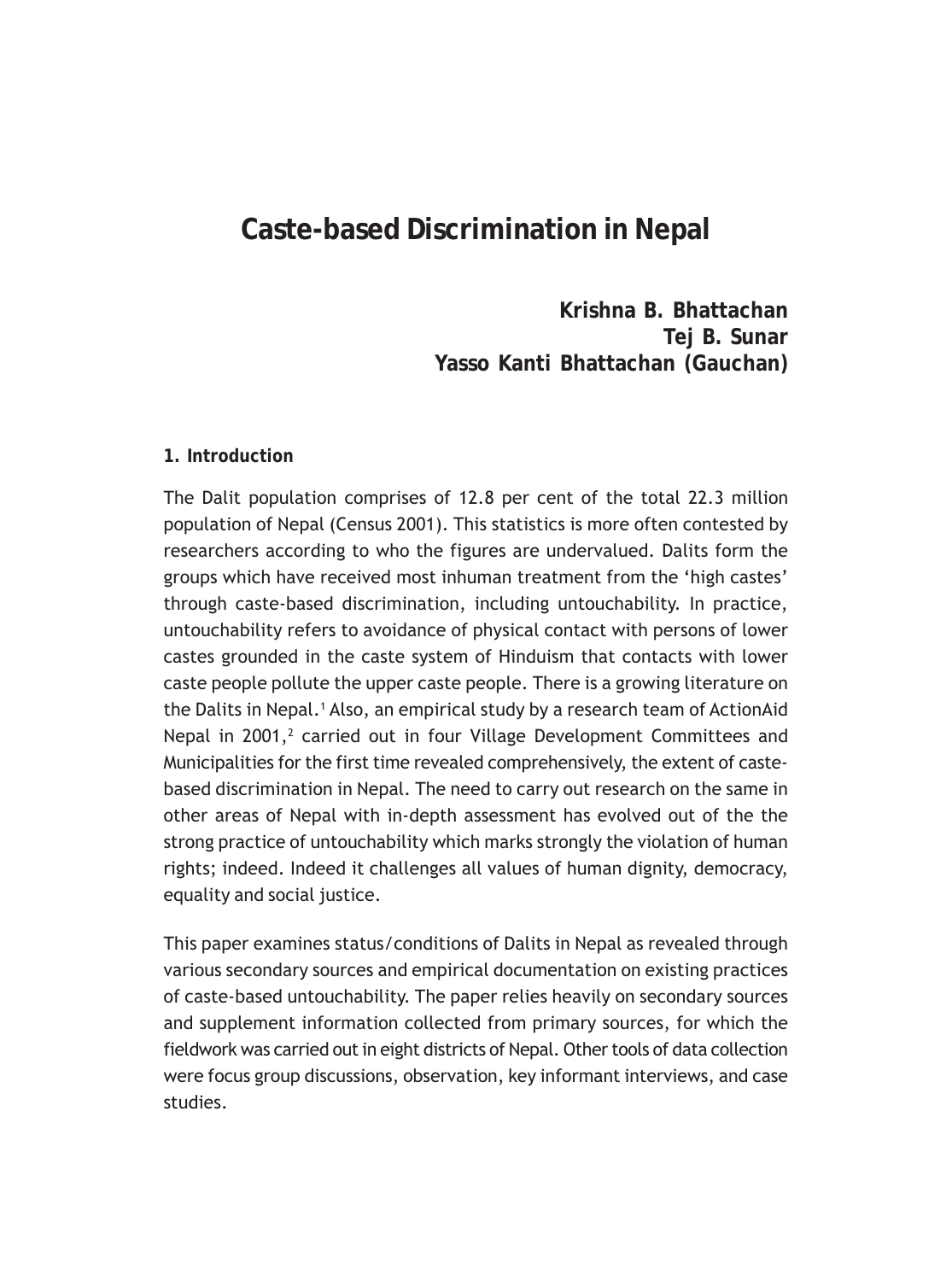# Caste-based Discrimination in Nepal

**Krishna B. Bhattachan**
**Tej B. Sunar**
**Yasso Kanti Bhattachan (Gauchan)**

## 1. Introduction

The Dalit population comprises of 12.8 per cent of the total 22.3 million population of Nepal (Census 2001). This statistics is more often contested by researchers according to who the figures are undervalued. Dalits form the groups which have received most inhuman treatment from the 'high castes' through caste-based discrimination, including untouchability. In practice, untouchability refers to avoidance of physical contact with persons of lower castes grounded in the caste system of Hinduism that contacts with lower caste people pollute the upper caste people. There is a growing literature on the Dalits in Nepal.[1] Also, an empirical study by a research team of ActionAid Nepal in 2001,[2] carried out in four Village Development Committees and Municipalities for the first time revealed comprehensively, the extent of caste-based discrimination in Nepal. The need to carry out research on the same in other areas of Nepal with in-depth assessment has evolved out of the the strong practice of untouchability which marks strongly the violation of human rights; indeed. Indeed it challenges all values of human dignity, democracy, equality and social justice.

This paper examines status/conditions of Dalits in Nepal as revealed through various secondary sources and empirical documentation on existing practices of caste-based untouchability. The paper relies heavily on secondary sources and supplement information collected from primary sources, for which the fieldwork was carried out in eight districts of Nepal. Other tools of data collection were focus group discussions, observation, key informant interviews, and case studies.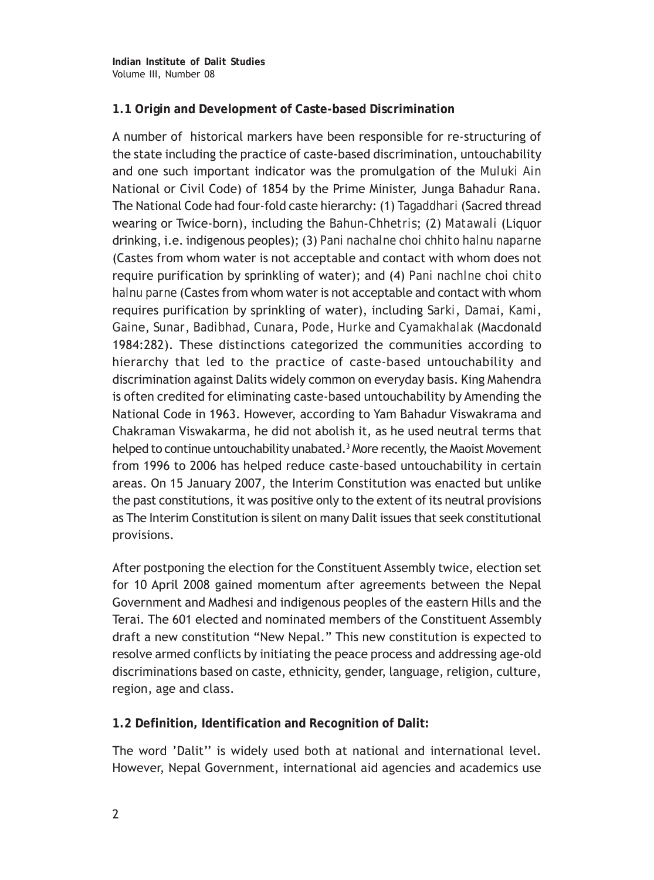### 1.1 Origin and Development of Caste-based Discrimination

A number of historical markers have been responsible for re-structuring of the state including the practice of caste-based discrimination, untouchability and one such important indicator was the promulgation of the *Muluki Ain* National or Civil Code) of 1854 by the Prime Minister, Junga Bahadur Rana. The National Code had four-fold caste hierarchy: (1) *Tagaddhari* (Sacred thread wearing or Twice-born), including the *Bahun-Chhetris*; (2) *Matawali* (Liquor drinking, i.e. indigenous peoples); (3) *Pani nachalne choi chhito halnu naparne* (Castes from whom water is not acceptable and contact with whom does not require purification by sprinkling of water); and (4) *Pani nachlne choi chito halnu parne* (Castes from whom water is not acceptable and contact with whom requires purification by sprinkling of water), including *Sarki*, *Damai*, *Kami*, *Gaine*, *Sunar*, *Badibhad*, *Cunara*, *Pode*, *Hurke* and *Cyamakhalak* (Macdonald 1984:282). These distinctions categorized the communities according to hierarchy that led to the practice of caste-based untouchability and discrimination against Dalits widely common on everyday basis. King Mahendra is often credited for eliminating caste-based untouchability by Amending the National Code in 1963. However, according to Yam Bahadur Viswakrama and Chakraman Viswakarma, he did not abolish it, as he used neutral terms that helped to continue untouchability unabated.[3] More recently, the Maoist Movement from 1996 to 2006 has helped reduce caste-based untouchability in certain areas. On 15 January 2007, the Interim Constitution was enacted but unlike the past constitutions, it was positive only to the extent of its neutral provisions as The Interim Constitution is silent on many Dalit issues that seek constitutional provisions.

After postponing the election for the Constituent Assembly twice, election set for 10 April 2008 gained momentum after agreements between the Nepal Government and Madhesi and indigenous peoples of the eastern Hills and the Terai. The 601 elected and nominated members of the Constituent Assembly draft a new constitution "New Nepal." This new constitution is expected to resolve armed conflicts by initiating the peace process and addressing age-old discriminations based on caste, ethnicity, gender, language, religion, culture, region, age and class.

### 1.2 Definition, Identification and Recognition of Dalit:

The word 'Dalit'' is widely used both at national and international level. However, Nepal Government, international aid agencies and academics use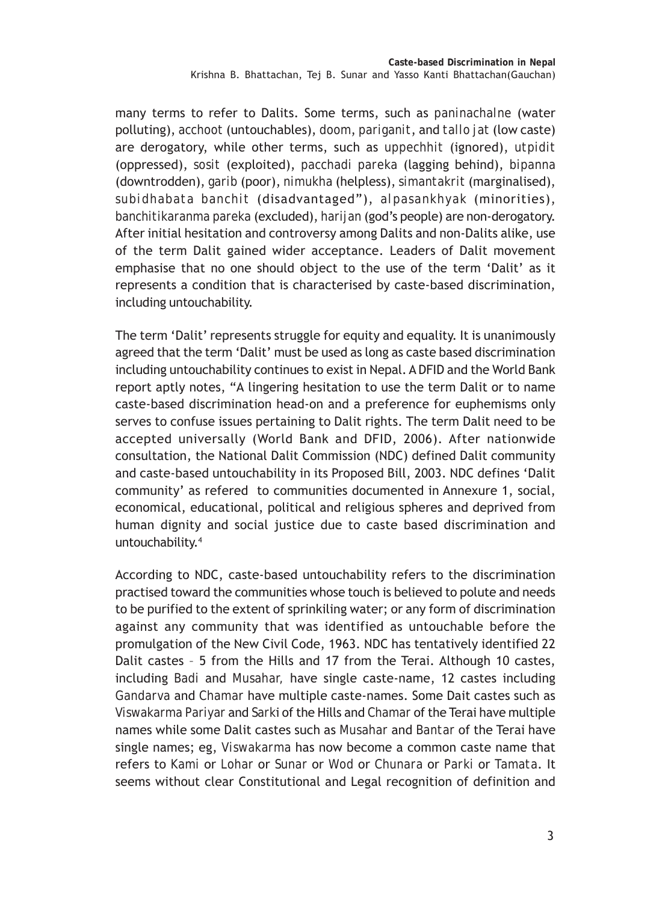many terms to refer to Dalits. Some terms, such as *paninachalne* (water polluting), *acchoot* (untouchables), *doom*, *pariganit*, and *tallo jat* (low caste) are derogatory, while other terms, such as *uppechhit* (ignored), *utpidit* (oppressed), *sosit* (exploited), *pacchadi pareka* (lagging behind), *bipanna* (downtrodden), *garib* (poor), *nimukha* (helpless), *simantakrit* (marginalised), *subidhabata banchit* (disadvantaged"), *alpasankhyak* (minorities), *banchitikaranma pareka* (excluded), *harijan* (god's people) are non-derogatory. After initial hesitation and controversy among Dalits and non-Dalits alike, use of the term Dalit gained wider acceptance. Leaders of Dalit movement emphasise that no one should object to the use of the term 'Dalit' as it represents a condition that is characterised by caste-based discrimination, including untouchability.

The term 'Dalit' represents struggle for equity and equality. It is unanimously agreed that the term 'Dalit' must be used as long as caste based discrimination including untouchability continues to exist in Nepal. A DFID and the World Bank report aptly notes, "A lingering hesitation to use the term Dalit or to name caste-based discrimination head-on and a preference for euphemisms only serves to confuse issues pertaining to Dalit rights. The term Dalit need to be accepted universally (World Bank and DFID, 2006). After nationwide consultation, the National Dalit Commission (NDC) defined Dalit community and caste-based untouchability in its Proposed Bill, 2003. NDC defines 'Dalit community' as refered to communities documented in Annexure 1, social, economical, educational, political and religious spheres and deprived from human dignity and social justice due to caste based discrimination and untouchability.[4]

According to NDC, caste-based untouchability refers to the discrimination practised toward the communities whose touch is believed to polute and needs to be purified to the extent of sprinkiling water; or any form of discrimination against any community that was identified as untouchable before the promulgation of the New Civil Code, 1963. NDC has tentatively identified 22 Dalit castes – 5 from the Hills and 17 from the Terai. Although 10 castes, including *Badi* and *Musahar*, have single caste-name, 12 castes including *Gandarva* and *Chamar* have multiple caste-names. Some Dait castes such as *Viswakarma Pariyar* and *Sarki* of the Hills and *Chamar* of the Terai have multiple names while some Dalit castes such as *Musahar* and *Bantar* of the Terai have single names; eg, *Viswakarma* has now become a common caste name that refers to *Kami* or *Lohar* or *Sunar* or *Wod* or *Chunara* or *Parki* or *Tamata*. It seems without clear Constitutional and Legal recognition of definition and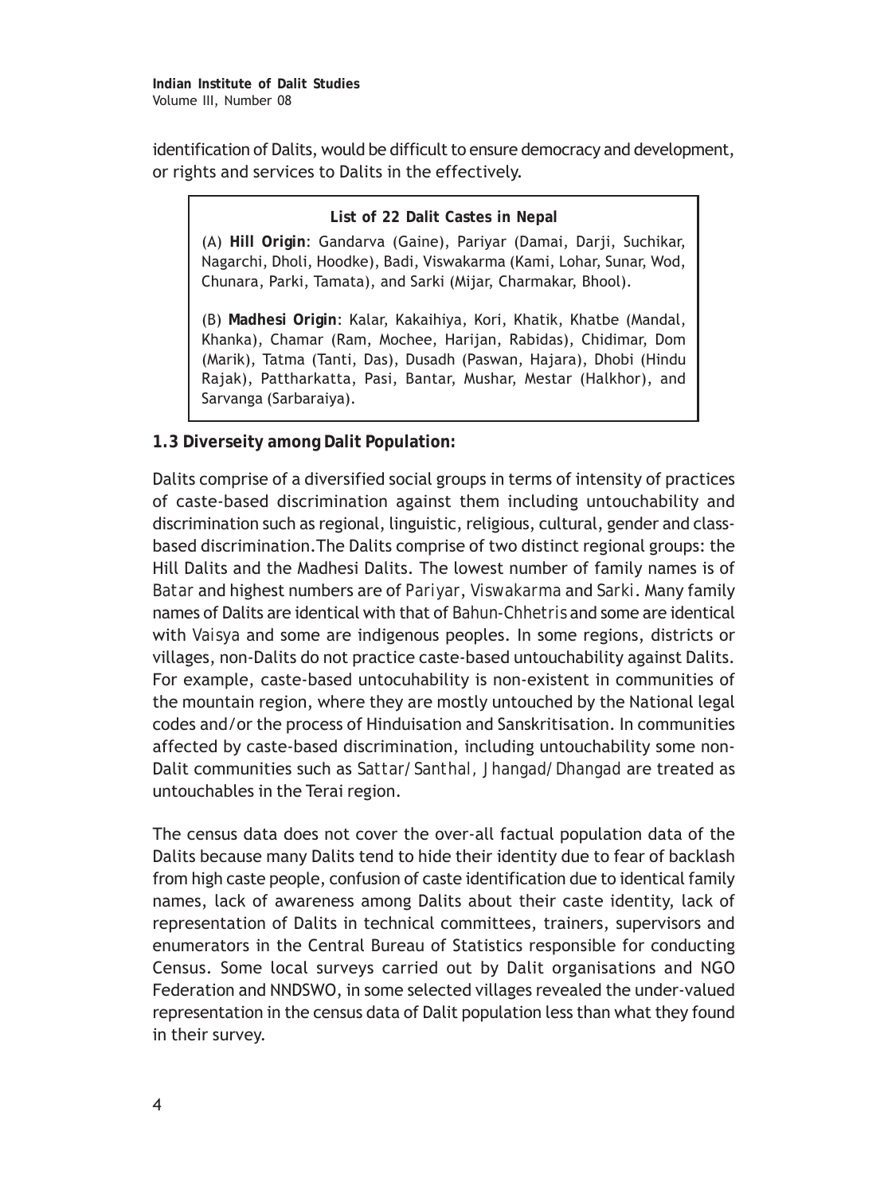identification of Dalits, would be difficult to ensure democracy and development, or rights and services to Dalits in the effectively.

> **List of 22 Dalit Castes in Nepal**
>
> (A) **Hill Origin**: Gandarva (Gaine), Pariyar (Damai, Darji, Suchikar, Nagarchi, Dholi, Hoodke), Badi, Viswakarma (Kami, Lohar, Sunar, Wod, Chunara, Parki, Tamata), and Sarki (Mijar, Charmakar, Bhool).
>
> (B) **Madhesi Origin**: Kalar, Kakaihiya, Kori, Khatik, Khatbe (Mandal, Khanka), Chamar (Ram, Mochee, Harijan, Rabidas), Chidimar, Dom (Marik), Tatma (Tanti, Das), Dusadh (Paswan, Hajara), Dhobi (Hindu Rajak), Pattharkatta, Pasi, Bantar, Mushar, Mestar (Halkhor), and Sarvanga (Sarbaraiya).

### 1.3 Diverseity among Dalit Population:

Dalits comprise of a diversified social groups in terms of intensity of practices of caste-based discrimination against them including untouchability and discrimination such as regional, linguistic, religious, cultural, gender and class-based discrimination.The Dalits comprise of two distinct regional groups: the Hill Dalits and the Madhesi Dalits. The lowest number of family names is of *Batar* and highest numbers are of *Pariyar*, *Viswakarma* and *Sarki*. Many family names of Dalits are identical with that of *Bahun-Chhetris* and some are identical with *Vaisya* and some are indigenous peoples. In some regions, districts or villages, non-Dalits do not practice caste-based untouchability against Dalits. For example, caste-based untocuhability is non-existent in communities of the mountain region, where they are mostly untouched by the National legal codes and/or the process of Hinduisation and Sanskritisation. In communities affected by caste-based discrimination, including untouchability some non-Dalit communities such as *Sattar/Santhal, Jhangad/Dhangad* are treated as untouchables in the Terai region.

The census data does not cover the over-all factual population data of the Dalits because many Dalits tend to hide their identity due to fear of backlash from high caste people, confusion of caste identification due to identical family names, lack of awareness among Dalits about their caste identity, lack of representation of Dalits in technical committees, trainers, supervisors and enumerators in the Central Bureau of Statistics responsible for conducting Census. Some local surveys carried out by Dalit organisations and NGO Federation and NNDSWO, in some selected villages revealed the under-valued representation in the census data of Dalit population less than what they found in their survey.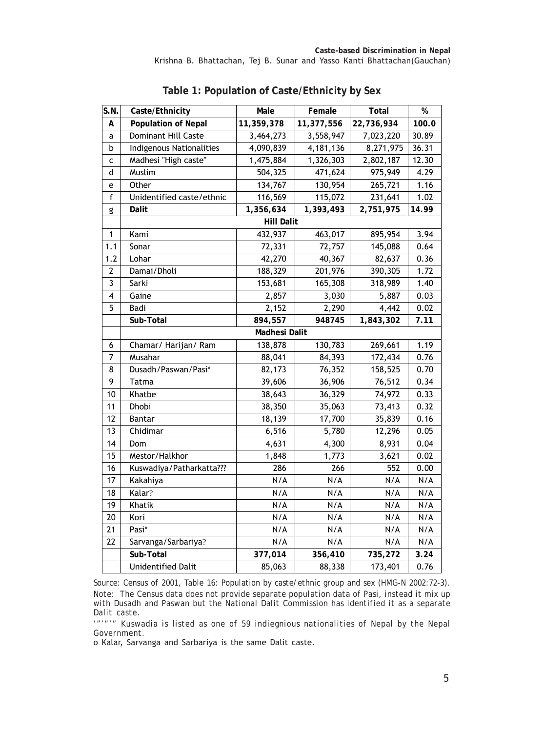## Table 1: Population of Caste/Ethnicity by Sex

| S.N. | Caste/Ethnicity | Male | Female | Total | % |
|---|---|---|---|---|---|
| **A** | **Population of Nepal** | **11,359,378** | **11,377,556** | **22,736,934** | **100.0** |
| a | Dominant Hill Caste | 3,464,273 | 3,558,947 | 7,023,220 | 30.89 |
| b | Indigenous Nationalities | 4,090,839 | 4,181,136 | 8,271,975 | 36.31 |
| c | Madhesi "High caste" | 1,475,884 | 1,326,303 | 2,802,187 | 12.30 |
| d | Muslim | 504,325 | 471,624 | 975,949 | 4.29 |
| e | Other | 134,767 | 130,954 | 265,721 | 1.16 |
| f | Unidentified caste/ethnic | 116,569 | 115,072 | 231,641 | 1.02 |
| g | **Dalit** | **1,356,634** | **1,393,493** | **2,751,975** | **14.99** |
| | | **Hill Dalit** | | | |
| 1 | Kami | 432,937 | 463,017 | 895,954 | 3.94 |
| 1.1 | Sonar | 72,331 | 72,757 | 145,088 | 0.64 |
| 1.2 | Lohar | 42,270 | 40,367 | 82,637 | 0.36 |
| 2 | Damai/Dholi | 188,329 | 201,976 | 390,305 | 1.72 |
| 3 | Sarki | 153,681 | 165,308 | 318,989 | 1.40 |
| 4 | Gaine | 2,857 | 3,030 | 5,887 | 0.03 |
| 5 | Badi | 2,152 | 2,290 | 4,442 | 0.02 |
| | **Sub-Total** | **894,557** | **948745** | **1,843,302** | **7.11** |
| | | **Madhesi Dalit** | | | |
| 6 | Chamar/ Harijan/ Ram | 138,878 | 130,783 | 269,661 | 1.19 |
| 7 | Musahar | 88,041 | 84,393 | 172,434 | 0.76 |
| 8 | Dusadh/Paswan/Pasi* | 82,173 | 76,352 | 158,525 | 0.70 |
| 9 | Tatma | 39,606 | 36,906 | 76,512 | 0.34 |
| 10 | Khatbe | 38,643 | 36,329 | 74,972 | 0.33 |
| 11 | Dhobi | 38,350 | 35,063 | 73,413 | 0.32 |
| 12 | Bantar | 18,139 | 17,700 | 35,839 | 0.16 |
| 13 | Chidimar | 6,516 | 5,780 | 12,296 | 0.05 |
| 14 | Dom | 4,631 | 4,300 | 8,931 | 0.04 |
| 15 | Mestor/Halkhor | 1,848 | 1,773 | 3,621 | 0.02 |
| 16 | Kuswadiya/Patharkatta??? | 286 | 266 | 552 | 0.00 |
| 17 | Kakahiya | N/A | N/A | N/A | N/A |
| 18 | Kalar? | N/A | N/A | N/A | N/A |
| 19 | Khatik | N/A | N/A | N/A | N/A |
| 20 | Kori | N/A | N/A | N/A | N/A |
| 21 | Pasi* | N/A | N/A | N/A | N/A |
| 22 | Sarvanga/Sarbariya? | N/A | N/A | N/A | N/A |
| | **Sub-Total** | **377,014** | **356,410** | **735,272** | **3.24** |
| | Unidentified Dalit | 85,063 | 88,338 | 173,401 | 0.76 |

Source: Census of 2001, Table 16: Population by caste/ethnic group and sex (HMG-N 2002:72-3).

Note: The Census data does not provide separate population data of Pasi, instead it mix up with Dusadh and Paswan but the National Dalit Commission has identified it as a separate Dalit caste.

'"'"'" Kuswadia is listed as one of 59 indiegnious nationalities of Nepal by the Nepal Government.

o Kalar, Sarvanga and Sarbariya is the same Dalit caste.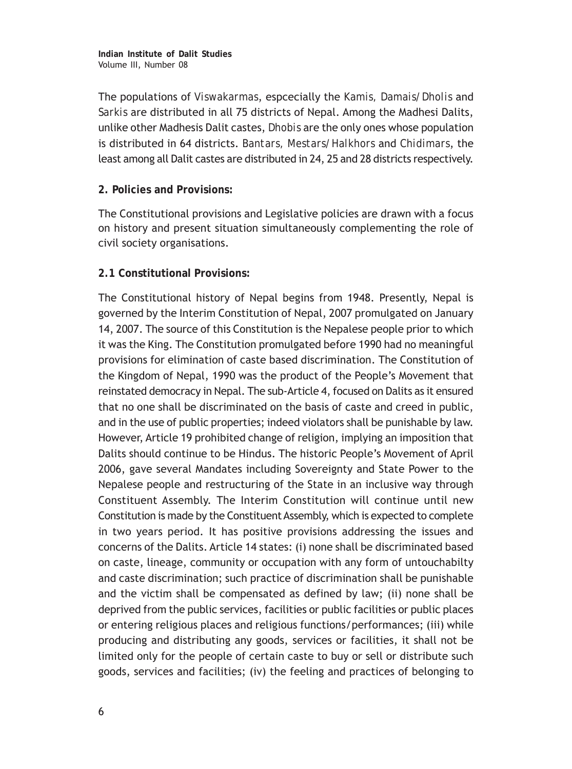The populations of *Viswakarmas*, espcecially the *Kamis, Damais/Dholis* and *Sarkis* are distributed in all 75 districts of Nepal. Among the Madhesi Dalits, unlike other Madhesis Dalit castes, *Dhobis* are the only ones whose population is distributed in 64 districts. *Bantars, Mestars/Halkhors* and *Chidimars*, the least among all Dalit castes are distributed in 24, 25 and 28 districts respectively.

**2. Policies and Provisions:**

The Constitutional provisions and Legislative policies are drawn with a focus on history and present situation simultaneously complementing the role of civil society organisations.

**2.1 Constitutional Provisions:**

The Constitutional history of Nepal begins from 1948. Presently, Nepal is governed by the Interim Constitution of Nepal, 2007 promulgated on January 14, 2007. The source of this Constitution is the Nepalese people prior to which it was the King. The Constitution promulgated before 1990 had no meaningful provisions for elimination of caste based discrimination. The Constitution of the Kingdom of Nepal, 1990 was the product of the People's Movement that reinstated democracy in Nepal. The sub-Article 4, focused on Dalits as it ensured that no one shall be discriminated on the basis of caste and creed in public, and in the use of public properties; indeed violators shall be punishable by law. However, Article 19 prohibited change of religion, implying an imposition that Dalits should continue to be Hindus. The historic People's Movement of April 2006, gave several Mandates including Sovereignty and State Power to the Nepalese people and restructuring of the State in an inclusive way through Constituent Assembly. The Interim Constitution will continue until new Constitution is made by the Constituent Assembly, which is expected to complete in two years period. It has positive provisions addressing the issues and concerns of the Dalits. Article 14 states: (i) none shall be discriminated based on caste, lineage, community or occupation with any form of untouchabilty and caste discrimination; such practice of discrimination shall be punishable and the victim shall be compensated as defined by law; (ii) none shall be deprived from the public services, facilities or public facilities or public places or entering religious places and religious functions/performances; (iii) while producing and distributing any goods, services or facilities, it shall not be limited only for the people of certain caste to buy or sell or distribute such goods, services and facilities; (iv) the feeling and practices of belonging to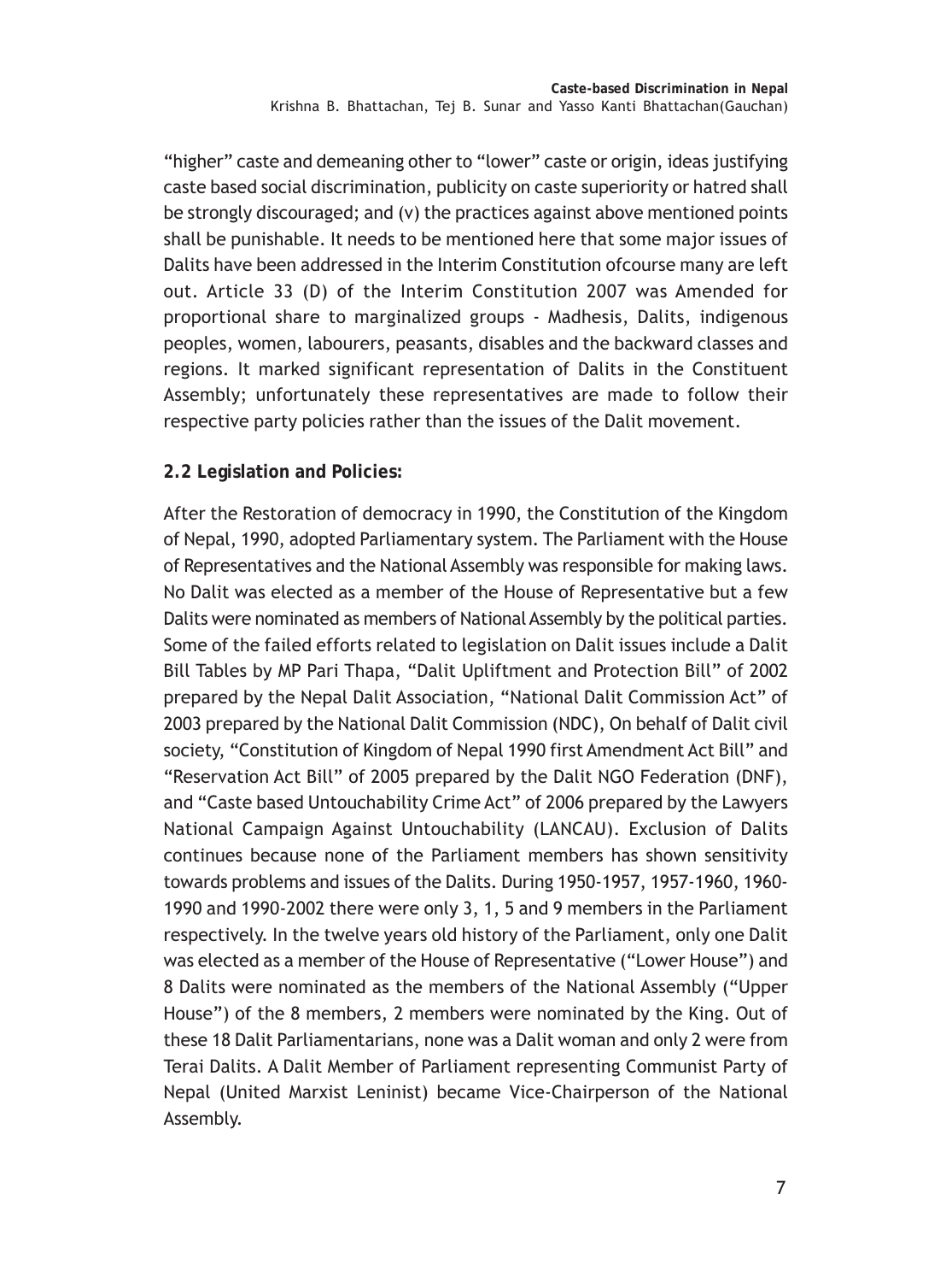"higher" caste and demeaning other to "lower" caste or origin, ideas justifying caste based social discrimination, publicity on caste superiority or hatred shall be strongly discouraged; and (v) the practices against above mentioned points shall be punishable. It needs to be mentioned here that some major issues of Dalits have been addressed in the Interim Constitution ofcourse many are left out. Article 33 (D) of the Interim Constitution 2007 was Amended for proportional share to marginalized groups - Madhesis, Dalits, indigenous peoples, women, labourers, peasants, disables and the backward classes and regions. It marked significant representation of Dalits in the Constituent Assembly; unfortunately these representatives are made to follow their respective party policies rather than the issues of the Dalit movement.

**2.2 Legislation and Policies:**

After the Restoration of democracy in 1990, the Constitution of the Kingdom of Nepal, 1990, adopted Parliamentary system. The Parliament with the House of Representatives and the National Assembly was responsible for making laws. No Dalit was elected as a member of the House of Representative but a few Dalits were nominated as members of National Assembly by the political parties. Some of the failed efforts related to legislation on Dalit issues include a Dalit Bill Tables by MP Pari Thapa, "Dalit Upliftment and Protection Bill" of 2002 prepared by the Nepal Dalit Association, "National Dalit Commission Act" of 2003 prepared by the National Dalit Commission (NDC), On behalf of Dalit civil society, "Constitution of Kingdom of Nepal 1990 first Amendment Act Bill" and "Reservation Act Bill" of 2005 prepared by the Dalit NGO Federation (DNF), and "Caste based Untouchability Crime Act" of 2006 prepared by the Lawyers National Campaign Against Untouchability (LANCAU). Exclusion of Dalits continues because none of the Parliament members has shown sensitivity towards problems and issues of the Dalits. During 1950-1957, 1957-1960, 1960-1990 and 1990-2002 there were only 3, 1, 5 and 9 members in the Parliament respectively. In the twelve years old history of the Parliament, only one Dalit was elected as a member of the House of Representative ("Lower House") and 8 Dalits were nominated as the members of the National Assembly ("Upper House") of the 8 members, 2 members were nominated by the King. Out of these 18 Dalit Parliamentarians, none was a Dalit woman and only 2 were from Terai Dalits. A Dalit Member of Parliament representing Communist Party of Nepal (United Marxist Leninist) became Vice-Chairperson of the National Assembly.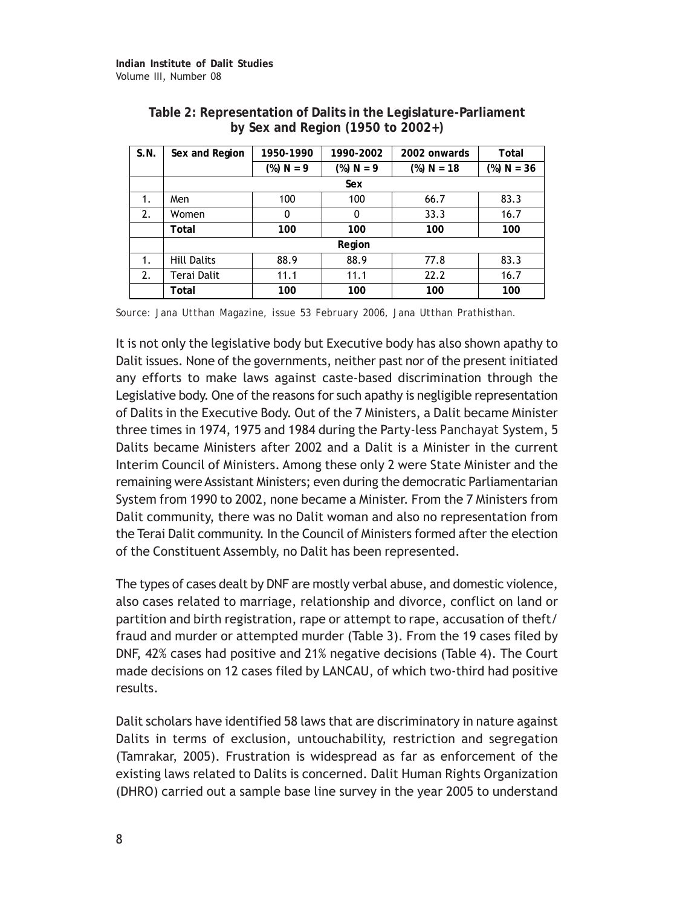**Table 2: Representation of Dalits in the Legislature-Parliament by Sex and Region (1950 to 2002+)**

| S.N. | Sex and Region | 1950-1990 | 1990-2002 | 2002 onwards | Total |
|---|---|---|---|---|---|
| | | (%) N = 9 | (%) N = 9 | (%) N = 18 | (%) N = 36 |
| | Sex | | | | |
| 1. | Men | 100 | 100 | 66.7 | 83.3 |
| 2. | Women | 0 | 0 | 33.3 | 16.7 |
| | **Total** | **100** | **100** | **100** | **100** |
| | Region | | | | |
| 1. | Hill Dalits | 88.9 | 88.9 | 77.8 | 83.3 |
| 2. | Terai Dalit | 11.1 | 11.1 | 22.2 | 16.7 |
| | **Total** | **100** | **100** | **100** | **100** |

*Source: Jana Utthan Magazine, issue 53 February 2006, Jana Utthan Prathisthan.*

It is not only the legislative body but Executive body has also shown apathy to Dalit issues. None of the governments, neither past nor of the present initiated any efforts to make laws against caste-based discrimination through the Legislative body. One of the reasons for such apathy is negligible representation of Dalits in the Executive Body. Out of the 7 Ministers, a Dalit became Minister three times in 1974, 1975 and 1984 during the Party-less Panchayat System, 5 Dalits became Ministers after 2002 and a Dalit is a Minister in the current Interim Council of Ministers. Among these only 2 were State Minister and the remaining were Assistant Ministers; even during the democratic Parliamentarian System from 1990 to 2002, none became a Minister. From the 7 Ministers from Dalit community, there was no Dalit woman and also no representation from the Terai Dalit community. In the Council of Ministers formed after the election of the Constituent Assembly, no Dalit has been represented.

The types of cases dealt by DNF are mostly verbal abuse, and domestic violence, also cases related to marriage, relationship and divorce, conflict on land or partition and birth registration, rape or attempt to rape, accusation of theft/ fraud and murder or attempted murder (Table 3). From the 19 cases filed by DNF, 42% cases had positive and 21% negative decisions (Table 4). The Court made decisions on 12 cases filed by LANCAU, of which two-third had positive results.

Dalit scholars have identified 58 laws that are discriminatory in nature against Dalits in terms of exclusion, untouchability, restriction and segregation (Tamrakar, 2005). Frustration is widespread as far as enforcement of the existing laws related to Dalits is concerned. Dalit Human Rights Organization (DHRO) carried out a sample base line survey in the year 2005 to understand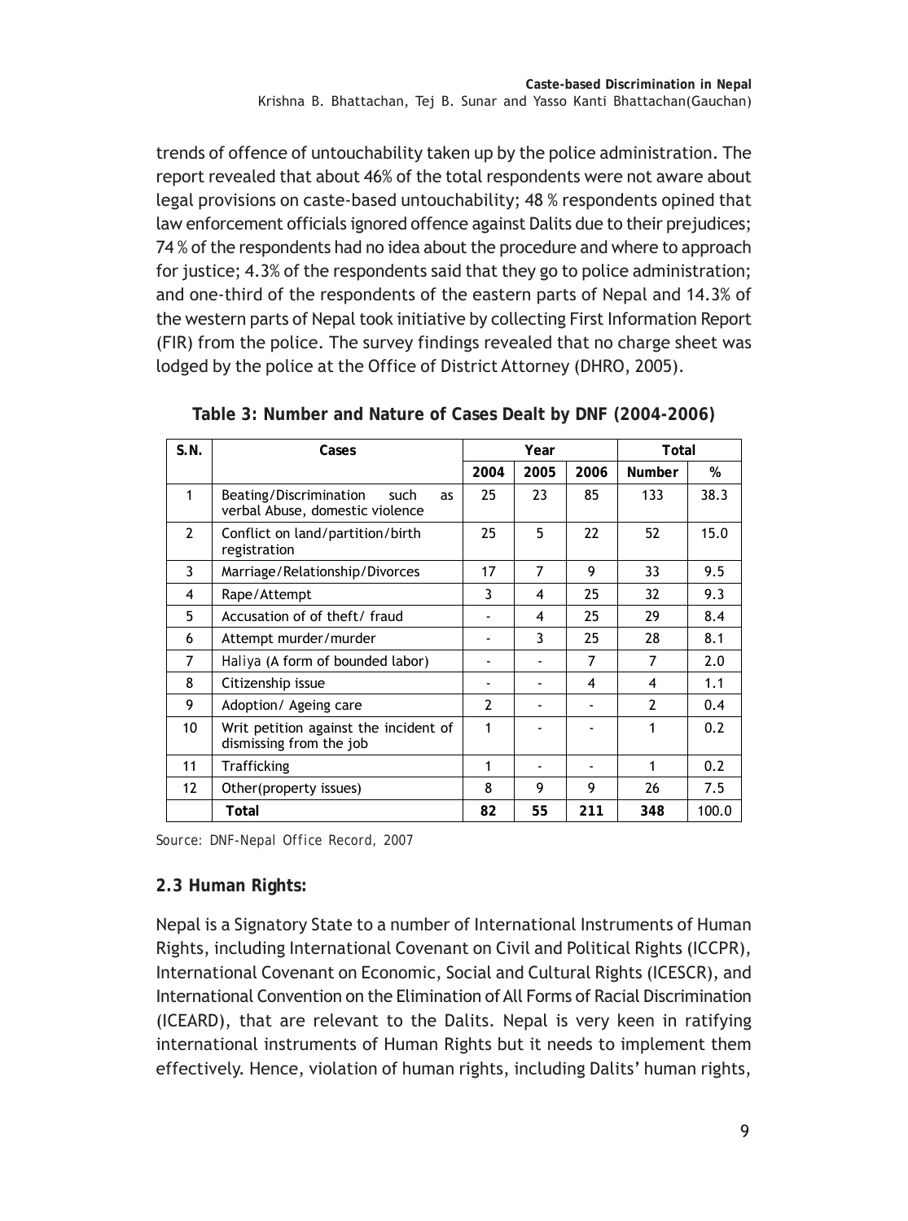trends of offence of untouchability taken up by the police administration. The report revealed that about 46% of the total respondents were not aware about legal provisions on caste-based untouchability; 48 % respondents opined that law enforcement officials ignored offence against Dalits due to their prejudices; 74 % of the respondents had no idea about the procedure and where to approach for justice; 4.3% of the respondents said that they go to police administration; and one-third of the respondents of the eastern parts of Nepal and 14.3% of the western parts of Nepal took initiative by collecting First Information Report (FIR) from the police. The survey findings revealed that no charge sheet was lodged by the police at the Office of District Attorney (DHRO, 2005).

**Table 3: Number and Nature of Cases Dealt by DNF (2004-2006)**

| S.N. | Cases | Year | | | Total | |
|---|---|---|---|---|---|---|
| | | 2004 | 2005 | 2006 | Number | % |
| 1 | Beating/Discrimination such as verbal Abuse, domestic violence | 25 | 23 | 85 | 133 | 38.3 |
| 2 | Conflict on land/partition/birth registration | 25 | 5 | 22 | 52 | 15.0 |
| 3 | Marriage/Relationship/Divorces | 17 | 7 | 9 | 33 | 9.5 |
| 4 | Rape/Attempt | 3 | 4 | 25 | 32 | 9.3 |
| 5 | Accusation of of theft/ fraud | - | 4 | 25 | 29 | 8.4 |
| 6 | Attempt murder/murder | - | 3 | 25 | 28 | 8.1 |
| 7 | *Haliya* (A form of bounded labor) | - | - | 7 | 7 | 2.0 |
| 8 | Citizenship issue | - | - | 4 | 4 | 1.1 |
| 9 | Adoption/ Ageing care | 2 | - | - | 2 | 0.4 |
| 10 | Writ petition against the incident of dismissing from the job | 1 | - | - | 1 | 0.2 |
| 11 | Trafficking | 1 | - | - | 1 | 0.2 |
| 12 | Other(property issues) | 8 | 9 | 9 | 26 | 7.5 |
| | **Total** | **82** | **55** | **211** | **348** | 100.0 |

*Source: DNF-Nepal Office Record, 2007*

### 2.3 Human Rights:

Nepal is a Signatory State to a number of International Instruments of Human Rights, including International Covenant on Civil and Political Rights (ICCPR), International Covenant on Economic, Social and Cultural Rights (ICESCR), and International Convention on the Elimination of All Forms of Racial Discrimination (ICEARD), that are relevant to the Dalits. Nepal is very keen in ratifying international instruments of Human Rights but it needs to implement them effectively. Hence, violation of human rights, including Dalits' human rights,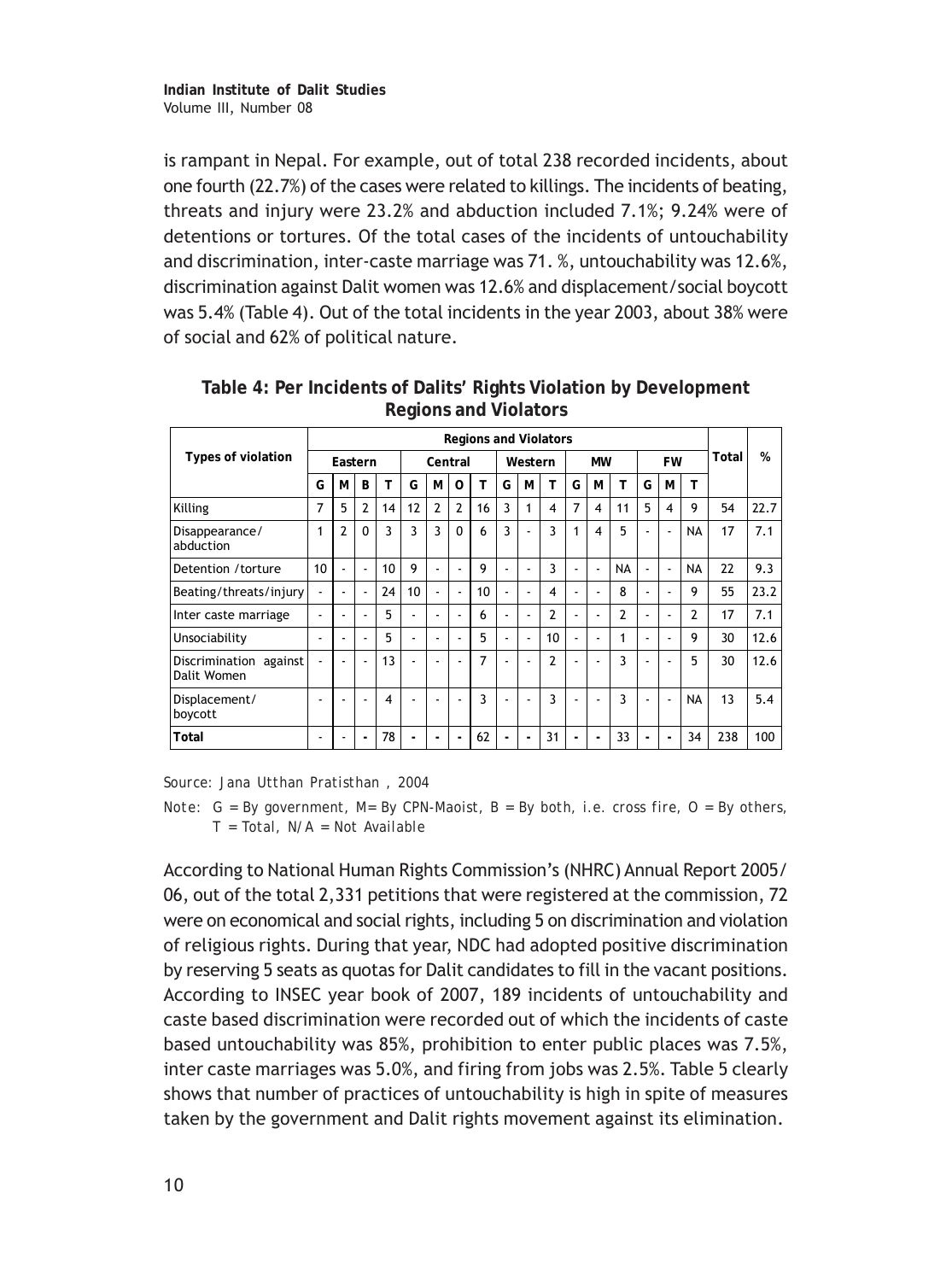is rampant in Nepal. For example, out of total 238 recorded incidents, about one fourth (22.7%) of the cases were related to killings. The incidents of beating, threats and injury were 23.2% and abduction included 7.1%; 9.24% were of detentions or tortures. Of the total cases of the incidents of untouchability and discrimination, inter-caste marriage was 71. %, untouchability was 12.6%, discrimination against Dalit women was 12.6% and displacement/social boycott was 5.4% (Table 4). Out of the total incidents in the year 2003, about 38% were of social and 62% of political nature.

**Table 4: Per Incidents of Dalits' Rights Violation by Development Regions and Violators**

| Types of violation | Regions and Violators | | | | | | | | | | | | | | | | | | Total | % |
|---|---|---|---|---|---|---|---|---|---|---|---|---|---|---|---|---|---|---|---|---|
| | Eastern | | | | Central | | | | Western | | | MW | | | FW | | | | | |
| | G | M | B | T | G | M | O | T | G | M | T | G | M | T | G | M | T | | | |
| Killing | 7 | 5 | 2 | 14 | 12 | 2 | 2 | 16 | 3 | 1 | 4 | 7 | 4 | 11 | 5 | 4 | 9 | | 54 | 22.7 |
| Disappearance/ abduction | 1 | 2 | 0 | 3 | 3 | 3 | 0 | 6 | 3 | - | 3 | 1 | 4 | 5 | - | - | NA | | 17 | 7.1 |
| Detention /torture | 10 | - | - | 10 | 9 | - | - | 9 | - | - | 3 | - | - | NA | - | - | NA | | 22 | 9.3 |
| Beating/threats/injury | - | - | - | 24 | 10 | - | - | 10 | - | - | 4 | - | - | 8 | - | - | 9 | | 55 | 23.2 |
| Inter caste marriage | - | - | - | 5 | - | - | - | 6 | - | - | 2 | - | - | 2 | - | - | 2 | | 17 | 7.1 |
| Unsociability | - | - | - | 5 | - | - | - | 5 | - | - | 10 | - | - | 1 | - | - | 9 | | 30 | 12.6 |
| Discrimination against Dalit Women | - | - | - | 13 | - | - | - | 7 | - | - | 2 | - | - | 3 | - | - | 5 | | 30 | 12.6 |
| Displacement/ boycott | - | - | - | 4 | - | - | - | 3 | - | - | 3 | - | - | 3 | - | - | NA | | 13 | 5.4 |
| **Total** | - | - | - | 78 | - | - | - | 62 | - | - | 31 | - | - | 33 | - | - | 34 | | 238 | 100 |

*Source: Jana Utthan Pratisthan , 2004*

*Note: G = By government, M= By CPN-Maoist, B = By both, i.e. cross fire, O = By others, T = Total, N/A = Not Available*

According to National Human Rights Commission's (NHRC) Annual Report 2005/ 06, out of the total 2,331 petitions that were registered at the commission, 72 were on economical and social rights, including 5 on discrimination and violation of religious rights. During that year, NDC had adopted positive discrimination by reserving 5 seats as quotas for Dalit candidates to fill in the vacant positions. According to INSEC year book of 2007, 189 incidents of untouchability and caste based discrimination were recorded out of which the incidents of caste based untouchability was 85%, prohibition to enter public places was 7.5%, inter caste marriages was 5.0%, and firing from jobs was 2.5%. Table 5 clearly shows that number of practices of untouchability is high in spite of measures taken by the government and Dalit rights movement against its elimination.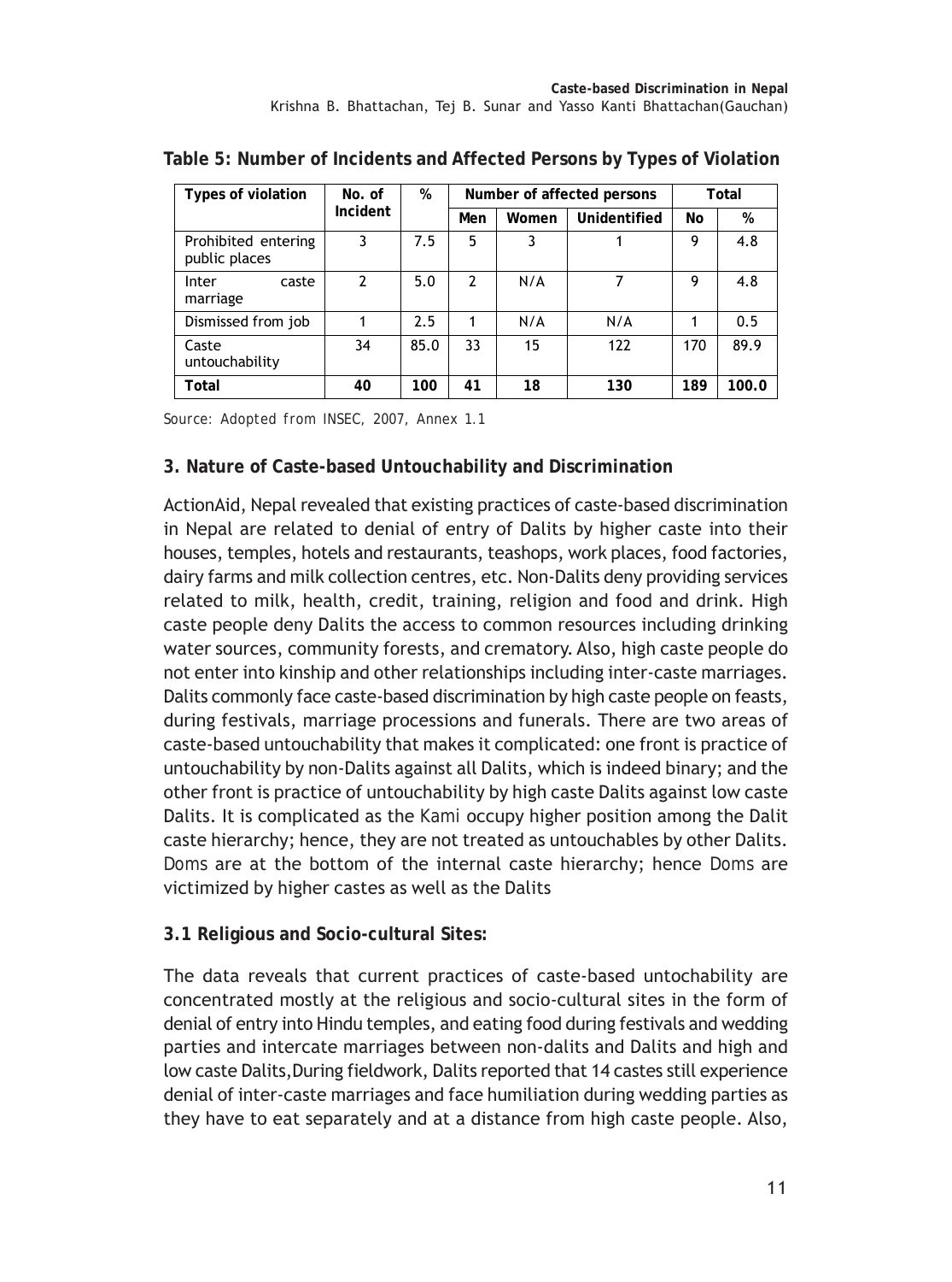**Table 5: Number of Incidents and Affected Persons by Types of Violation**

| Types of violation | No. of Incident | % | Number of affected persons | | | Total | |
|---|---|---|---|---|---|---|---|
| | | | Men | Women | Unidentified | No | % |
| Prohibited entering public places | 3 | 7.5 | 5 | 3 | 1 | 9 | 4.8 |
| Inter caste marriage | 2 | 5.0 | 2 | N/A | 7 | 9 | 4.8 |
| Dismissed from job | 1 | 2.5 | 1 | N/A | N/A | 1 | 0.5 |
| Caste untouchability | 34 | 85.0 | 33 | 15 | 122 | 170 | 89.9 |
| **Total** | **40** | **100** | **41** | **18** | **130** | **189** | **100.0** |

Source: Adopted from INSEC, 2007, Annex 1.1

### 3. Nature of Caste-based Untouchability and Discrimination

ActionAid, Nepal revealed that existing practices of caste-based discrimination in Nepal are related to denial of entry of Dalits by higher caste into their houses, temples, hotels and restaurants, teashops, work places, food factories, dairy farms and milk collection centres, etc. Non-Dalits deny providing services related to milk, health, credit, training, religion and food and drink. High caste people deny Dalits the access to common resources including drinking water sources, community forests, and crematory. Also, high caste people do not enter into kinship and other relationships including inter-caste marriages. Dalits commonly face caste-based discrimination by high caste people on feasts, during festivals, marriage processions and funerals. There are two areas of caste-based untouchability that makes it complicated: one front is practice of untouchability by non-Dalits against all Dalits, which is indeed binary; and the other front is practice of untouchability by high caste Dalits against low caste Dalits. It is complicated as the Kami occupy higher position among the Dalit caste hierarchy; hence, they are not treated as untouchables by other Dalits. Doms are at the bottom of the internal caste hierarchy; hence Doms are victimized by higher castes as well as the Dalits

#### 3.1 Religious and Socio-cultural Sites:

The data reveals that current practices of caste-based untochability are concentrated mostly at the religious and socio-cultural sites in the form of denial of entry into Hindu temples, and eating food during festivals and wedding parties and intercate marriages between non-dalits and Dalits and high and low caste Dalits,During fieldwork, Dalits reported that 14 castes still experience denial of inter-caste marriages and face humiliation during wedding parties as they have to eat separately and at a distance from high caste people. Also,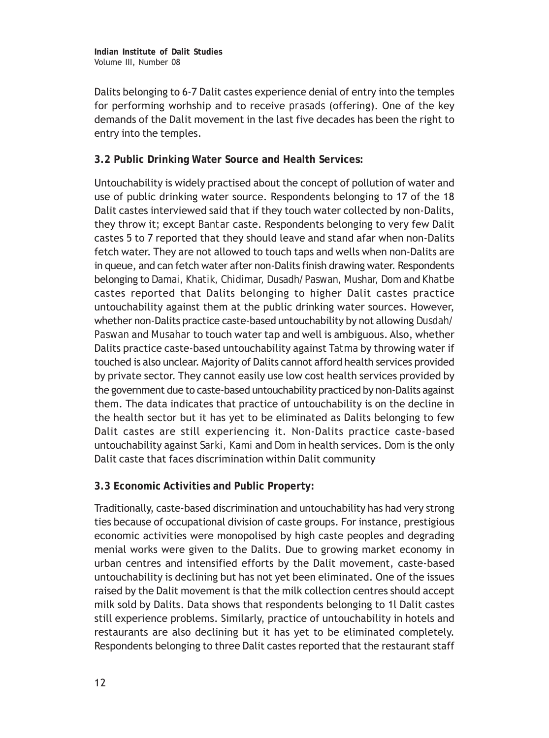Dalits belonging to 6-7 Dalit castes experience denial of entry into the temples for performing worhship and to receive *prasads* (offering). One of the key demands of the Dalit movement in the last five decades has been the right to entry into the temples.

**3.2 Public Drinking Water Source and Health Services:**

Untouchability is widely practised about the concept of pollution of water and use of public drinking water source. Respondents belonging to 17 of the 18 Dalit castes interviewed said that if they touch water collected by non-Dalits, they throw it; except *Bantar* caste. Respondents belonging to very few Dalit castes 5 to 7 reported that they should leave and stand afar when non-Dalits fetch water. They are not allowed to touch taps and wells when non-Dalits are in queue, and can fetch water after non-Dalits finish drawing water. Respondents belonging to *Damai, Khatik, Chidimar, Dusadh/ Paswan, Mushar, Dom* and *Khatbe* castes reported that Dalits belonging to higher Dalit castes practice untouchability against them at the public drinking water sources. However, whether non-Dalits practice caste-based untouchability by not allowing *Dusdah/ Paswan* and *Musahar* to touch water tap and well is ambiguous. Also, whether Dalits practice caste-based untouchability against *Tatma* by throwing water if touched is also unclear. Majority of Dalits cannot afford health services provided by private sector. They cannot easily use low cost health services provided by the government due to caste-based untouchability practiced by non-Dalits against them. The data indicates that practice of untouchability is on the decline in the health sector but it has yet to be eliminated as Dalits belonging to few Dalit castes are still experiencing it. Non-Dalits practice caste-based untouchability against *Sarki, Kami* and *Dom* in health services. *Dom* is the only Dalit caste that faces discrimination within Dalit community

**3.3 Economic Activities and Public Property:**

Traditionally, caste-based discrimination and untouchability has had very strong ties because of occupational division of caste groups. For instance, prestigious economic activities were monopolised by high caste peoples and degrading menial works were given to the Dalits. Due to growing market economy in urban centres and intensified efforts by the Dalit movement, caste-based untouchability is declining but has not yet been eliminated. One of the issues raised by the Dalit movement is that the milk collection centres should accept milk sold by Dalits. Data shows that respondents belonging to 1l Dalit castes still experience problems. Similarly, practice of untouchability in hotels and restaurants are also declining but it has yet to be eliminated completely. Respondents belonging to three Dalit castes reported that the restaurant staff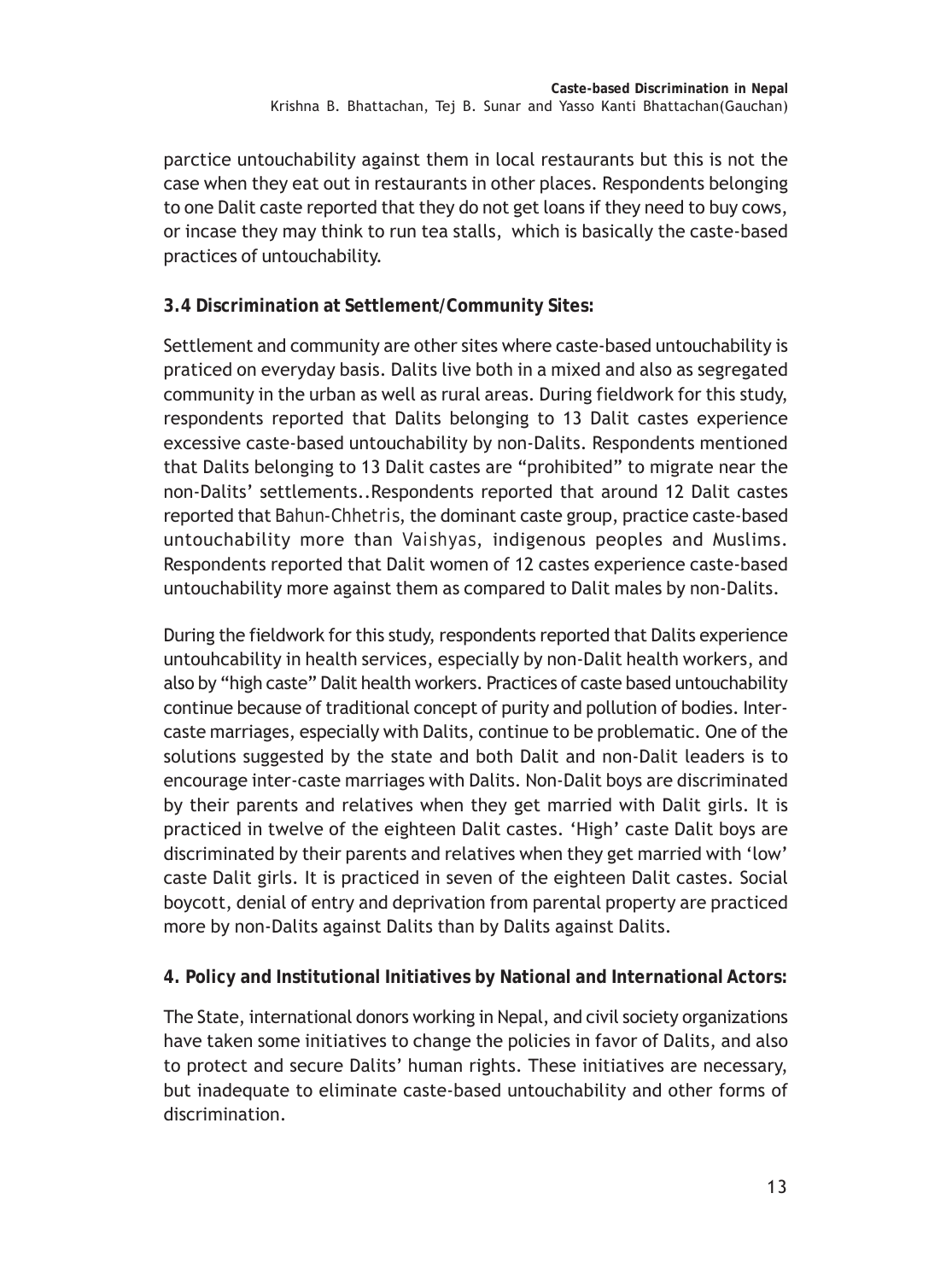parctice untouchability against them in local restaurants but this is not the case when they eat out in restaurants in other places. Respondents belonging to one Dalit caste reported that they do not get loans if they need to buy cows, or incase they may think to run tea stalls, which is basically the caste-based practices of untouchability.

### 3.4 Discrimination at Settlement/Community Sites:

Settlement and community are other sites where caste-based untouchability is praticed on everyday basis. Dalits live both in a mixed and also as segregated community in the urban as well as rural areas. During fieldwork for this study, respondents reported that Dalits belonging to 13 Dalit castes experience excessive caste-based untouchability by non-Dalits. Respondents mentioned that Dalits belonging to 13 Dalit castes are "prohibited" to migrate near the non-Dalits' settlements..Respondents reported that around 12 Dalit castes reported that *Bahun-Chhetris*, the dominant caste group, practice caste-based untouchability more than *Vaishyas*, indigenous peoples and Muslims. Respondents reported that Dalit women of 12 castes experience caste-based untouchability more against them as compared to Dalit males by non-Dalits.

During the fieldwork for this study, respondents reported that Dalits experience untouhcability in health services, especially by non-Dalit health workers, and also by "high caste" Dalit health workers. Practices of caste based untouchability continue because of traditional concept of purity and pollution of bodies. Inter-caste marriages, especially with Dalits, continue to be problematic. One of the solutions suggested by the state and both Dalit and non-Dalit leaders is to encourage inter-caste marriages with Dalits. Non-Dalit boys are discriminated by their parents and relatives when they get married with Dalit girls. It is practiced in twelve of the eighteen Dalit castes. 'High' caste Dalit boys are discriminated by their parents and relatives when they get married with 'low' caste Dalit girls. It is practiced in seven of the eighteen Dalit castes. Social boycott, denial of entry and deprivation from parental property are practiced more by non-Dalits against Dalits than by Dalits against Dalits.

## 4. Policy and Institutional Initiatives by National and International Actors:

The State, international donors working in Nepal, and civil society organizations have taken some initiatives to change the policies in favor of Dalits, and also to protect and secure Dalits' human rights. These initiatives are necessary, but inadequate to eliminate caste-based untouchability and other forms of discrimination.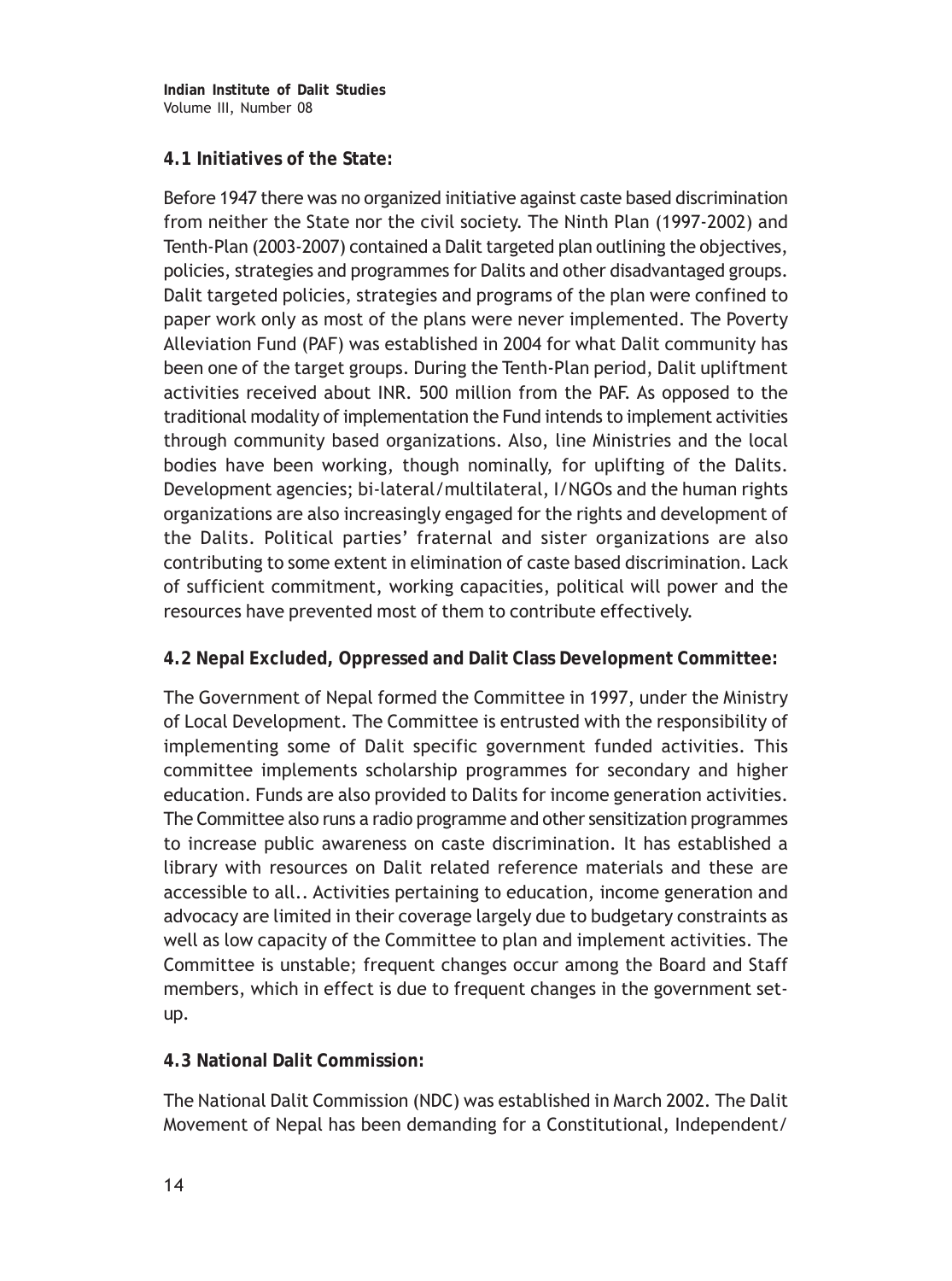## 4.1 Initiatives of the State:

Before 1947 there was no organized initiative against caste based discrimination from neither the State nor the civil society. The Ninth Plan (1997-2002) and Tenth-Plan (2003-2007) contained a Dalit targeted plan outlining the objectives, policies, strategies and programmes for Dalits and other disadvantaged groups. Dalit targeted policies, strategies and programs of the plan were confined to paper work only as most of the plans were never implemented. The Poverty Alleviation Fund (PAF) was established in 2004 for what Dalit community has been one of the target groups. During the Tenth-Plan period, Dalit upliftment activities received about INR. 500 million from the PAF. As opposed to the traditional modality of implementation the Fund intends to implement activities through community based organizations. Also, line Ministries and the local bodies have been working, though nominally, for uplifting of the Dalits. Development agencies; bi-lateral/multilateral, I/NGOs and the human rights organizations are also increasingly engaged for the rights and development of the Dalits. Political parties' fraternal and sister organizations are also contributing to some extent in elimination of caste based discrimination. Lack of sufficient commitment, working capacities, political will power and the resources have prevented most of them to contribute effectively.

## 4.2 Nepal Excluded, Oppressed and Dalit Class Development Committee:

The Government of Nepal formed the Committee in 1997, under the Ministry of Local Development. The Committee is entrusted with the responsibility of implementing some of Dalit specific government funded activities. This committee implements scholarship programmes for secondary and higher education. Funds are also provided to Dalits for income generation activities. The Committee also runs a radio programme and other sensitization programmes to increase public awareness on caste discrimination. It has established a library with resources on Dalit related reference materials and these are accessible to all.. Activities pertaining to education, income generation and advocacy are limited in their coverage largely due to budgetary constraints as well as low capacity of the Committee to plan and implement activities. The Committee is unstable; frequent changes occur among the Board and Staff members, which in effect is due to frequent changes in the government set-up.

## 4.3 National Dalit Commission:

The National Dalit Commission (NDC) was established in March 2002. The Dalit Movement of Nepal has been demanding for a Constitutional, Independent/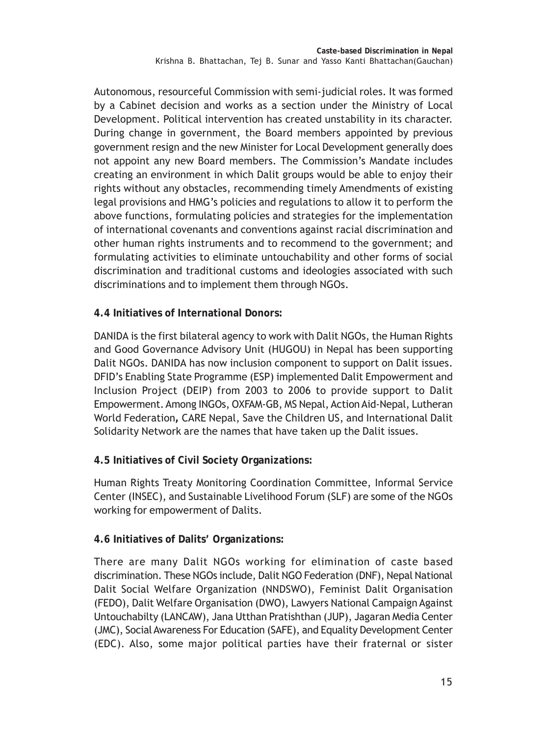Autonomous, resourceful Commission with semi-judicial roles. It was formed by a Cabinet decision and works as a section under the Ministry of Local Development. Political intervention has created unstability in its character. During change in government, the Board members appointed by previous government resign and the new Minister for Local Development generally does not appoint any new Board members. The Commission's Mandate includes creating an environment in which Dalit groups would be able to enjoy their rights without any obstacles, recommending timely Amendments of existing legal provisions and HMG's policies and regulations to allow it to perform the above functions, formulating policies and strategies for the implementation of international covenants and conventions against racial discrimination and other human rights instruments and to recommend to the government; and formulating activities to eliminate untouchability and other forms of social discrimination and traditional customs and ideologies associated with such discriminations and to implement them through NGOs.

### 4.4 Initiatives of International Donors:

DANIDA is the first bilateral agency to work with Dalit NGOs, the Human Rights and Good Governance Advisory Unit (HUGOU) in Nepal has been supporting Dalit NGOs. DANIDA has now inclusion component to support on Dalit issues. DFID's Enabling State Programme (ESP) implemented Dalit Empowerment and Inclusion Project (DEIP) from 2003 to 2006 to provide support to Dalit Empowerment. Among INGOs, OXFAM-GB, MS Nepal, Action Aid-Nepal, Lutheran World Federation**,** CARE Nepal, Save the Children US, and International Dalit Solidarity Network are the names that have taken up the Dalit issues.

### 4.5 Initiatives of Civil Society Organizations:

Human Rights Treaty Monitoring Coordination Committee, Informal Service Center (INSEC), and Sustainable Livelihood Forum (SLF) are some of the NGOs working for empowerment of Dalits.

### 4.6 Initiatives of Dalits' Organizations:

There are many Dalit NGOs working for elimination of caste based discrimination. These NGOs include, Dalit NGO Federation (DNF), Nepal National Dalit Social Welfare Organization (NNDSWO), Feminist Dalit Organisation (FEDO), Dalit Welfare Organisation (DWO), Lawyers National Campaign Against Untouchabilty (LANCAW), Jana Utthan Pratishthan (JUP), Jagaran Media Center (JMC), Social Awareness For Education (SAFE), and Equality Development Center (EDC). Also, some major political parties have their fraternal or sister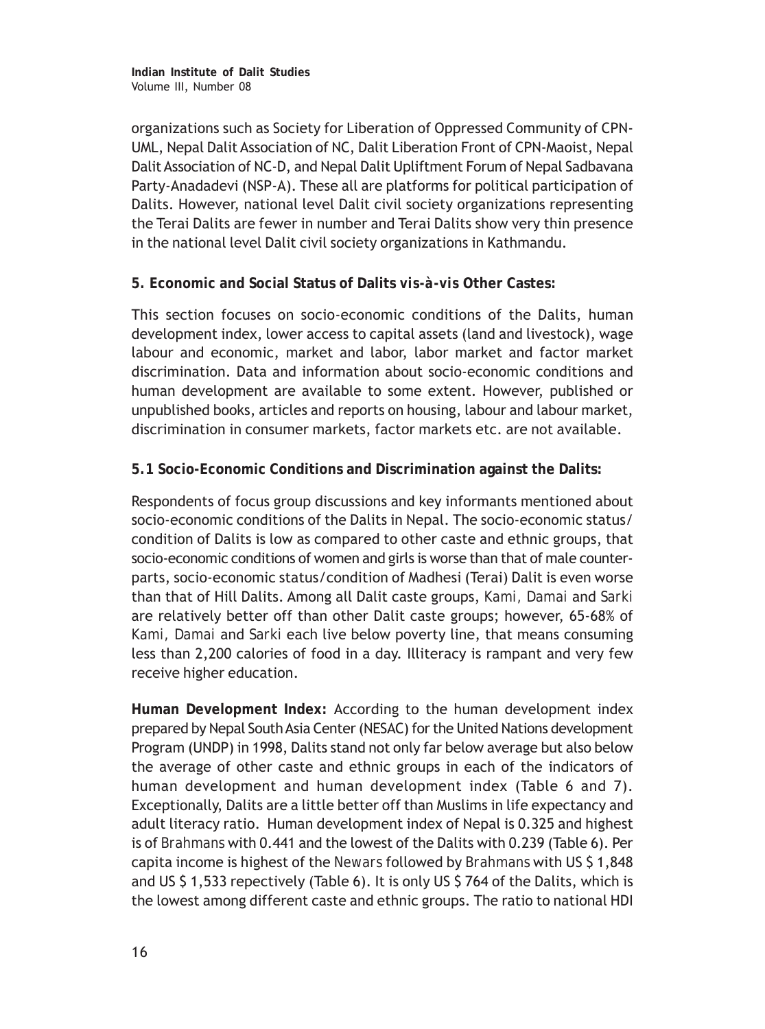organizations such as Society for Liberation of Oppressed Community of CPN-UML, Nepal Dalit Association of NC, Dalit Liberation Front of CPN-Maoist, Nepal Dalit Association of NC-D, and Nepal Dalit Upliftment Forum of Nepal Sadbavana Party-Anadadevi (NSP-A). These all are platforms for political participation of Dalits. However, national level Dalit civil society organizations representing the Terai Dalits are fewer in number and Terai Dalits show very thin presence in the national level Dalit civil society organizations in Kathmandu.

## 5. Economic and Social Status of Dalits *vis-à-vis* Other Castes:

This section focuses on socio-economic conditions of the Dalits, human development index, lower access to capital assets (land and livestock), wage labour and economic, market and labor, labor market and factor market discrimination. Data and information about socio-economic conditions and human development are available to some extent. However, published or unpublished books, articles and reports on housing, labour and labour market, discrimination in consumer markets, factor markets etc. are not available.

### 5.1 Socio-Economic Conditions and Discrimination against the Dalits:

Respondents of focus group discussions and key informants mentioned about socio-economic conditions of the Dalits in Nepal. The socio-economic status/condition of Dalits is low as compared to other caste and ethnic groups, that socio-economic conditions of women and girls is worse than that of male counter-parts, socio-economic status/condition of Madhesi (Terai) Dalit is even worse than that of Hill Dalits. Among all Dalit caste groups, *Kami, Damai* and *Sarki* are relatively better off than other Dalit caste groups; however, 65-68% of *Kami, Damai* and *Sarki* each live below poverty line, that means consuming less than 2,200 calories of food in a day. Illiteracy is rampant and very few receive higher education.

**Human Development Index:** According to the human development index prepared by Nepal South Asia Center (NESAC) for the United Nations development Program (UNDP) in 1998, Dalits stand not only far below average but also below the average of other caste and ethnic groups in each of the indicators of human development and human development index (Table 6 and 7). Exceptionally, Dalits are a little better off than Muslims in life expectancy and adult literacy ratio. Human development index of Nepal is 0.325 and highest is of *Brahmans* with 0.441 and the lowest of the Dalits with 0.239 (Table 6). Per capita income is highest of the *Newars* followed by *Brahmans* with US $ 1,848 and US $ 1,533 repectively (Table 6). It is only US $ 764 of the Dalits, which is the lowest among different caste and ethnic groups. The ratio to national HDI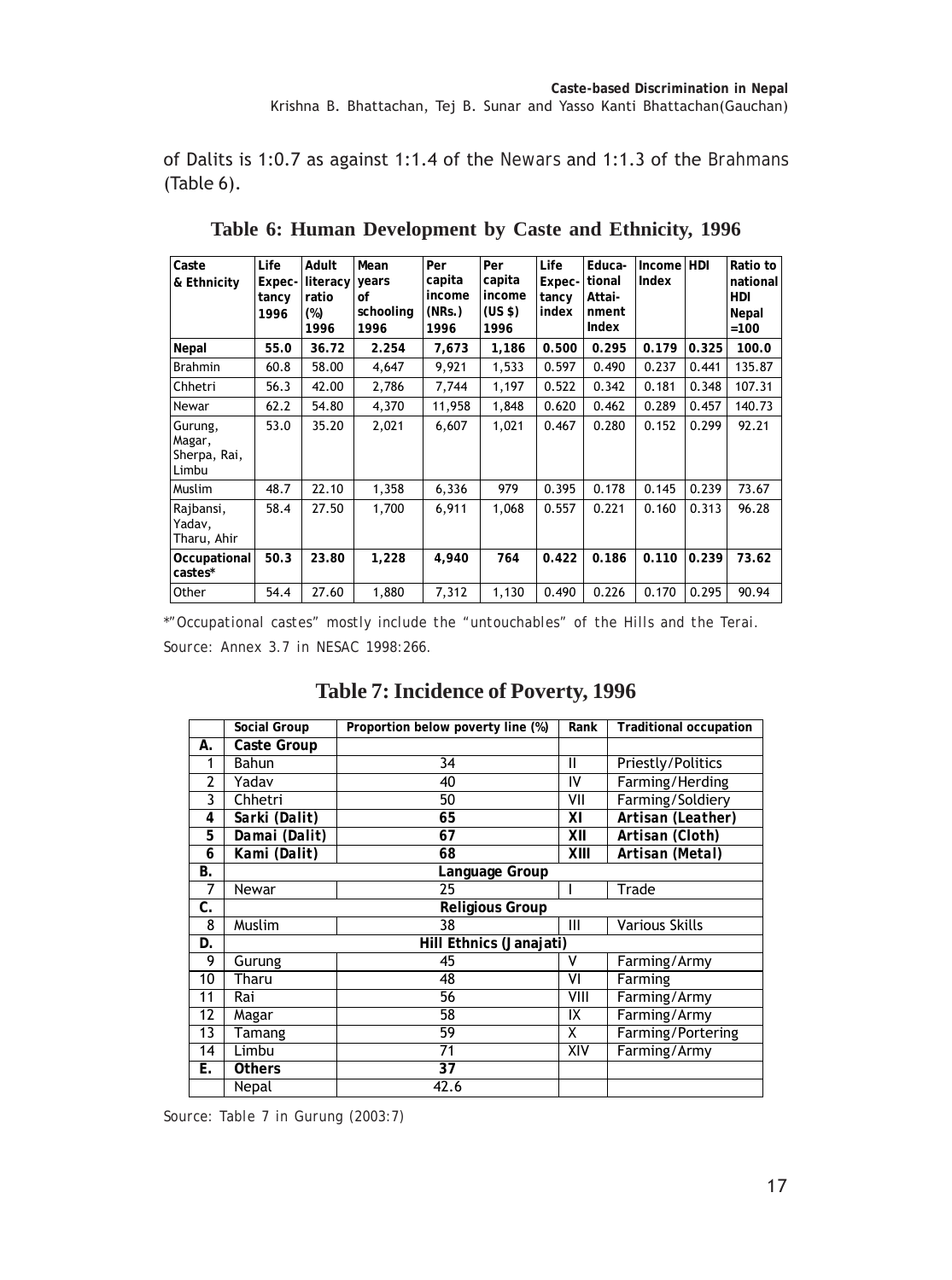of Dalits is 1:0.7 as against 1:1.4 of the Newars and 1:1.3 of the Brahmans (Table 6).

## Table 6: Human Development by Caste and Ethnicity, 1996

| Caste & Ethnicity | Life Expectancy 1996 | Adult literacy ratio (%) 1996 | Mean years of schooling 1996 | Per capita income (NRs.) 1996 | Per capita income (US $) 1996 | Life Expectancy index | Educational Attainment Index | Income Index | HDI | Ratio to national HDI Nepal =100 |
|---|---|---|---|---|---|---|---|---|---|---|
| **Nepal** | **55.0** | **36.72** | **2.254** | **7,673** | **1,186** | **0.500** | **0.295** | **0.179** | **0.325** | **100.0** |
| Brahmin | 60.8 | 58.00 | 4,647 | 9,921 | 1,533 | 0.597 | 0.490 | 0.237 | 0.441 | 135.87 |
| Chhetri | 56.3 | 42.00 | 2,786 | 7,744 | 1,197 | 0.522 | 0.342 | 0.181 | 0.348 | 107.31 |
| Newar | 62.2 | 54.80 | 4,370 | 11,958 | 1,848 | 0.620 | 0.462 | 0.289 | 0.457 | 140.73 |
| Gurung, Magar, Sherpa, Rai, Limbu | 53.0 | 35.20 | 2,021 | 6,607 | 1,021 | 0.467 | 0.280 | 0.152 | 0.299 | 92.21 |
| Muslim | 48.7 | 22.10 | 1,358 | 6,336 | 979 | 0.395 | 0.178 | 0.145 | 0.239 | 73.67 |
| Rajbansi, Yadav, Tharu, Ahir | 58.4 | 27.50 | 1,700 | 6,911 | 1,068 | 0.557 | 0.221 | 0.160 | 0.313 | 96.28 |
| **Occupational castes*** | **50.3** | **23.80** | **1,228** | **4,940** | **764** | **0.422** | **0.186** | **0.110** | **0.239** | **73.62** |
| Other | 54.4 | 27.60 | 1,880 | 7,312 | 1,130 | 0.490 | 0.226 | 0.170 | 0.295 | 90.94 |

*"Occupational castes" mostly include the "untouchables" of the Hills and the Terai.

Source: Annex 3.7 in NESAC 1998:266.

## Table 7: Incidence of Poverty, 1996

| | Social Group | Proportion below poverty line (%) | Rank | Traditional occupation |
|---|---|---|---|---|
| **A.** | **Caste Group** | | | |
| 1 | Bahun | 34 | II | Priestly/Politics |
| 2 | Yadav | 40 | IV | Farming/Herding |
| 3 | Chhetri | 50 | VII | Farming/Soldiery |
| **4** | ***Sarki (Dalit)*** | **65** | **XI** | ***Artisan (Leather)*** |
| **5** | ***Damai (Dalit)*** | **67** | **XII** | ***Artisan (Cloth)*** |
| **6** | ***Kami (Dalit)*** | **68** | **XIII** | ***Artisan (Metal)*** |
| **B.** | **Language Group** | | | |
| 7 | Newar | 25 | I | Trade |
| **C.** | **Religious Group** | | | |
| 8 | Muslim | 38 | III | Various Skills |
| **D.** | **Hill Ethnics (Janajati)** | | | |
| 9 | Gurung | 45 | V | Farming/Army |
| 10 | Tharu | 48 | VI | Farming |
| 11 | Rai | 56 | VIII | Farming/Army |
| 12 | Magar | 58 | IX | Farming/Army |
| 13 | Tamang | 59 | X | Farming/Portering |
| 14 | Limbu | 71 | XIV | Farming/Army |
| **E.** | **Others** | **37** | | |
| | Nepal | 42.6 | | |

Source: Table 7 in Gurung (2003:7)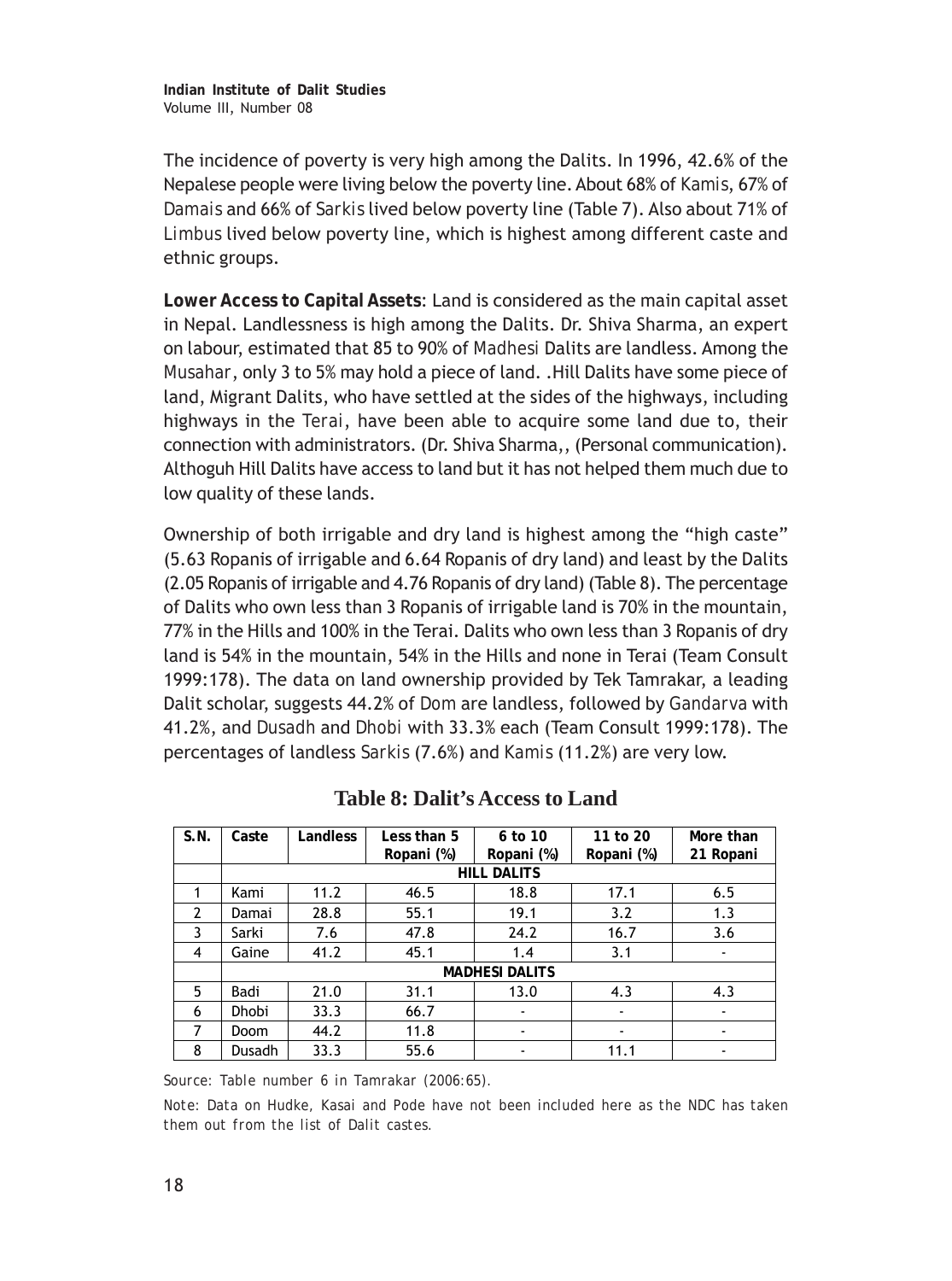The incidence of poverty is very high among the Dalits. In 1996, 42.6% of the Nepalese people were living below the poverty line. About 68% of *Kamis*, 67% of *Damais* and 66% of *Sarkis* lived below poverty line (Table 7). Also about 71% of *Limbus* lived below poverty line, which is highest among different caste and ethnic groups.

**Lower Access to Capital Assets**: Land is considered as the main capital asset in Nepal. Landlessness is high among the Dalits. Dr. Shiva Sharma, an expert on labour, estimated that 85 to 90% of *Madhesi* Dalits are landless. Among the *Musahar*, only 3 to 5% may hold a piece of land. .Hill Dalits have some piece of land, Migrant Dalits, who have settled at the sides of the highways, including highways in the *Terai*, have been able to acquire some land due to, their connection with administrators. (Dr. Shiva Sharma,, (Personal communication). Althoguh Hill Dalits have access to land but it has not helped them much due to low quality of these lands.

Ownership of both irrigable and dry land is highest among the "high caste" (5.63 Ropanis of irrigable and 6.64 Ropanis of dry land) and least by the Dalits (2.05 Ropanis of irrigable and 4.76 Ropanis of dry land) (Table 8). The percentage of Dalits who own less than 3 Ropanis of irrigable land is 70% in the mountain, 77% in the Hills and 100% in the Terai. Dalits who own less than 3 Ropanis of dry land is 54% in the mountain, 54% in the Hills and none in Terai (Team Consult 1999:178). The data on land ownership provided by Tek Tamrakar, a leading Dalit scholar, suggests 44.2% of *Dom* are landless, followed by *Gandarva* with 41.2%, and *Dusadh* and *Dhobi* with 33.3% each (Team Consult 1999:178). The percentages of landless *Sarkis* (7.6%) and *Kamis* (11.2%) are very low.

**Table 8: Dalit's Access to Land**

| S.N. | Caste | Landless | Less than 5 Ropani (%) | 6 to 10 Ropani (%) | 11 to 20 Ropani (%) | More than 21 Ropani |
|---|---|---|---|---|---|---|
| | **HILL DALITS** | | | | | |
| 1 | Kami | 11.2 | 46.5 | 18.8 | 17.1 | 6.5 |
| 2 | Damai | 28.8 | 55.1 | 19.1 | 3.2 | 1.3 |
| 3 | Sarki | 7.6 | 47.8 | 24.2 | 16.7 | 3.6 |
| 4 | Gaine | 41.2 | 45.1 | 1.4 | 3.1 | - |
| | **MADHESI DALITS** | | | | | |
| 5 | Badi | 21.0 | 31.1 | 13.0 | 4.3 | 4.3 |
| 6 | Dhobi | 33.3 | 66.7 | - | - | - |
| 7 | Doom | 44.2 | 11.8 | - | - | - |
| 8 | Dusadh | 33.3 | 55.6 | - | 11.1 | - |

Source: Table number 6 in Tamrakar (2006:65).

Note: Data on Hudke, Kasai and Pode have not been included here as the NDC has taken them out from the list of Dalit castes.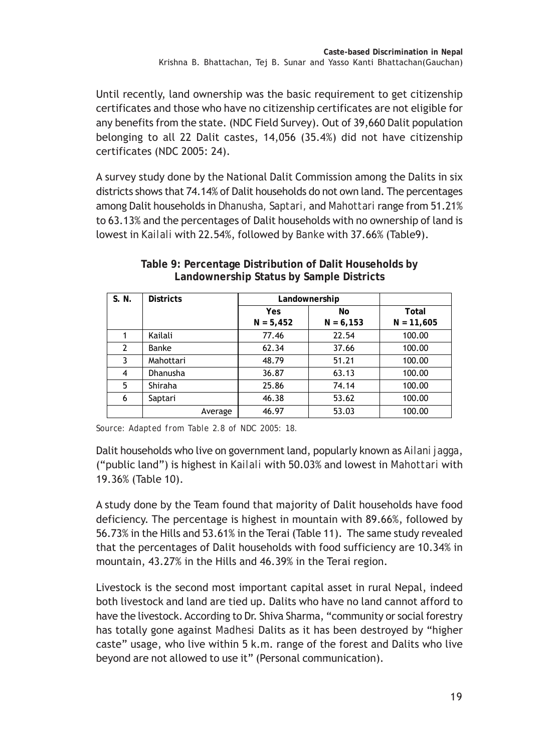Until recently, land ownership was the basic requirement to get citizenship certificates and those who have no citizenship certificates are not eligible for any benefits from the state. (NDC Field Survey). Out of 39,660 Dalit population belonging to all 22 Dalit castes, 14,056 (35.4%) did not have citizenship certificates (NDC 2005: 24).

A survey study done by the National Dalit Commission among the Dalits in six districts shows that 74.14% of Dalit households do not own land. The percentages among Dalit households in *Dhanusha, Saptari,* and *Mahottari* range from 51.21% to 63.13% and the percentages of Dalit households with no ownership of land is lowest in *Kailali* with 22.54%, followed by *Banke* with 37.66% (Table9).

**Table 9: Percentage Distribution of Dalit Households by Landownership Status by Sample Districts**

| S. N. | Districts | Landownership | | |
|---|---|---|---|---|
| | | Yes N = 5,452 | No N = 6,153 | Total N = 11,605 |
| 1 | Kailali | 77.46 | 22.54 | 100.00 |
| 2 | Banke | 62.34 | 37.66 | 100.00 |
| 3 | Mahottari | 48.79 | 51.21 | 100.00 |
| 4 | Dhanusha | 36.87 | 63.13 | 100.00 |
| 5 | Shiraha | 25.86 | 74.14 | 100.00 |
| 6 | Saptari | 46.38 | 53.62 | 100.00 |
| | Average | 46.97 | 53.03 | 100.00 |

*Source: Adapted from Table 2.8 of NDC 2005: 18.*

Dalit households who live on government land, popularly known as *Ailani jagga*, ("public land") is highest in *Kailali* with 50.03% and lowest in *Mahottari* with 19.36% (Table 10).

A study done by the Team found that majority of Dalit households have food deficiency. The percentage is highest in mountain with 89.66%, followed by 56.73% in the Hills and 53.61% in the Terai (Table 11). The same study revealed that the percentages of Dalit households with food sufficiency are 10.34% in mountain, 43.27% in the Hills and 46.39% in the Terai region.

Livestock is the second most important capital asset in rural Nepal, indeed both livestock and land are tied up. Dalits who have no land cannot afford to have the livestock. According to Dr. Shiva Sharma, "community or social forestry has totally gone against *Madhesi* Dalits as it has been destroyed by "higher caste" usage, who live within 5 k.m. range of the forest and Dalits who live beyond are not allowed to use it" (Personal communication).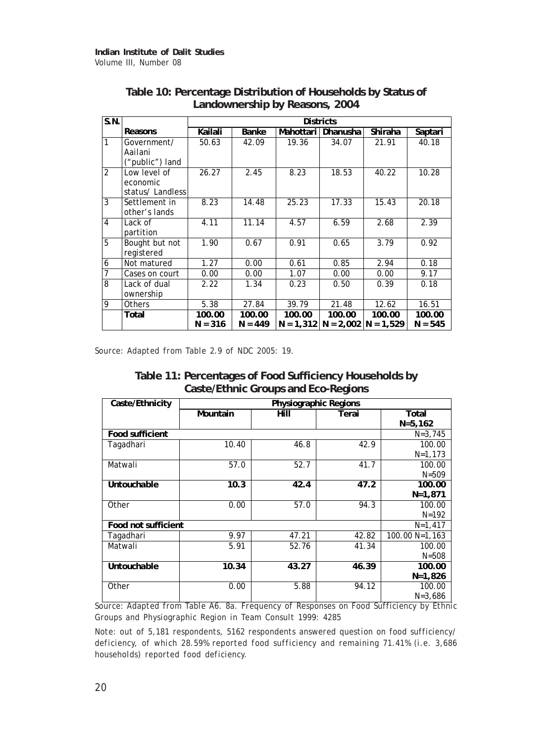### Table 10: Percentage Distribution of Households by Status of Landownership by Reasons, 2004

| S.N. | Reasons | Districts | | | | | |
|---|---|---|---|---|---|---|---|
| | | Kailali | Banke | Mahottari | Dhanusha | Shiraha | Saptari |
| 1 | Government/ Aailani ("public") land | 50.63 | 42.09 | 19.36 | 34.07 | 21.91 | 40.18 |
| 2 | Low level of economic status/ Landless | 26.27 | 2.45 | 8.23 | 18.53 | 40.22 | 10.28 |
| 3 | Settlement in other's lands | 8.23 | 14.48 | 25.23 | 17.33 | 15.43 | 20.18 |
| 4 | Lack of partition | 4.11 | 11.14 | 4.57 | 6.59 | 2.68 | 2.39 |
| 5 | Bought but not registered | 1.90 | 0.67 | 0.91 | 0.65 | 3.79 | 0.92 |
| 6 | Not matured | 1.27 | 0.00 | 0.61 | 0.85 | 2.94 | 0.18 |
| 7 | Cases on court | 0.00 | 0.00 | 1.07 | 0.00 | 0.00 | 9.17 |
| 8 | Lack of dual ownership | 2.22 | 1.34 | 0.23 | 0.50 | 0.39 | 0.18 |
| 9 | Others | 5.38 | 27.84 | 39.79 | 21.48 | 12.62 | 16.51 |
| | **Total** | **100.00 N = 316** | **100.00 N = 449** | **100.00 N = 1,312** | **100.00 N = 2,002** | **100.00 N = 1,529** | **100.00 N = 545** |

*Source: Adapted from Table 2.9 of NDC 2005: 19.*

### Table 11: Percentages of Food Sufficiency Households by Caste/Ethnic Groups and Eco-Regions

| Caste/Ethnicity | Physiographic Regions | | | |
|---|---|---|---|---|
| | Mountain | Hill | Terai | Total N=5,162 |
| **Food sufficient** | | | | N=3,745 |
| Tagadhari | 10.40 | 46.8 | 42.9 | 100.00 N=1,173 |
| Matwali | 57.0 | 52.7 | 41.7 | 100.00 N=509 |
| **Untouchable** | **10.3** | **42.4** | **47.2** | **100.00 N=1,871** |
| Other | 0.00 | 57.0 | 94.3 | 100.00 N=192 |
| **Food not sufficient** | | | | N=1,417 |
| Tagadhari | 9.97 | 47.21 | 42.82 | 100.00 N=1,163 |
| Matwali | 5.91 | 52.76 | 41.34 | 100.00 N=508 |
| **Untouchable** | **10.34** | **43.27** | **46.39** | **100.00 N=1,826** |
| Other | 0.00 | 5.88 | 94.12 | 100.00 N=3,686 |

*Source: Adapted from Table A6. 8a. Frequency of Responses on Food Sufficiency by Ethnic Groups and Physiographic Region in Team Consult 1999: 4285*

*Note: out of 5,181 respondents, 5162 respondents answered question on food sufficiency/ deficiency, of which 28.59% reported food sufficiency and remaining 71.41% (i.e. 3,686 households) reported food deficiency.*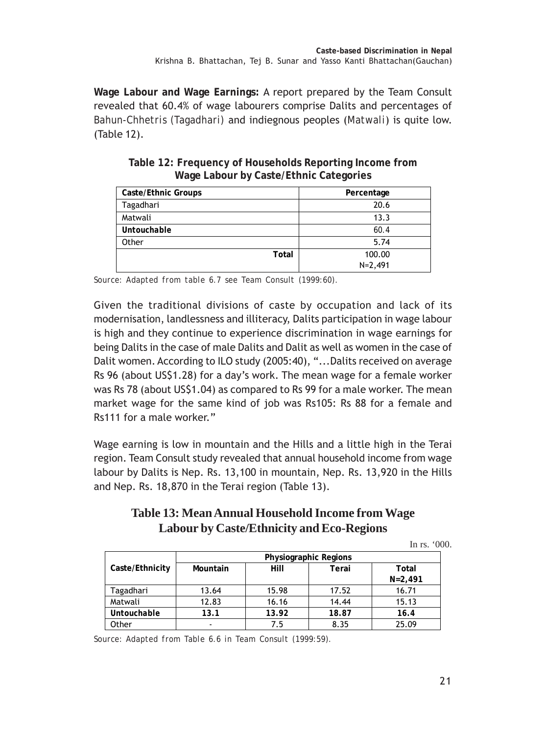**Wage Labour and Wage Earnings:** A report prepared by the Team Consult revealed that 60.4% of wage labourers comprise Dalits and percentages of Bahun-Chhetris (Tagadhari) and indiegnous peoples (*Matwali*) is quite low. (Table 12).

**Table 12: Frequency of Households Reporting Income from Wage Labour by Caste/Ethnic Categories**

| Caste/Ethnic Groups | Percentage |
|---|---|
| Tagadhari | 20.6 |
| Matwali | 13.3 |
| **Untouchable** | 60.4 |
| Other | 5.74 |
| **Total** | 100.00 N=2,491 |

*Source: Adapted from table 6.7 see Team Consult (1999:60).*

Given the traditional divisions of caste by occupation and lack of its modernisation, landlessness and illiteracy, Dalits participation in wage labour is high and they continue to experience discrimination in wage earnings for being Dalits in the case of male Dalits and Dalit as well as women in the case of Dalit women. According to ILO study (2005:40), "...Dalits received on average Rs 96 (about US$1.28) for a day's work. The mean wage for a female worker was Rs 78 (about US$1.04) as compared to Rs 99 for a male worker. The mean market wage for the same kind of job was Rs105: Rs 88 for a female and Rs111 for a male worker."

Wage earning is low in mountain and the Hills and a little high in the Terai region. Team Consult study revealed that annual household income from wage labour by Dalits is Nep. Rs. 13,100 in mountain, Nep. Rs. 13,920 in the Hills and Nep. Rs. 18,870 in the Terai region (Table 13).

**Table 13: Mean Annual Household Income from Wage Labour by Caste/Ethnicity and Eco-Regions**

In rs. '000.

| Caste/Ethnicity | Physiographic Regions | | | |
|---|---|---|---|---|
| | Mountain | Hill | Terai | Total N=2,491 |
| Tagadhari | 13.64 | 15.98 | 17.52 | 16.71 |
| Matwali | 12.83 | 16.16 | 14.44 | 15.13 |
| **Untouchable** | **13.1** | **13.92** | **18.87** | **16.4** |
| Other | - | 7.5 | 8.35 | 25.09 |

*Source: Adapted from Table 6.6 in Team Consult (1999:59).*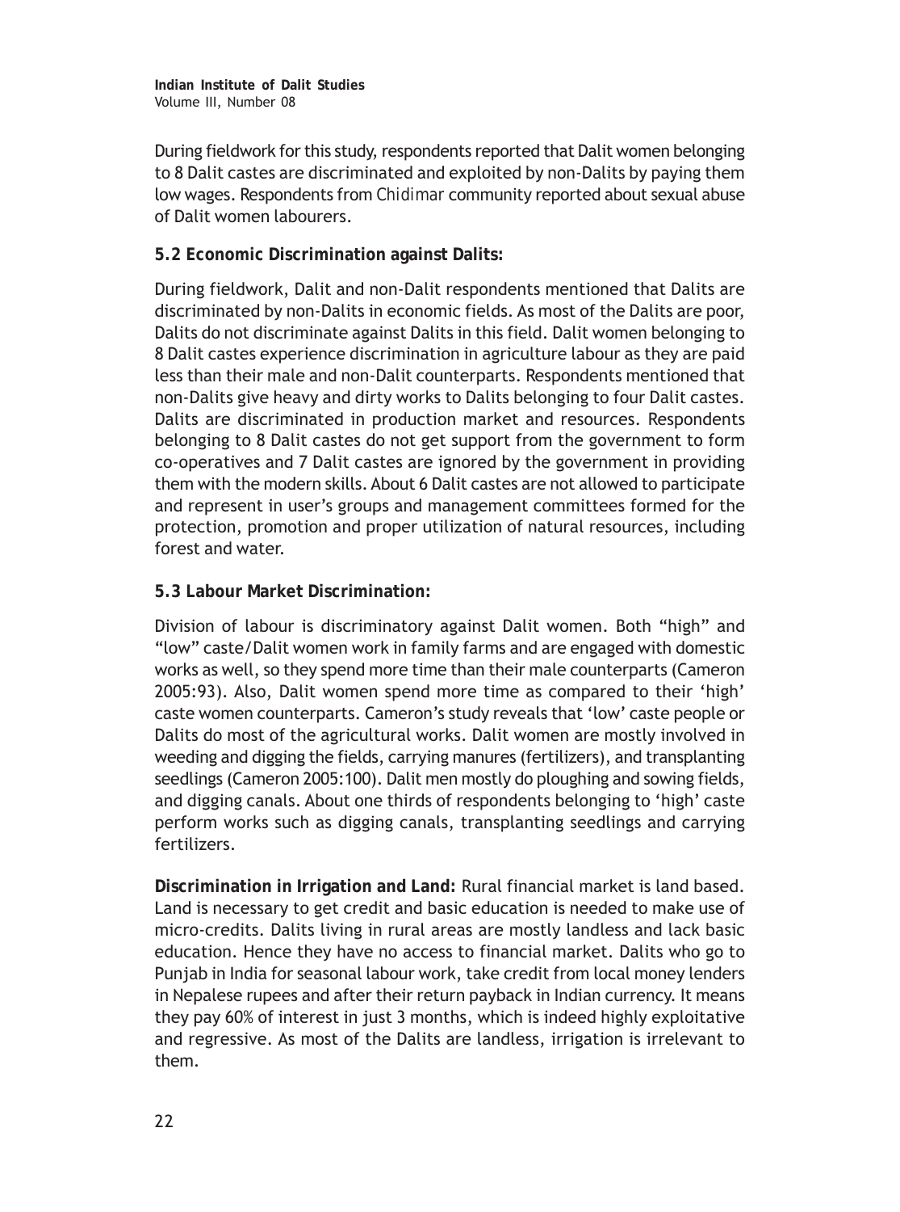During fieldwork for this study, respondents reported that Dalit women belonging to 8 Dalit castes are discriminated and exploited by non-Dalits by paying them low wages. Respondents from *Chidimar* community reported about sexual abuse of Dalit women labourers.

### 5.2 Economic Discrimination against Dalits:

During fieldwork, Dalit and non-Dalit respondents mentioned that Dalits are discriminated by non-Dalits in economic fields. As most of the Dalits are poor, Dalits do not discriminate against Dalits in this field. Dalit women belonging to 8 Dalit castes experience discrimination in agriculture labour as they are paid less than their male and non-Dalit counterparts. Respondents mentioned that non-Dalits give heavy and dirty works to Dalits belonging to four Dalit castes. Dalits are discriminated in production market and resources. Respondents belonging to 8 Dalit castes do not get support from the government to form co-operatives and 7 Dalit castes are ignored by the government in providing them with the modern skills. About 6 Dalit castes are not allowed to participate and represent in user's groups and management committees formed for the protection, promotion and proper utilization of natural resources, including forest and water.

### 5.3 Labour Market Discrimination:

Division of labour is discriminatory against Dalit women. Both "high" and "low" caste/Dalit women work in family farms and are engaged with domestic works as well, so they spend more time than their male counterparts (Cameron 2005:93). Also, Dalit women spend more time as compared to their 'high' caste women counterparts. Cameron's study reveals that 'low' caste people or Dalits do most of the agricultural works. Dalit women are mostly involved in weeding and digging the fields, carrying manures (fertilizers), and transplanting seedlings (Cameron 2005:100). Dalit men mostly do ploughing and sowing fields, and digging canals. About one thirds of respondents belonging to 'high' caste perform works such as digging canals, transplanting seedlings and carrying fertilizers.

**Discrimination in Irrigation and Land:** Rural financial market is land based. Land is necessary to get credit and basic education is needed to make use of micro-credits. Dalits living in rural areas are mostly landless and lack basic education. Hence they have no access to financial market. Dalits who go to Punjab in India for seasonal labour work, take credit from local money lenders in Nepalese rupees and after their return payback in Indian currency. It means they pay 60% of interest in just 3 months, which is indeed highly exploitative and regressive. As most of the Dalits are landless, irrigation is irrelevant to them.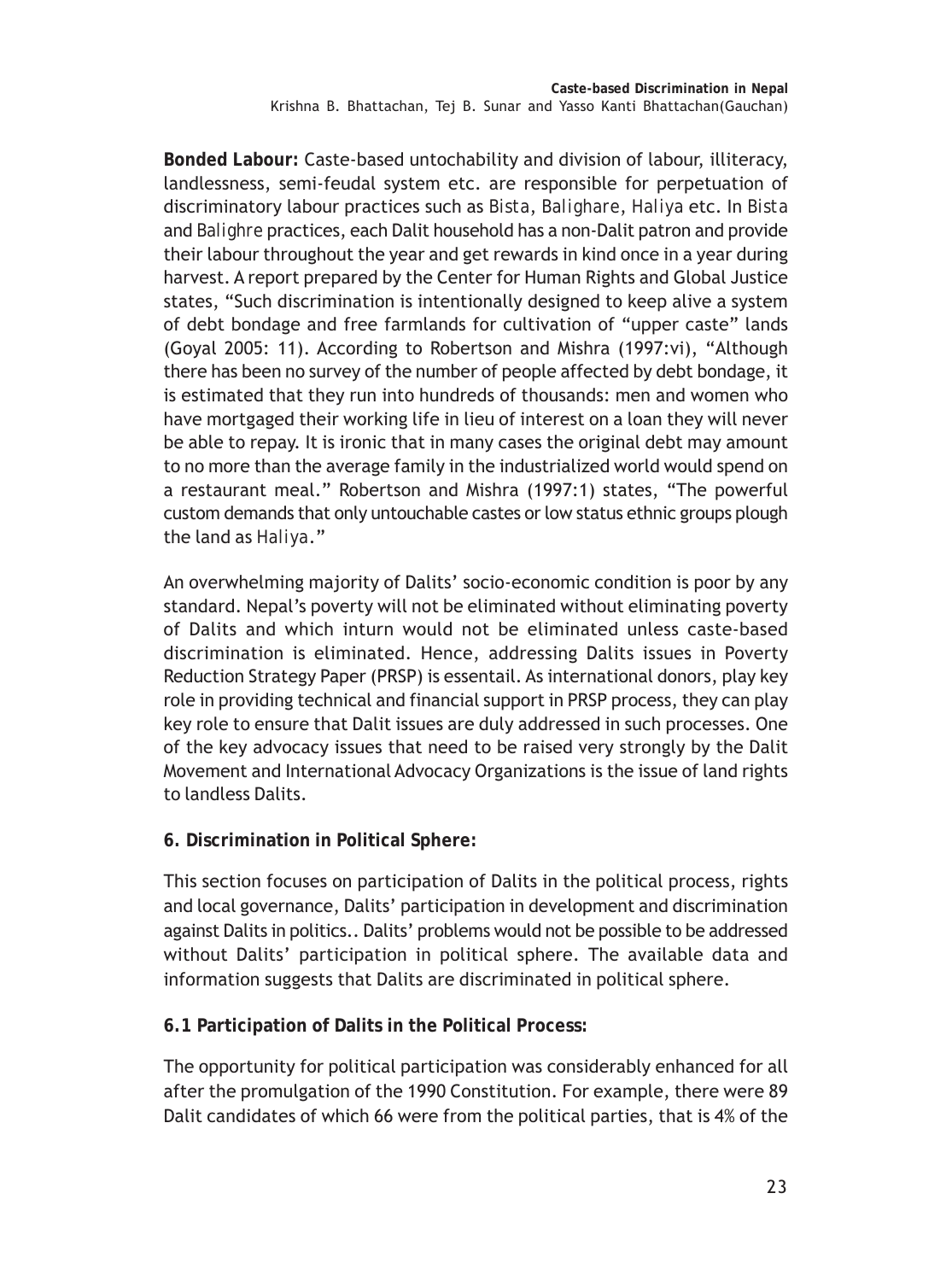**Bonded Labour:** Caste-based untochability and division of labour, illiteracy, landlessness, semi-feudal system etc. are responsible for perpetuation of discriminatory labour practices such as *Bista*, *Balighare*, *Haliya* etc. In *Bista* and *Balighre* practices, each Dalit household has a non-Dalit patron and provide their labour throughout the year and get rewards in kind once in a year during harvest. A report prepared by the Center for Human Rights and Global Justice states, "Such discrimination is intentionally designed to keep alive a system of debt bondage and free farmlands for cultivation of "upper caste" lands (Goyal 2005: 11). According to Robertson and Mishra (1997:vi), "Although there has been no survey of the number of people affected by debt bondage, it is estimated that they run into hundreds of thousands: men and women who have mortgaged their working life in lieu of interest on a loan they will never be able to repay. It is ironic that in many cases the original debt may amount to no more than the average family in the industrialized world would spend on a restaurant meal." Robertson and Mishra (1997:1) states, "The powerful custom demands that only untouchable castes or low status ethnic groups plough the land as *Haliya*."

An overwhelming majority of Dalits' socio-economic condition is poor by any standard. Nepal's poverty will not be eliminated without eliminating poverty of Dalits and which inturn would not be eliminated unless caste-based discrimination is eliminated. Hence, addressing Dalits issues in Poverty Reduction Strategy Paper (PRSP) is essentail. As international donors, play key role in providing technical and financial support in PRSP process, they can play key role to ensure that Dalit issues are duly addressed in such processes. One of the key advocacy issues that need to be raised very strongly by the Dalit Movement and International Advocacy Organizations is the issue of land rights to landless Dalits.

## 6. Discrimination in Political Sphere:

This section focuses on participation of Dalits in the political process, rights and local governance, Dalits' participation in development and discrimination against Dalits in politics.. Dalits' problems would not be possible to be addressed without Dalits' participation in political sphere. The available data and information suggests that Dalits are discriminated in political sphere.

### 6.1 Participation of Dalits in the Political Process:

The opportunity for political participation was considerably enhanced for all after the promulgation of the 1990 Constitution. For example, there were 89 Dalit candidates of which 66 were from the political parties, that is 4% of the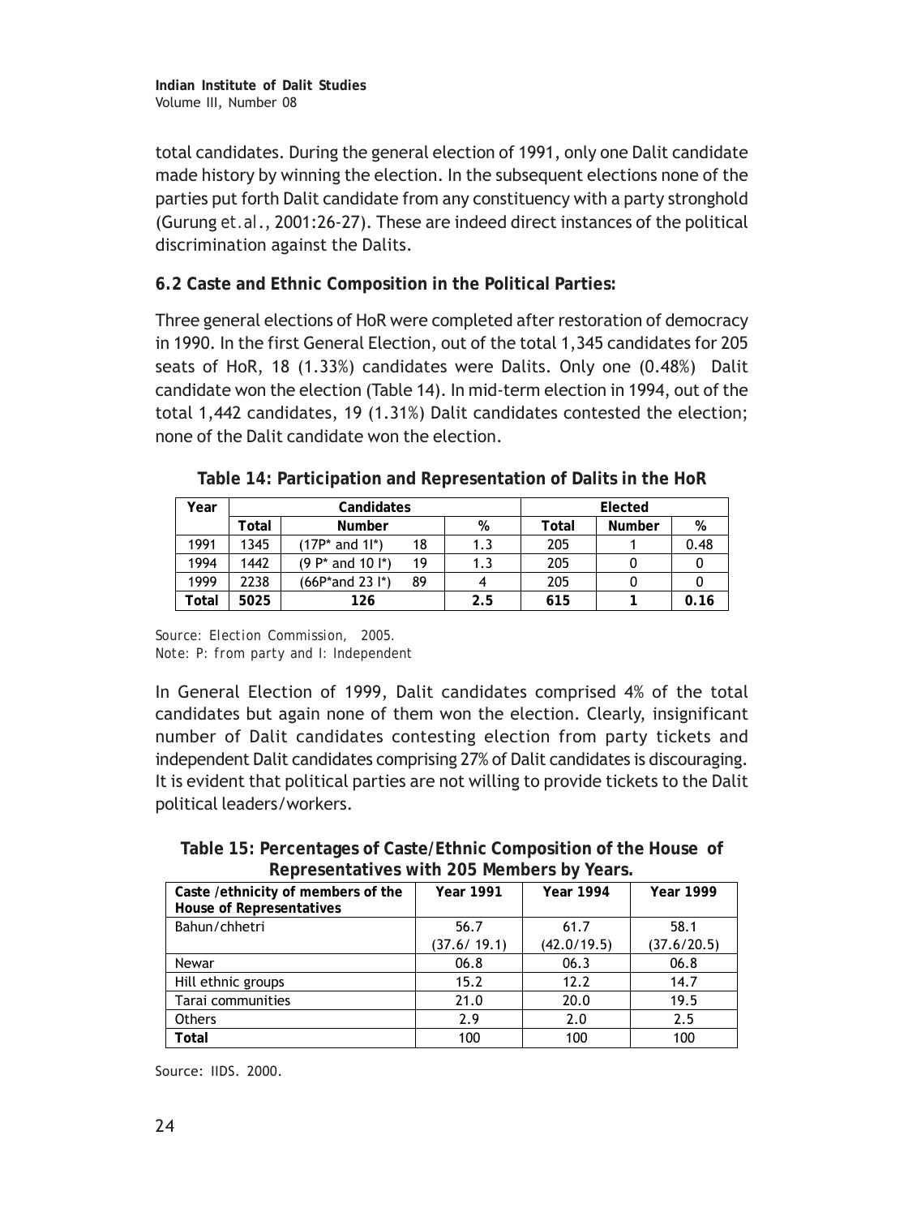total candidates. During the general election of 1991, only one Dalit candidate made history by winning the election. In the subsequent elections none of the parties put forth Dalit candidate from any constituency with a party stronghold (Gurung *et.al*., 2001:26-27). These are indeed direct instances of the political discrimination against the Dalits.

### 6.2 Caste and Ethnic Composition in the Political Parties:

Three general elections of HoR were completed after restoration of democracy in 1990. In the first General Election, out of the total 1,345 candidates for 205 seats of HoR, 18 (1.33%) candidates were Dalits. Only one (0.48%) Dalit candidate won the election (Table 14). In mid-term election in 1994, out of the total 1,442 candidates, 19 (1.31%) Dalit candidates contested the election; none of the Dalit candidate won the election.

**Table 14: Participation and Representation of Dalits in the HoR**

| Year | Candidates | | | | Elected | | |
|---|---|---|---|---|---|---|---|
| | Total | Number | | % | Total | Number | % |
| 1991 | 1345 | (17P* and 1I*) | 18 | 1.3 | 205 | 1 | 0.48 |
| 1994 | 1442 | (9 P* and 10 I*) | 19 | 1.3 | 205 | 0 | 0 |
| 1999 | 2238 | (66P*and 23 I*) | 89 | 4 | 205 | 0 | 0 |
| **Total** | **5025** | **126** | | **2.5** | **615** | **1** | **0.16** |

*Source: Election Commission, 2005.*
*Note: P: from party and I: Independent*

In General Election of 1999, Dalit candidates comprised 4% of the total candidates but again none of them won the election. Clearly, insignificant number of Dalit candidates contesting election from party tickets and independent Dalit candidates comprising 27% of Dalit candidates is discouraging. It is evident that political parties are not willing to provide tickets to the Dalit political leaders/workers.

**Table 15: Percentages of Caste/Ethnic Composition of the House of Representatives with 205 Members by Years.**

| Caste /ethnicity of members of the House of Representatives | Year 1991 | Year 1994 | Year 1999 |
|---|---|---|---|
| Bahun/chhetri | 56.7 (37.6/ 19.1) | 61.7 (42.0/19.5) | 58.1 (37.6/20.5) |
| Newar | 06.8 | 06.3 | 06.8 |
| Hill ethnic groups | 15.2 | 12.2 | 14.7 |
| Tarai communities | 21.0 | 20.0 | 19.5 |
| Others | 2.9 | 2.0 | 2.5 |
| **Total** | 100 | 100 | 100 |

Source: IIDS. 2000.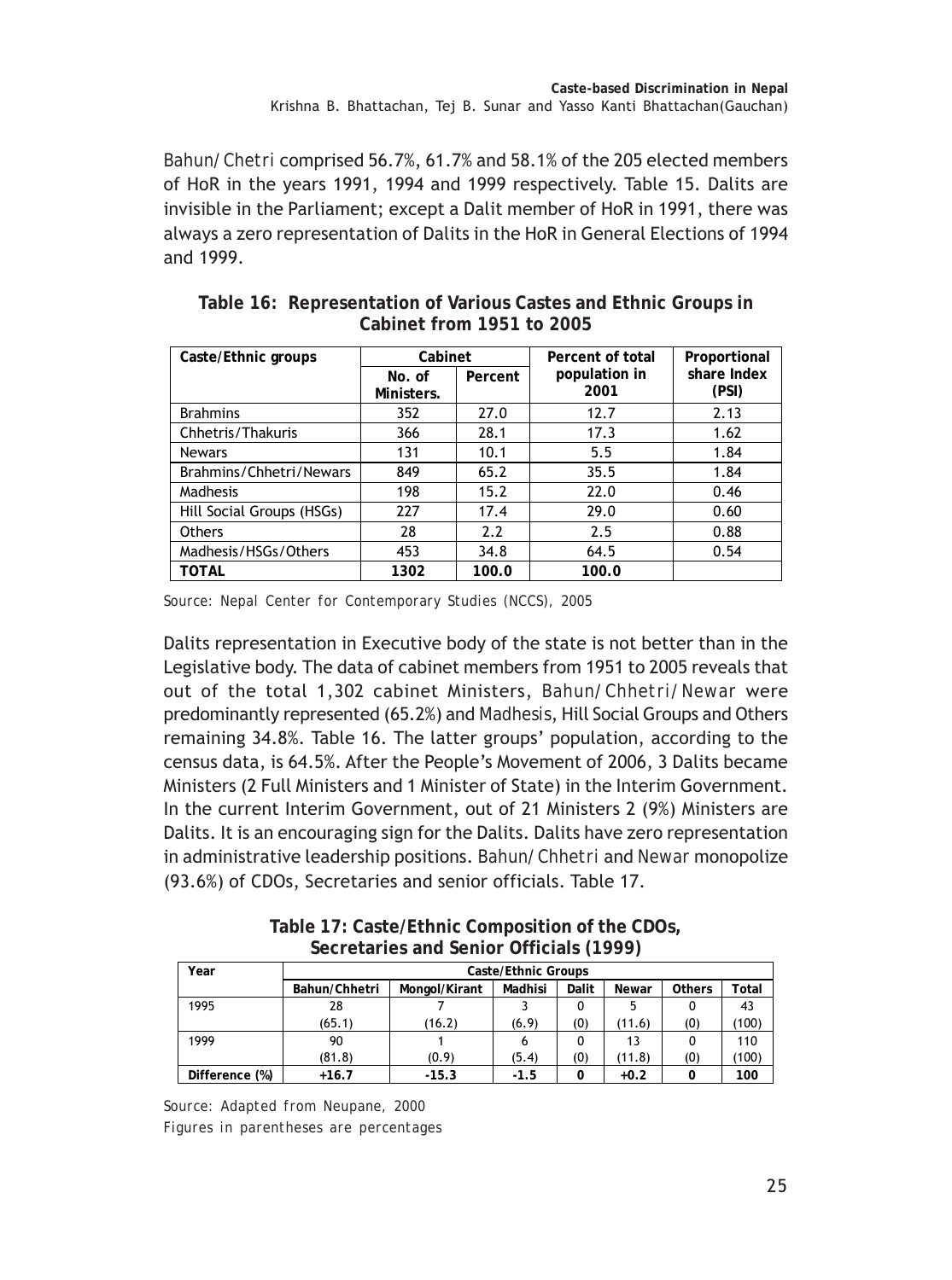Bahun/Chetri comprised 56.7%, 61.7% and 58.1% of the 205 elected members of HoR in the years 1991, 1994 and 1999 respectively. Table 15. Dalits are invisible in the Parliament; except a Dalit member of HoR in 1991, there was always a zero representation of Dalits in the HoR in General Elections of 1994 and 1999.

**Table 16: Representation of Various Castes and Ethnic Groups in Cabinet from 1951 to 2005**

| Caste/Ethnic groups | Cabinet | | Percent of total population in 2001 | Proportional share Index (PSI) |
|---|---|---|---|---|
| | No. of Ministers. | Percent | | |
| Brahmins | 352 | 27.0 | 12.7 | 2.13 |
| Chhetris/Thakuris | 366 | 28.1 | 17.3 | 1.62 |
| Newars | 131 | 10.1 | 5.5 | 1.84 |
| Brahmins/Chhetri/Newars | 849 | 65.2 | 35.5 | 1.84 |
| Madhesis | 198 | 15.2 | 22.0 | 0.46 |
| Hill Social Groups (HSGs) | 227 | 17.4 | 29.0 | 0.60 |
| Others | 28 | 2.2 | 2.5 | 0.88 |
| Madhesis/HSGs/Others | 453 | 34.8 | 64.5 | 0.54 |
| **TOTAL** | **1302** | **100.0** | **100.0** | |

Source: Nepal Center for Contemporary Studies (NCCS), 2005

Dalits representation in Executive body of the state is not better than in the Legislative body. The data of cabinet members from 1951 to 2005 reveals that out of the total 1,302 cabinet Ministers, Bahun/Chhetri/Newar were predominantly represented (65.2%) and Madhesis, Hill Social Groups and Others remaining 34.8%. Table 16. The latter groups' population, according to the census data, is 64.5%. After the People's Movement of 2006, 3 Dalits became Ministers (2 Full Ministers and 1 Minister of State) in the Interim Government. In the current Interim Government, out of 21 Ministers 2 (9%) Ministers are Dalits. It is an encouraging sign for the Dalits. Dalits have zero representation in administrative leadership positions. Bahun/Chhetri and Newar monopolize (93.6%) of CDOs, Secretaries and senior officials. Table 17.

**Table 17: Caste/Ethnic Composition of the CDOs, Secretaries and Senior Officials (1999)**

| Year | Caste/Ethnic Groups | | | | | | |
|---|---|---|---|---|---|---|---|
| | Bahun/Chhetri | Mongol/Kirant | Madhisi | Dalit | Newar | Others | Total |
| 1995 | 28<br>(65.1) | 7<br>(16.2) | 3<br>(6.9) | 0<br>(0) | 5<br>(11.6) | 0<br>(0) | 43<br>(100) |
| 1999 | 90<br>(81.8) | 1<br>(0.9) | 6<br>(5.4) | 0<br>(0) | 13<br>(11.8) | 0<br>(0) | 110<br>(100) |
| **Difference (%)** | **+16.7** | **-15.3** | **-1.5** | **0** | **+0.2** | **0** | **100** |

Source: Adapted from Neupane, 2000

Figures in parentheses are percentages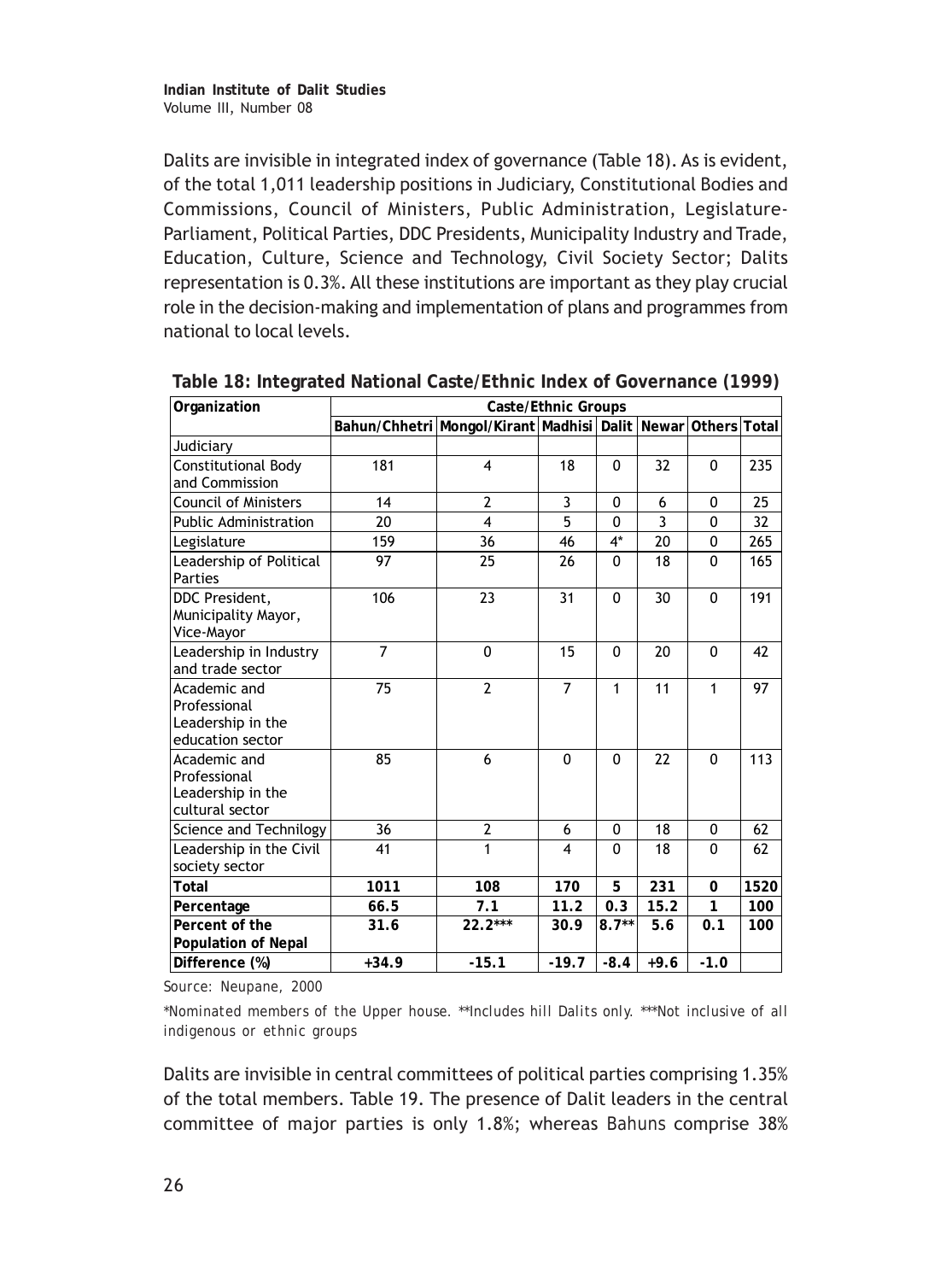Dalits are invisible in integrated index of governance (Table 18). As is evident, of the total 1,011 leadership positions in Judiciary, Constitutional Bodies and Commissions, Council of Ministers, Public Administration, Legislature-Parliament, Political Parties, DDC Presidents, Municipality Industry and Trade, Education, Culture, Science and Technology, Civil Society Sector; Dalits representation is 0.3%. All these institutions are important as they play crucial role in the decision-making and implementation of plans and programmes from national to local levels.

**Table 18: Integrated National Caste/Ethnic Index of Governance (1999)**

| Organization | Caste/Ethnic Groups | | | | | | |
|---|---|---|---|---|---|---|---|
| | Bahun/Chhetri | Mongol/Kirant | Madhisi | Dalit | Newar | Others | Total |
| Judiciary | | | | | | | |
| Constitutional Body and Commission | 181 | 4 | 18 | 0 | 32 | 0 | 235 |
| Council of Ministers | 14 | 2 | 3 | 0 | 6 | 0 | 25 |
| Public Administration | 20 | 4 | 5 | 0 | 3 | 0 | 32 |
| Legislature | 159 | 36 | 46 | 4* | 20 | 0 | 265 |
| Leadership of Political Parties | 97 | 25 | 26 | 0 | 18 | 0 | 165 |
| DDC President, Municipality Mayor, Vice-Mayor | 106 | 23 | 31 | 0 | 30 | 0 | 191 |
| Leadership in Industry and trade sector | 7 | 0 | 15 | 0 | 20 | 0 | 42 |
| Academic and Professional Leadership in the education sector | 75 | 2 | 7 | 1 | 11 | 1 | 97 |
| Academic and Professional Leadership in the cultural sector | 85 | 6 | 0 | 0 | 22 | 0 | 113 |
| Science and Technilogy | 36 | 2 | 6 | 0 | 18 | 0 | 62 |
| Leadership in the Civil society sector | 41 | 1 | 4 | 0 | 18 | 0 | 62 |
| **Total** | **1011** | **108** | **170** | **5** | **231** | **0** | **1520** |
| **Percentage** | **66.5** | **7.1** | **11.2** | **0.3** | **15.2** | **1** | **100** |
| **Percent of the Population of Nepal** | **31.6** | **22.2*****| **30.9** | **8.7**** | **5.6** | **0.1** | **100** |
| **Difference (%)** | **+34.9** | **-15.1** | **-19.7** | **-8.4** | **+9.6** | **-1.0** | |

Source: Neupane, 2000

*Nominated members of the Upper house. **Includes hill Dalits only. ***Not inclusive of all indigenous or ethnic groups

Dalits are invisible in central committees of political parties comprising 1.35% of the total members. Table 19. The presence of Dalit leaders in the central committee of major parties is only 1.8%; whereas Bahuns comprise 38%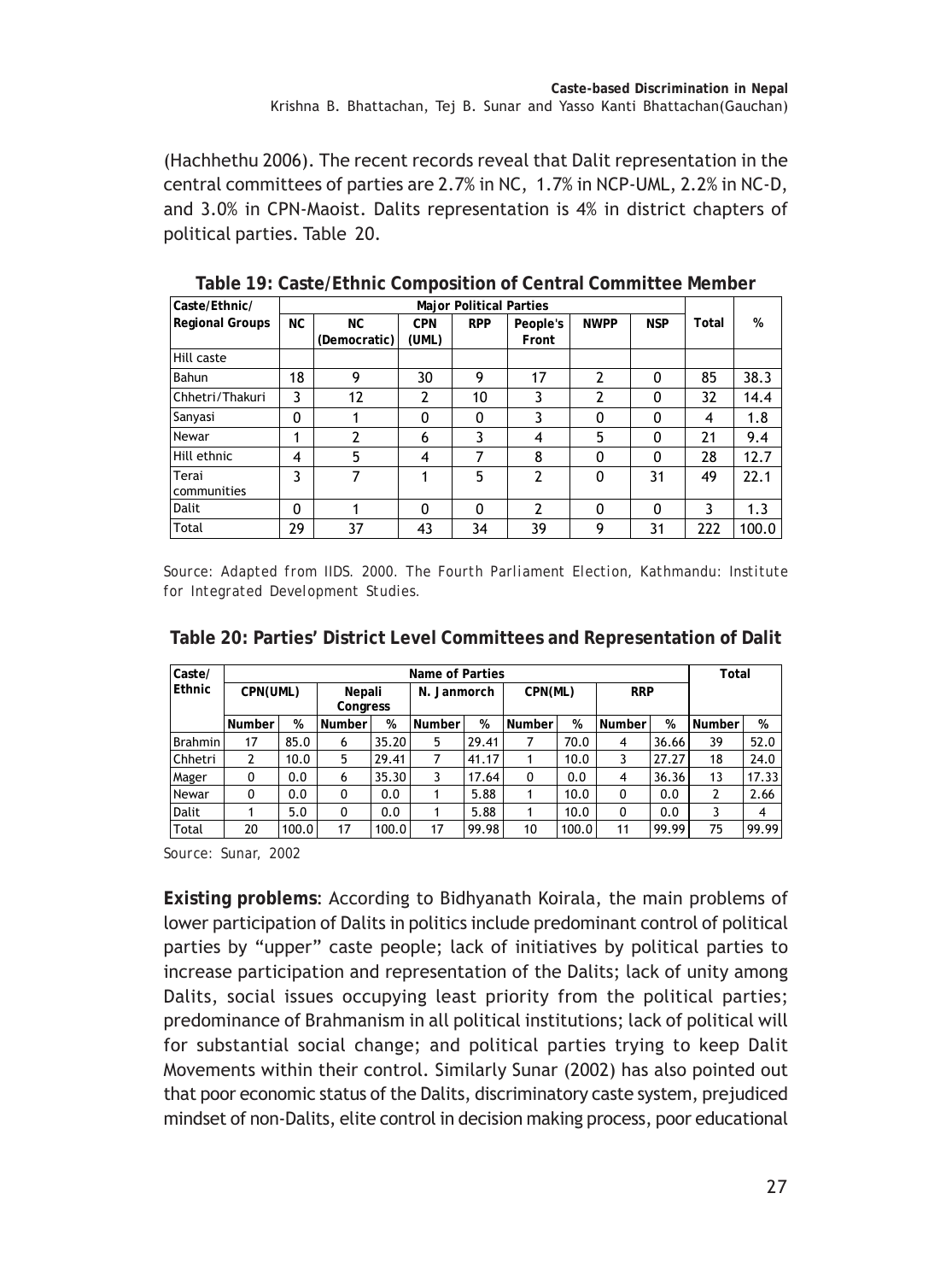(Hachhethu 2006). The recent records reveal that Dalit representation in the central committees of parties are 2.7% in NC, 1.7% in NCP-UML, 2.2% in NC-D, and 3.0% in CPN-Maoist. Dalits representation is 4% in district chapters of political parties. Table 20.

**Table 19: Caste/Ethnic Composition of Central Committee Member**

| Caste/Ethnic/ Regional Groups | Major Political Parties | | | | | | | Total | % |
|---|---|---|---|---|---|---|---|---|---|
| | NC | NC (Democratic) | CPN (UML) | RPP | People's Front | NWPP | NSP | | |
| Hill caste | | | | | | | | | |
| Bahun | 18 | 9 | 30 | 9 | 17 | 2 | 0 | 85 | 38.3 |
| Chhetri/Thakuri | 3 | 12 | 2 | 10 | 3 | 2 | 0 | 32 | 14.4 |
| Sanyasi | 0 | 1 | 0 | 0 | 3 | 0 | 0 | 4 | 1.8 |
| Newar | 1 | 2 | 6 | 3 | 4 | 5 | 0 | 21 | 9.4 |
| Hill ethnic | 4 | 5 | 4 | 7 | 8 | 0 | 0 | 28 | 12.7 |
| Terai communities | 3 | 7 | 1 | 5 | 2 | 0 | 31 | 49 | 22.1 |
| Dalit | 0 | 1 | 0 | 0 | 2 | 0 | 0 | 3 | 1.3 |
| Total | 29 | 37 | 43 | 34 | 39 | 9 | 31 | 222 | 100.0 |

*Source: Adapted from IIDS. 2000. The Fourth Parliament Election, Kathmandu: Institute for Integrated Development Studies.*

**Table 20: Parties' District Level Committees and Representation of Dalit**

| Caste/ Ethnic | Name of Parties | | | | | | | | | | Total | |
|---|---|---|---|---|---|---|---|---|---|---|---|---|
| | CPN(UML) | | Nepali Congress | | N. Janmorch | | CPN(ML) | | RRP | | | |
| | Number | % | Number | % | Number | % | Number | % | Number | % | Number | % |
| Brahmin | 17 | 85.0 | 6 | 35.20 | 5 | 29.41 | 7 | 70.0 | 4 | 36.66 | 39 | 52.0 |
| Chhetri | 2 | 10.0 | 5 | 29.41 | 7 | 41.17 | 1 | 10.0 | 3 | 27.27 | 18 | 24.0 |
| Mager | 0 | 0.0 | 6 | 35.30 | 3 | 17.64 | 0 | 0.0 | 4 | 36.36 | 13 | 17.33 |
| Newar | 0 | 0.0 | 0 | 0.0 | 1 | 5.88 | 1 | 10.0 | 0 | 0.0 | 2 | 2.66 |
| Dalit | 1 | 5.0 | 0 | 0.0 | 1 | 5.88 | 1 | 10.0 | 0 | 0.0 | 3 | 4 |
| Total | 20 | 100.0 | 17 | 100.0 | 17 | 99.98 | 10 | 100.0 | 11 | 99.99 | 75 | 99.99 |

*Source: Sunar, 2002*

**Existing problems**: According to Bidhyanath Koirala, the main problems of lower participation of Dalits in politics include predominant control of political parties by "upper" caste people; lack of initiatives by political parties to increase participation and representation of the Dalits; lack of unity among Dalits, social issues occupying least priority from the political parties; predominance of Brahmanism in all political institutions; lack of political will for substantial social change; and political parties trying to keep Dalit Movements within their control. Similarly Sunar (2002) has also pointed out that poor economic status of the Dalits, discriminatory caste system, prejudiced mindset of non-Dalits, elite control in decision making process, poor educational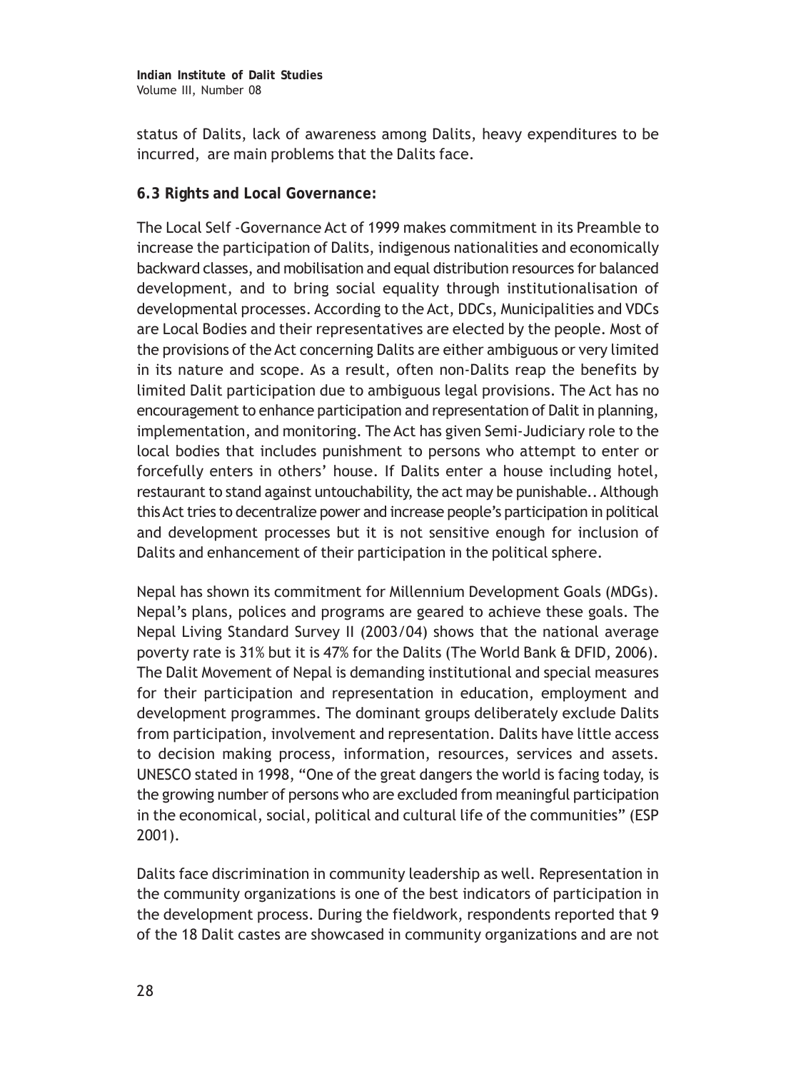status of Dalits, lack of awareness among Dalits, heavy expenditures to be incurred, are main problems that the Dalits face.

### 6.3 Rights and Local Governance:

The Local Self -Governance Act of 1999 makes commitment in its Preamble to increase the participation of Dalits, indigenous nationalities and economically backward classes, and mobilisation and equal distribution resources for balanced development, and to bring social equality through institutionalisation of developmental processes. According to the Act, DDCs, Municipalities and VDCs are Local Bodies and their representatives are elected by the people. Most of the provisions of the Act concerning Dalits are either ambiguous or very limited in its nature and scope. As a result, often non-Dalits reap the benefits by limited Dalit participation due to ambiguous legal provisions. The Act has no encouragement to enhance participation and representation of Dalit in planning, implementation, and monitoring. The Act has given Semi-Judiciary role to the local bodies that includes punishment to persons who attempt to enter or forcefully enters in others' house. If Dalits enter a house including hotel, restaurant to stand against untouchability, the act may be punishable.. Although this Act tries to decentralize power and increase people's participation in political and development processes but it is not sensitive enough for inclusion of Dalits and enhancement of their participation in the political sphere.

Nepal has shown its commitment for Millennium Development Goals (MDGs). Nepal's plans, polices and programs are geared to achieve these goals. The Nepal Living Standard Survey II (2003/04) shows that the national average poverty rate is 31% but it is 47% for the Dalits (The World Bank & DFID, 2006). The Dalit Movement of Nepal is demanding institutional and special measures for their participation and representation in education, employment and development programmes. The dominant groups deliberately exclude Dalits from participation, involvement and representation. Dalits have little access to decision making process, information, resources, services and assets. UNESCO stated in 1998, "One of the great dangers the world is facing today, is the growing number of persons who are excluded from meaningful participation in the economical, social, political and cultural life of the communities" (ESP 2001).

Dalits face discrimination in community leadership as well. Representation in the community organizations is one of the best indicators of participation in the development process. During the fieldwork, respondents reported that 9 of the 18 Dalit castes are showcased in community organizations and are not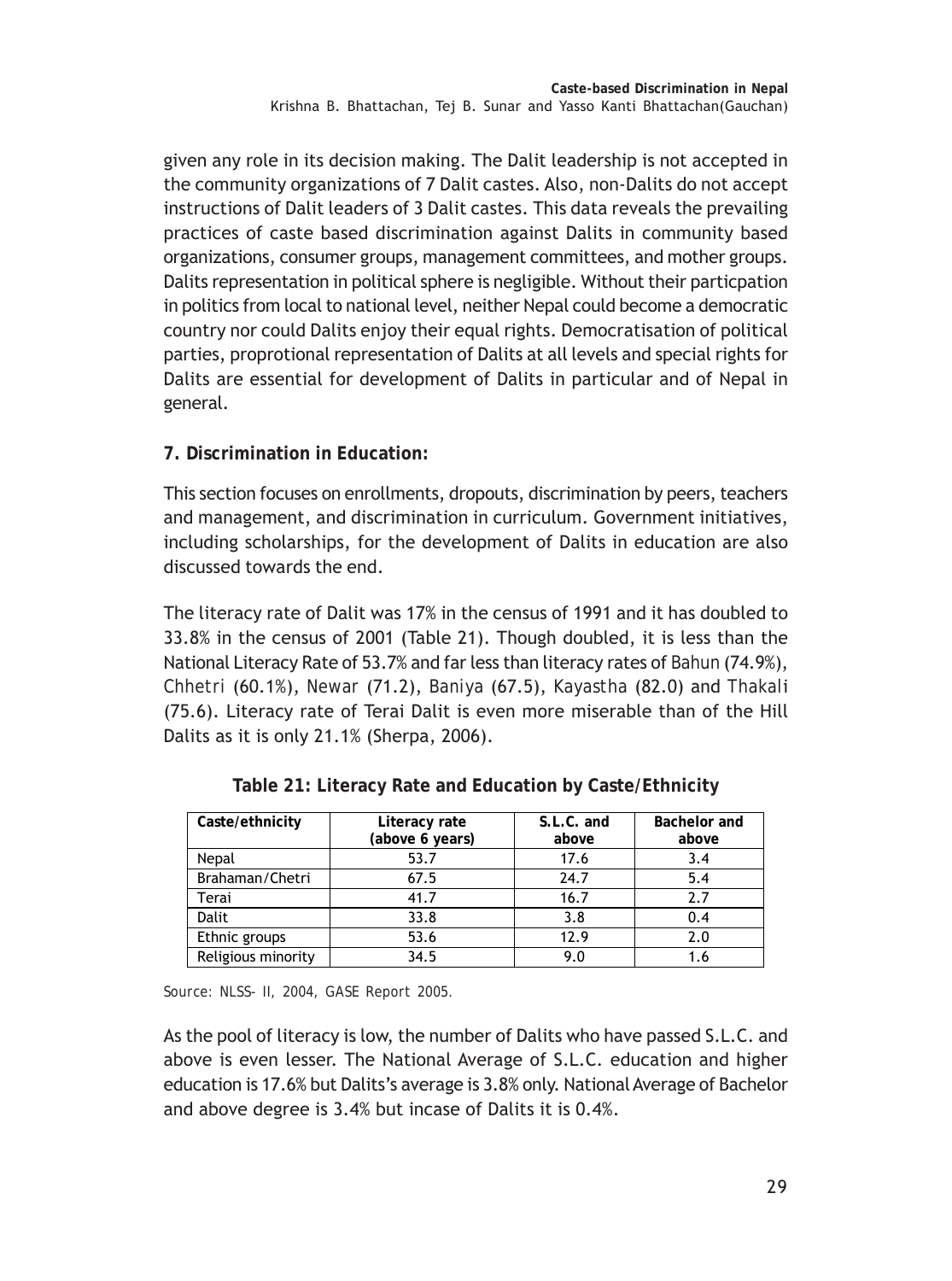given any role in its decision making. The Dalit leadership is not accepted in the community organizations of 7 Dalit castes. Also, non-Dalits do not accept instructions of Dalit leaders of 3 Dalit castes. This data reveals the prevailing practices of caste based discrimination against Dalits in community based organizations, consumer groups, management committees, and mother groups. Dalits representation in political sphere is negligible. Without their particpation in politics from local to national level, neither Nepal could become a democratic country nor could Dalits enjoy their equal rights. Democratisation of political parties, proprotional representation of Dalits at all levels and special rights for Dalits are essential for development of Dalits in particular and of Nepal in general.

## 7. Discrimination in Education:

This section focuses on enrollments, dropouts, discrimination by peers, teachers and management, and discrimination in curriculum. Government initiatives, including scholarships, for the development of Dalits in education are also discussed towards the end.

The literacy rate of Dalit was 17% in the census of 1991 and it has doubled to 33.8% in the census of 2001 (Table 21). Though doubled, it is less than the National Literacy Rate of 53.7% and far less than literacy rates of Bahun (74.9%), Chhetri (60.1%), Newar (71.2), Baniya (67.5), Kayastha (82.0) and Thakali (75.6). Literacy rate of Terai Dalit is even more miserable than of the Hill Dalits as it is only 21.1% (Sherpa, 2006).

**Table 21: Literacy Rate and Education by Caste/Ethnicity**

| Caste/ethnicity | Literacy rate (above 6 years) | S.L.C. and above | Bachelor and above |
|---|---|---|---|
| Nepal | 53.7 | 17.6 | 3.4 |
| Brahaman/Chetri | 67.5 | 24.7 | 5.4 |
| Terai | 41.7 | 16.7 | 2.7 |
| Dalit | 33.8 | 3.8 | 0.4 |
| Ethnic groups | 53.6 | 12.9 | 2.0 |
| Religious minority | 34.5 | 9.0 | 1.6 |

Source: NLSS- II, 2004, GASE Report 2005.

As the pool of literacy is low, the number of Dalits who have passed S.L.C. and above is even lesser. The National Average of S.L.C. education and higher education is 17.6% but Dalits's average is 3.8% only. National Average of Bachelor and above degree is 3.4% but incase of Dalits it is 0.4%.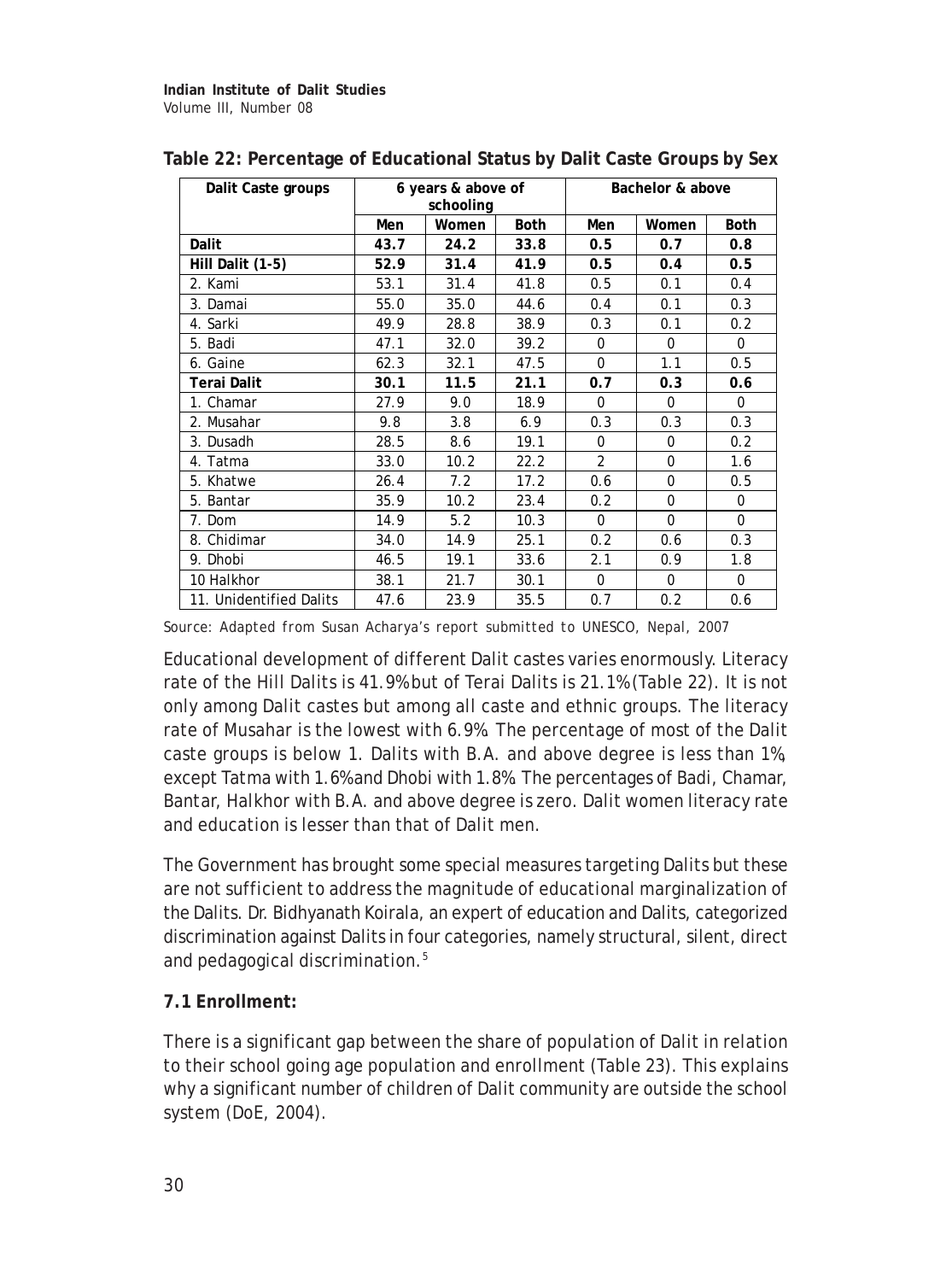**Table 22: Percentage of Educational Status by Dalit Caste Groups by Sex**

| Dalit Caste groups | 6 years & above of schooling | | | Bachelor & above | | |
|---|---|---|---|---|---|---|
| | Men | Women | Both | Men | Women | Both |
| **Dalit** | **43.7** | **24.2** | **33.8** | **0.5** | **0.7** | **0.8** |
| **Hill Dalit (1-5)** | **52.9** | **31.4** | **41.9** | **0.5** | **0.4** | **0.5** |
| 2. Kami | 53.1 | 31.4 | 41.8 | 0.5 | 0.1 | 0.4 |
| 3. Damai | 55.0 | 35.0 | 44.6 | 0.4 | 0.1 | 0.3 |
| 4. Sarki | 49.9 | 28.8 | 38.9 | 0.3 | 0.1 | 0.2 |
| 5. Badi | 47.1 | 32.0 | 39.2 | 0 | 0 | 0 |
| 6. Gaine | 62.3 | 32.1 | 47.5 | 0 | 1.1 | 0.5 |
| **Terai Dalit** | **30.1** | **11.5** | **21.1** | **0.7** | **0.3** | **0.6** |
| 1. Chamar | 27.9 | 9.0 | 18.9 | 0 | 0 | 0 |
| 2. Musahar | 9.8 | 3.8 | 6.9 | 0.3 | 0.3 | 0.3 |
| 3. Dusadh | 28.5 | 8.6 | 19.1 | 0 | 0 | 0.2 |
| 4. Tatma | 33.0 | 10.2 | 22.2 | 2 | 0 | 1.6 |
| 5. Khatwe | 26.4 | 7.2 | 17.2 | 0.6 | 0 | 0.5 |
| 5. Bantar | 35.9 | 10.2 | 23.4 | 0.2 | 0 | 0 |
| 7. Dom | 14.9 | 5.2 | 10.3 | 0 | 0 | 0 |
| 8. Chidimar | 34.0 | 14.9 | 25.1 | 0.2 | 0.6 | 0.3 |
| 9. Dhobi | 46.5 | 19.1 | 33.6 | 2.1 | 0.9 | 1.8 |
| 10 Halkhor | 38.1 | 21.7 | 30.1 | 0 | 0 | 0 |
| 11. Unidentified Dalits | 47.6 | 23.9 | 35.5 | 0.7 | 0.2 | 0.6 |

Source: Adapted from Susan Acharya's report submitted to UNESCO, Nepal, 2007

Educational development of different Dalit castes varies enormously. Literacy rate of the Hill Dalits is 41.9% but of Terai Dalits is 21.1% (Table 22). It is not only among Dalit castes but among all caste and ethnic groups. The literacy rate of Musahar is the lowest with 6.9%. The percentage of most of the Dalit caste groups is below 1. Dalits with B.A. and above degree is less than 1%, except Tatma with 1.6% and Dhobi with 1.8%. The percentages of Badi, Chamar, Bantar, Halkhor with B.A. and above degree is zero. Dalit women literacy rate and education is lesser than that of Dalit men.

The Government has brought some special measures targeting Dalits but these are not sufficient to address the magnitude of educational marginalization of the Dalits. Dr. Bidhyanath Koirala, an expert of education and Dalits, categorized discrimination against Dalits in four categories, namely structural, silent, direct and pedagogical discrimination.[5]

### 7.1 Enrollment:

There is a significant gap between the share of population of Dalit in relation to their school going age population and enrollment (Table 23). This explains why a significant number of children of Dalit community are outside the school system (DoE, 2004).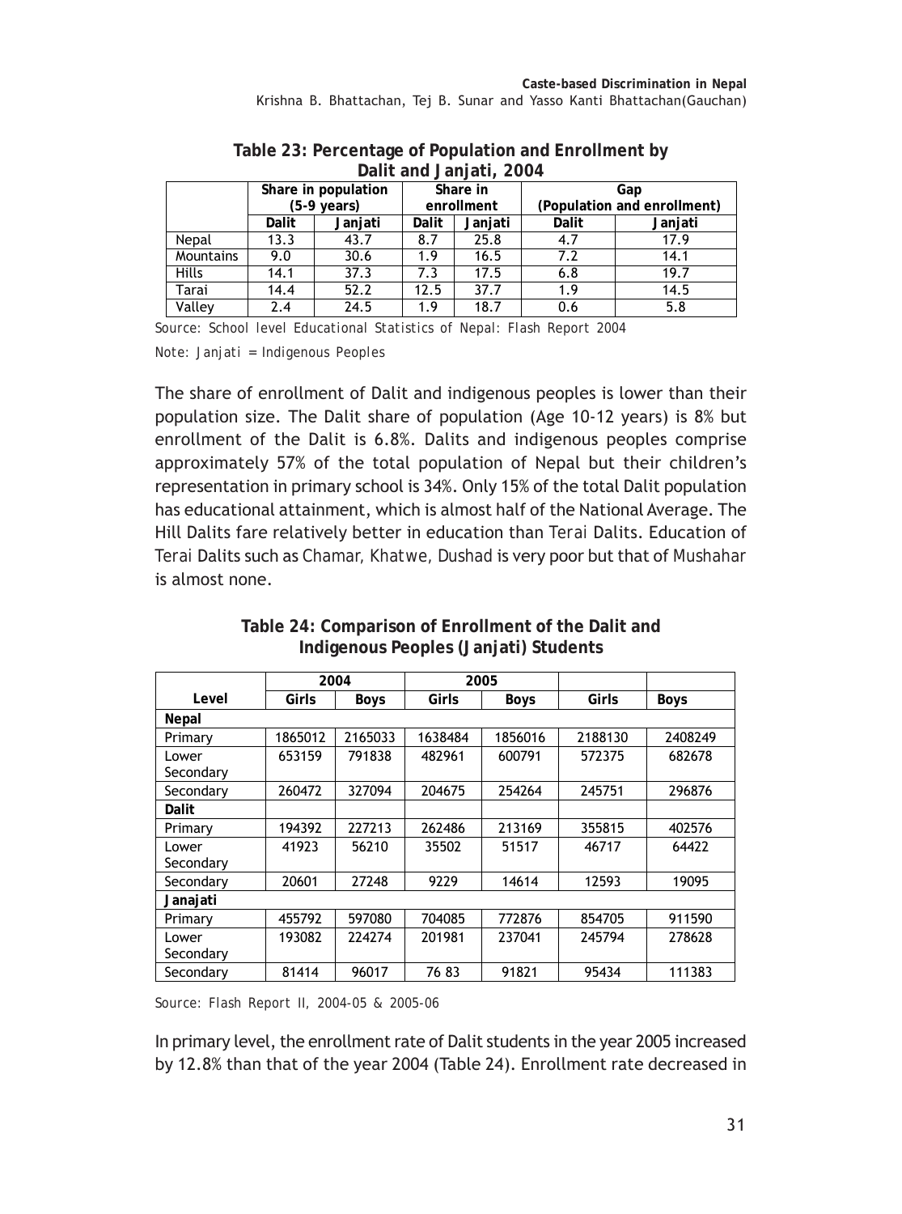**Table 23: Percentage of Population and Enrollment by Dalit and Janjati, 2004**

| | Share in population (5-9 years) | | Share in enrollment | | Gap (Population and enrollment) | |
|---|---|---|---|---|---|---|
| | Dalit | Janjati | Dalit | Janjati | Dalit | Janjati |
| Nepal | 13.3 | 43.7 | 8.7 | 25.8 | 4.7 | 17.9 |
| Mountains | 9.0 | 30.6 | 1.9 | 16.5 | 7.2 | 14.1 |
| Hills | 14.1 | 37.3 | 7.3 | 17.5 | 6.8 | 19.7 |
| Tarai | 14.4 | 52.2 | 12.5 | 37.7 | 1.9 | 14.5 |
| Valley | 2.4 | 24.5 | 1.9 | 18.7 | 0.6 | 5.8 |

*Source: School level Educational Statistics of Nepal: Flash Report 2004*

*Note: Janjati = Indigenous Peoples*

The share of enrollment of Dalit and indigenous peoples is lower than their population size. The Dalit share of population (Age 10-12 years) is 8% but enrollment of the Dalit is 6.8%. Dalits and indigenous peoples comprise approximately 57% of the total population of Nepal but their children's representation in primary school is 34%. Only 15% of the total Dalit population has educational attainment, which is almost half of the National Average. The Hill Dalits fare relatively better in education than *Terai* Dalits. Education of *Terai* Dalits such as *Chamar, Khatwe, Dushad* is very poor but that of *Mushahar* is almost none.

**Table 24: Comparison of Enrollment of the Dalit and Indigenous Peoples (Janjati) Students**

| | 2004 | | 2005 | | | |
|---|---|---|---|---|---|---|
| Level | Girls | Boys | Girls | Boys | Girls | Boys |
| **Nepal** | | | | | | |
| Primary | 1865012 | 2165033 | 1638484 | 1856016 | 2188130 | 2408249 |
| Lower Secondary | 653159 | 791838 | 482961 | 600791 | 572375 | 682678 |
| Secondary | 260472 | 327094 | 204675 | 254264 | 245751 | 296876 |
| **Dalit** | | | | | | |
| Primary | 194392 | 227213 | 262486 | 213169 | 355815 | 402576 |
| Lower Secondary | 41923 | 56210 | 35502 | 51517 | 46717 | 64422 |
| Secondary | 20601 | 27248 | 9229 | 14614 | 12593 | 19095 |
| **Janajati** | | | | | | |
| Primary | 455792 | 597080 | 704085 | 772876 | 854705 | 911590 |
| Lower Secondary | 193082 | 224274 | 201981 | 237041 | 245794 | 278628 |
| Secondary | 81414 | 96017 | 76 83 | 91821 | 95434 | 111383 |

*Source: Flash Report II, 2004-05 & 2005-06*

In primary level, the enrollment rate of Dalit students in the year 2005 increased by 12.8% than that of the year 2004 (Table 24). Enrollment rate decreased in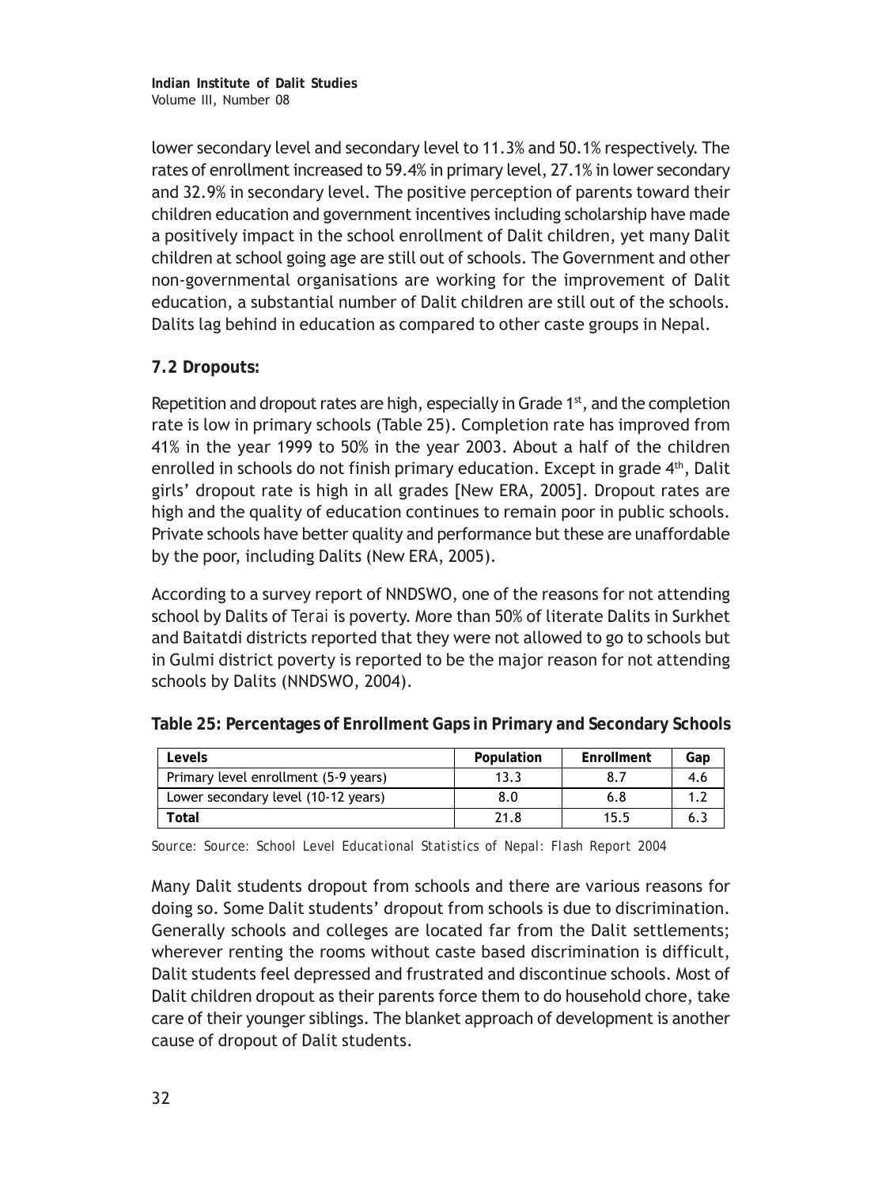lower secondary level and secondary level to 11.3% and 50.1% respectively. The rates of enrollment increased to 59.4% in primary level, 27.1% in lower secondary and 32.9% in secondary level. The positive perception of parents toward their children education and government incentives including scholarship have made a positively impact in the school enrollment of Dalit children, yet many Dalit children at school going age are still out of schools. The Government and other non-governmental organisations are working for the improvement of Dalit education, a substantial number of Dalit children are still out of the schools. Dalits lag behind in education as compared to other caste groups in Nepal.

## 7.2 Dropouts:

Repetition and dropout rates are high, especially in Grade 1st, and the completion rate is low in primary schools (Table 25). Completion rate has improved from 41% in the year 1999 to 50% in the year 2003. About a half of the children enrolled in schools do not finish primary education. Except in grade 4th, Dalit girls' dropout rate is high in all grades [New ERA, 2005]. Dropout rates are high and the quality of education continues to remain poor in public schools. Private schools have better quality and performance but these are unaffordable by the poor, including Dalits (New ERA, 2005).

According to a survey report of NNDSWO, one of the reasons for not attending school by Dalits of *Terai* is poverty. More than 50% of literate Dalits in Surkhet and Baitatdi districts reported that they were not allowed to go to schools but in Gulmi district poverty is reported to be the major reason for not attending schools by Dalits (NNDSWO, 2004).

**Table 25: Percentages of Enrollment Gaps in Primary and Secondary Schools**

| Levels | Population | Enrollment | Gap |
|---|---|---|---|
| Primary level enrollment (5-9 years) | 13.3 | 8.7 | 4.6 |
| Lower secondary level (10-12 years) | 8.0 | 6.8 | 1.2 |
| **Total** | 21.8 | 15.5 | 6.3 |

Source: Source: School Level Educational Statistics of Nepal: Flash Report 2004

Many Dalit students dropout from schools and there are various reasons for doing so. Some Dalit students' dropout from schools is due to discrimination. Generally schools and colleges are located far from the Dalit settlements; wherever renting the rooms without caste based discrimination is difficult, Dalit students feel depressed and frustrated and discontinue schools. Most of Dalit children dropout as their parents force them to do household chore, take care of their younger siblings. The blanket approach of development is another cause of dropout of Dalit students.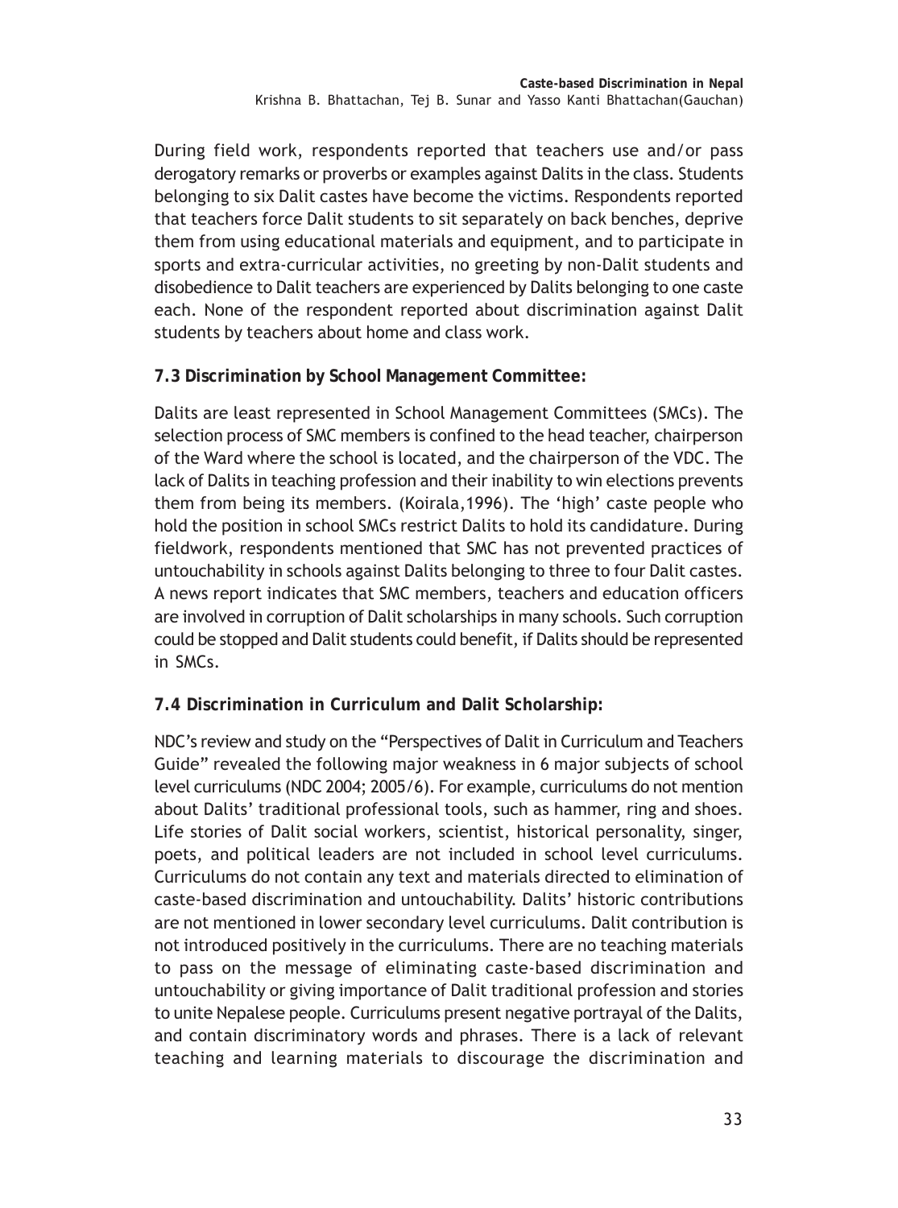During field work, respondents reported that teachers use and/or pass derogatory remarks or proverbs or examples against Dalits in the class. Students belonging to six Dalit castes have become the victims. Respondents reported that teachers force Dalit students to sit separately on back benches, deprive them from using educational materials and equipment, and to participate in sports and extra-curricular activities, no greeting by non-Dalit students and disobedience to Dalit teachers are experienced by Dalits belonging to one caste each. None of the respondent reported about discrimination against Dalit students by teachers about home and class work.

**7.3 Discrimination by School Management Committee:**

Dalits are least represented in School Management Committees (SMCs). The selection process of SMC members is confined to the head teacher, chairperson of the Ward where the school is located, and the chairperson of the VDC. The lack of Dalits in teaching profession and their inability to win elections prevents them from being its members. (Koirala,1996). The 'high' caste people who hold the position in school SMCs restrict Dalits to hold its candidature. During fieldwork, respondents mentioned that SMC has not prevented practices of untouchability in schools against Dalits belonging to three to four Dalit castes. A news report indicates that SMC members, teachers and education officers are involved in corruption of Dalit scholarships in many schools. Such corruption could be stopped and Dalit students could benefit, if Dalits should be represented in SMCs.

**7.4 Discrimination in Curriculum and Dalit Scholarship:**

NDC's review and study on the "Perspectives of Dalit in Curriculum and Teachers Guide" revealed the following major weakness in 6 major subjects of school level curriculums (NDC 2004; 2005/6). For example, curriculums do not mention about Dalits' traditional professional tools, such as hammer, ring and shoes. Life stories of Dalit social workers, scientist, historical personality, singer, poets, and political leaders are not included in school level curriculums. Curriculums do not contain any text and materials directed to elimination of caste-based discrimination and untouchability. Dalits' historic contributions are not mentioned in lower secondary level curriculums. Dalit contribution is not introduced positively in the curriculums. There are no teaching materials to pass on the message of eliminating caste-based discrimination and untouchability or giving importance of Dalit traditional profession and stories to unite Nepalese people. Curriculums present negative portrayal of the Dalits, and contain discriminatory words and phrases. There is a lack of relevant teaching and learning materials to discourage the discrimination and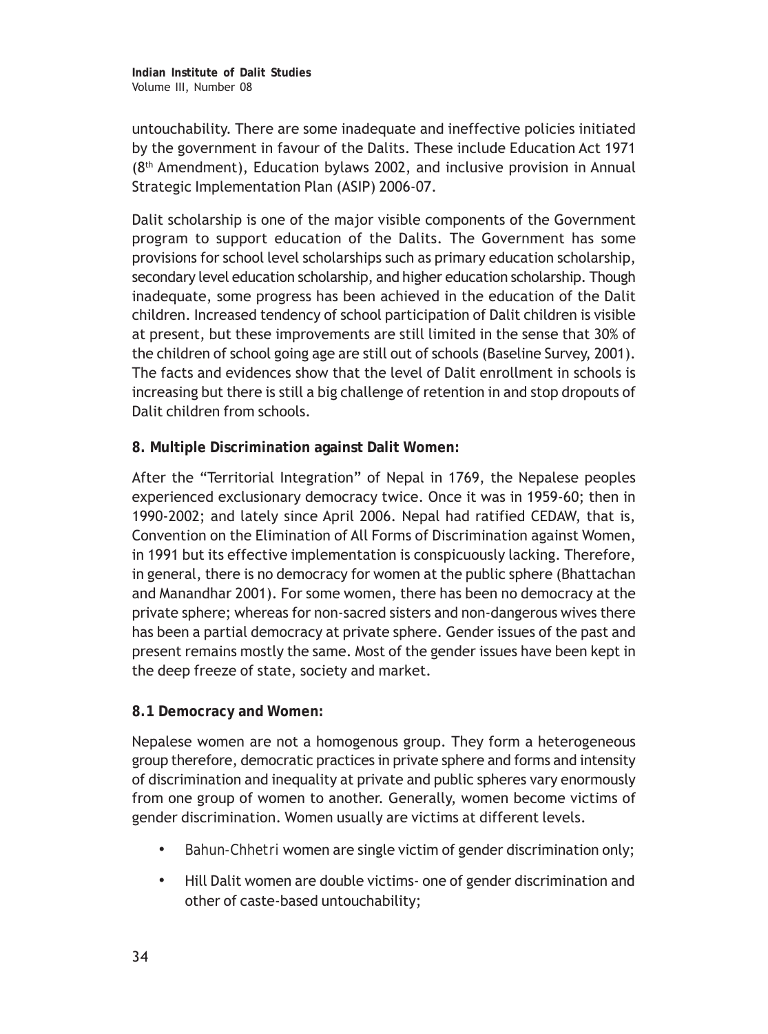untouchability. There are some inadequate and ineffective policies initiated by the government in favour of the Dalits. These include Education Act 1971 (8th Amendment), Education bylaws 2002, and inclusive provision in Annual Strategic Implementation Plan (ASIP) 2006-07.

Dalit scholarship is one of the major visible components of the Government program to support education of the Dalits. The Government has some provisions for school level scholarships such as primary education scholarship, secondary level education scholarship, and higher education scholarship. Though inadequate, some progress has been achieved in the education of the Dalit children. Increased tendency of school participation of Dalit children is visible at present, but these improvements are still limited in the sense that 30% of the children of school going age are still out of schools (Baseline Survey, 2001). The facts and evidences show that the level of Dalit enrollment in schools is increasing but there is still a big challenge of retention in and stop dropouts of Dalit children from schools.

### 8. Multiple Discrimination against Dalit Women:

After the "Territorial Integration" of Nepal in 1769, the Nepalese peoples experienced exclusionary democracy twice. Once it was in 1959-60; then in 1990-2002; and lately since April 2006. Nepal had ratified CEDAW, that is, Convention on the Elimination of All Forms of Discrimination against Women, in 1991 but its effective implementation is conspicuously lacking. Therefore, in general, there is no democracy for women at the public sphere (Bhattachan and Manandhar 2001). For some women, there has been no democracy at the private sphere; whereas for non-sacred sisters and non-dangerous wives there has been a partial democracy at private sphere. Gender issues of the past and present remains mostly the same. Most of the gender issues have been kept in the deep freeze of state, society and market.

#### 8.1 Democracy and Women:

Nepalese women are not a homogenous group. They form a heterogeneous group therefore, democratic practices in private sphere and forms and intensity of discrimination and inequality at private and public spheres vary enormously from one group of women to another. Generally, women become victims of gender discrimination. Women usually are victims at different levels.

- *Bahun-Chhetri* women are single victim of gender discrimination only;
- Hill Dalit women are double victims- one of gender discrimination and other of caste-based untouchability;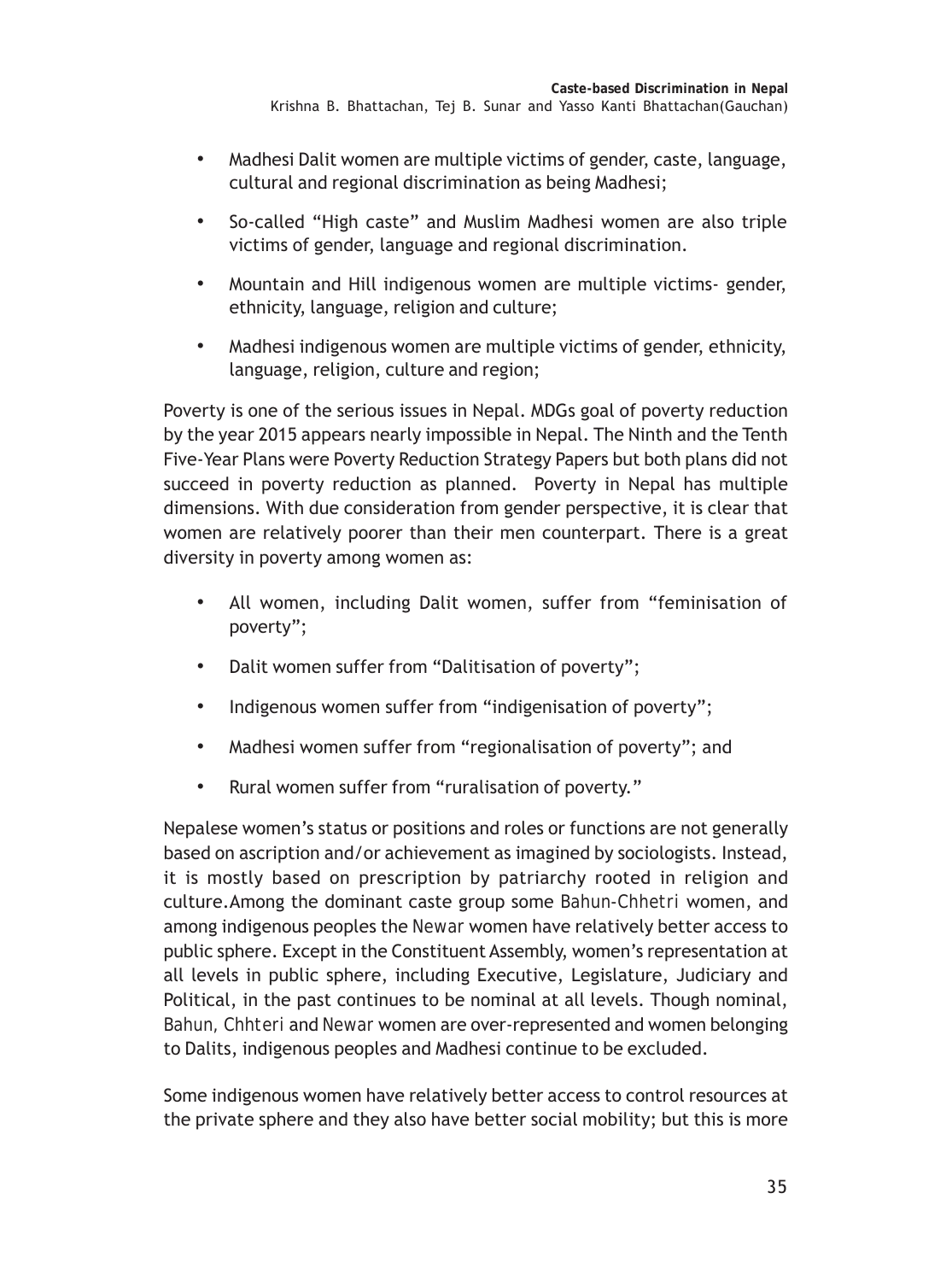- Madhesi Dalit women are multiple victims of gender, caste, language, cultural and regional discrimination as being Madhesi;
- So-called "High caste" and Muslim Madhesi women are also triple victims of gender, language and regional discrimination.
- Mountain and Hill indigenous women are multiple victims- gender, ethnicity, language, religion and culture;
- Madhesi indigenous women are multiple victims of gender, ethnicity, language, religion, culture and region;

Poverty is one of the serious issues in Nepal. MDGs goal of poverty reduction by the year 2015 appears nearly impossible in Nepal. The Ninth and the Tenth Five-Year Plans were Poverty Reduction Strategy Papers but both plans did not succeed in poverty reduction as planned. Poverty in Nepal has multiple dimensions. With due consideration from gender perspective, it is clear that women are relatively poorer than their men counterpart. There is a great diversity in poverty among women as:

- All women, including Dalit women, suffer from "feminisation of poverty";
- Dalit women suffer from "Dalitisation of poverty";
- Indigenous women suffer from "indigenisation of poverty";
- Madhesi women suffer from "regionalisation of poverty"; and
- Rural women suffer from "ruralisation of poverty."

Nepalese women's status or positions and roles or functions are not generally based on ascription and/or achievement as imagined by sociologists. Instead, it is mostly based on prescription by patriarchy rooted in religion and culture.Among the dominant caste group some Bahun-Chhetri women, and among indigenous peoples the Newar women have relatively better access to public sphere. Except in the Constituent Assembly, women's representation at all levels in public sphere, including Executive, Legislature, Judiciary and Political, in the past continues to be nominal at all levels. Though nominal, Bahun, Chhteri and Newar women are over-represented and women belonging to Dalits, indigenous peoples and Madhesi continue to be excluded.

Some indigenous women have relatively better access to control resources at the private sphere and they also have better social mobility; but this is more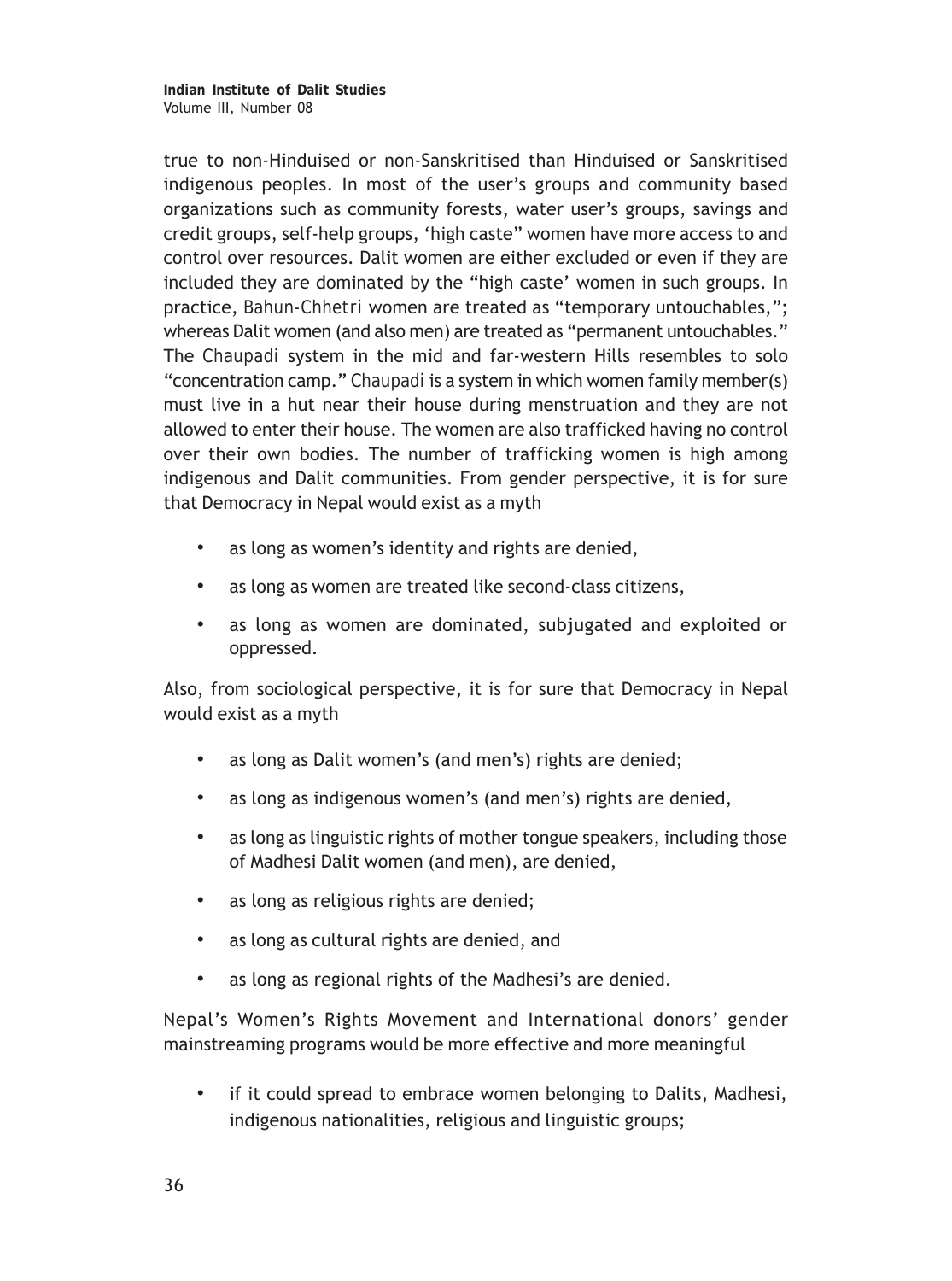true to non-Hinduised or non-Sanskritised than Hinduised or Sanskritised indigenous peoples. In most of the user's groups and community based organizations such as community forests, water user's groups, savings and credit groups, self-help groups, 'high caste" women have more access to and control over resources. Dalit women are either excluded or even if they are included they are dominated by the "high caste' women in such groups. In practice, Bahun-Chhetri women are treated as "temporary untouchables,"; whereas Dalit women (and also men) are treated as "permanent untouchables." The Chaupadi system in the mid and far-western Hills resembles to solo "concentration camp." Chaupadi is a system in which women family member(s) must live in a hut near their house during menstruation and they are not allowed to enter their house. The women are also trafficked having no control over their own bodies. The number of trafficking women is high among indigenous and Dalit communities. From gender perspective, it is for sure that Democracy in Nepal would exist as a myth

- as long as women's identity and rights are denied,
- as long as women are treated like second-class citizens,
- as long as women are dominated, subjugated and exploited or oppressed.

Also, from sociological perspective, it is for sure that Democracy in Nepal would exist as a myth

- as long as Dalit women's (and men's) rights are denied;
- as long as indigenous women's (and men's) rights are denied,
- as long as linguistic rights of mother tongue speakers, including those of Madhesi Dalit women (and men), are denied,
- as long as religious rights are denied;
- as long as cultural rights are denied, and
- as long as regional rights of the Madhesi's are denied.

Nepal's Women's Rights Movement and International donors' gender mainstreaming programs would be more effective and more meaningful

- if it could spread to embrace women belonging to Dalits, Madhesi, indigenous nationalities, religious and linguistic groups;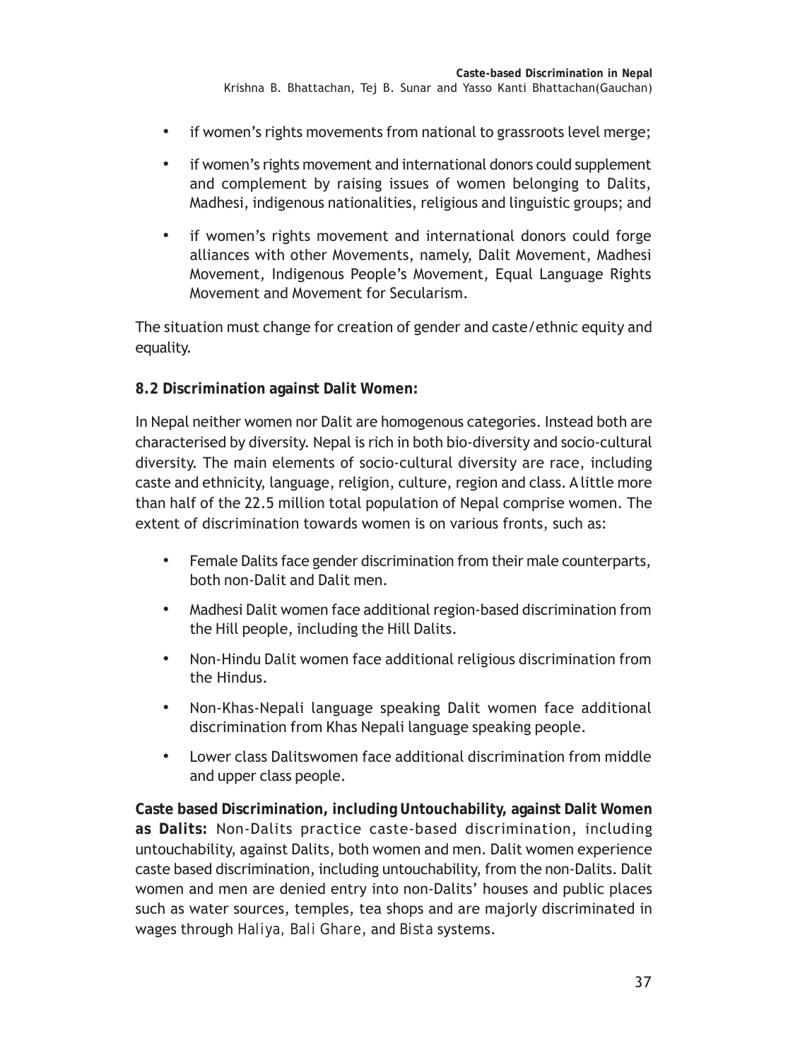- if women's rights movements from national to grassroots level merge;
- if women's rights movement and international donors could supplement and complement by raising issues of women belonging to Dalits, Madhesi, indigenous nationalities, religious and linguistic groups; and
- if women's rights movement and international donors could forge alliances with other Movements, namely, Dalit Movement, Madhesi Movement, Indigenous People's Movement, Equal Language Rights Movement and Movement for Secularism.

The situation must change for creation of gender and caste/ethnic equity and equality.

**8.2 Discrimination against Dalit Women:**

In Nepal neither women nor Dalit are homogenous categories. Instead both are characterised by diversity. Nepal is rich in both bio-diversity and socio-cultural diversity. The main elements of socio-cultural diversity are race, including caste and ethnicity, language, religion, culture, region and class. A little more than half of the 22.5 million total population of Nepal comprise women. The extent of discrimination towards women is on various fronts, such as:

- Female Dalits face gender discrimination from their male counterparts, both non-Dalit and Dalit men.
- Madhesi Dalit women face additional region-based discrimination from the Hill people, including the Hill Dalits.
- Non-Hindu Dalit women face additional religious discrimination from the Hindus.
- Non-Khas-Nepali language speaking Dalit women face additional discrimination from Khas Nepali language speaking people.
- Lower class Dalitswomen face additional discrimination from middle and upper class people.

**Caste based Discrimination, including Untouchability, against Dalit Women as Dalits:** Non-Dalits practice caste-based discrimination, including untouchability, against Dalits, both women and men. Dalit women experience caste based discrimination, including untouchability, from the non-Dalits. Dalit women and men are denied entry into non-Dalits' houses and public places such as water sources, temples, tea shops and are majorly discriminated in wages through *Haliya, Bali Ghare*, and *Bista* systems.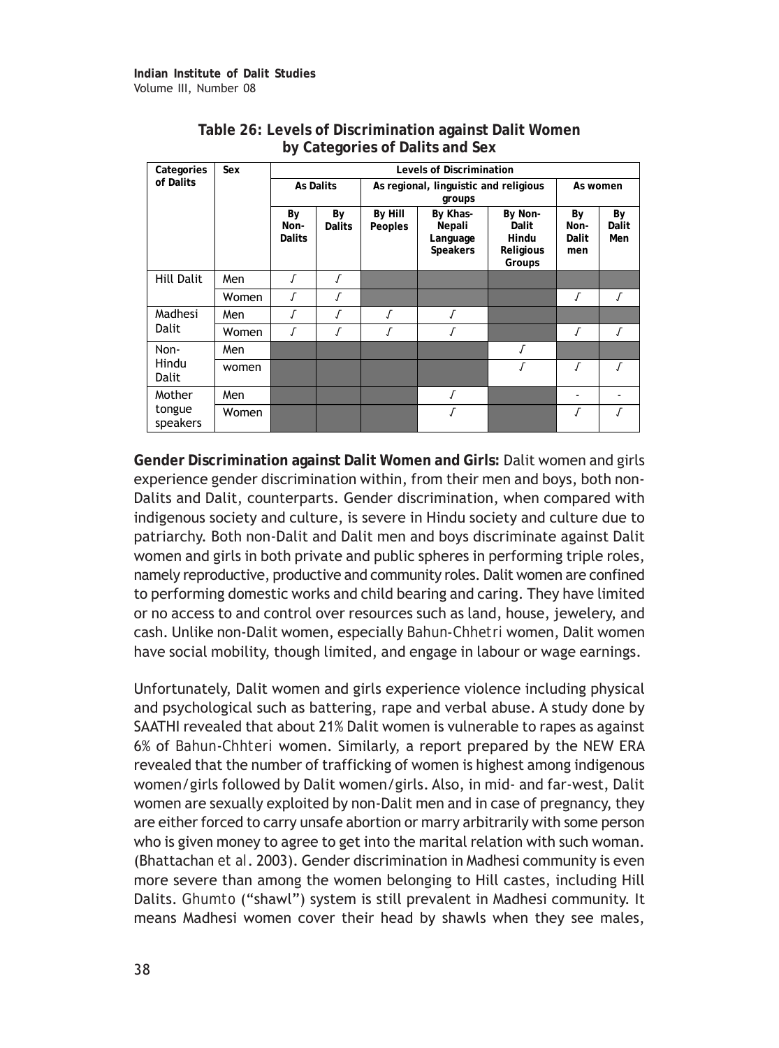**Table 26: Levels of Discrimination against Dalit Women by Categories of Dalits and Sex**

| Categories of Dalits | Sex | Levels of Discrimination | | | | | | |
|---|---|---|---|---|---|---|---|---|
| | | As Dalits | | As regional, linguistic and religious groups | | | As women | |
| | | By Non-Dalits | By Dalits | By Hill Peoples | By Khas-Nepali Language Speakers | By Non-Dalit Hindu Religious Groups | By Non-Dalit men | By Dalit Men |
| Hill Dalit | Men | √ | √ | | | | | |
| | Women | √ | √ | | | | √ | √ |
| Madhesi Dalit | Men | √ | √ | √ | √ | | | |
| | Women | √ | √ | √ | √ | | √ | √ |
| Non-Hindu Dalit | Men | | | | | √ | | |
| | women | | | | | √ | √ | √ |
| Mother tongue speakers | Men | | | | √ | | - | - |
| | Women | | | | √ | | √ | √ |

**Gender Discrimination against Dalit Women and Girls:** Dalit women and girls experience gender discrimination within, from their men and boys, both non-Dalits and Dalit, counterparts. Gender discrimination, when compared with indigenous society and culture, is severe in Hindu society and culture due to patriarchy. Both non-Dalit and Dalit men and boys discriminate against Dalit women and girls in both private and public spheres in performing triple roles, namely reproductive, productive and community roles. Dalit women are confined to performing domestic works and child bearing and caring. They have limited or no access to and control over resources such as land, house, jewelery, and cash. Unlike non-Dalit women, especially Bahun-Chhetri women, Dalit women have social mobility, though limited, and engage in labour or wage earnings.

Unfortunately, Dalit women and girls experience violence including physical and psychological such as battering, rape and verbal abuse. A study done by SAATHI revealed that about 21% Dalit women is vulnerable to rapes as against 6% of Bahun-Chhteri women. Similarly, a report prepared by the NEW ERA revealed that the number of trafficking of women is highest among indigenous women/girls followed by Dalit women/girls. Also, in mid- and far-west, Dalit women are sexually exploited by non-Dalit men and in case of pregnancy, they are either forced to carry unsafe abortion or marry arbitrarily with some person who is given money to agree to get into the marital relation with such woman. (Bhattachan *et al*. 2003). Gender discrimination in Madhesi community is even more severe than among the women belonging to Hill castes, including Hill Dalits. Ghumto ("shawl") system is still prevalent in Madhesi community. It means Madhesi women cover their head by shawls when they see males,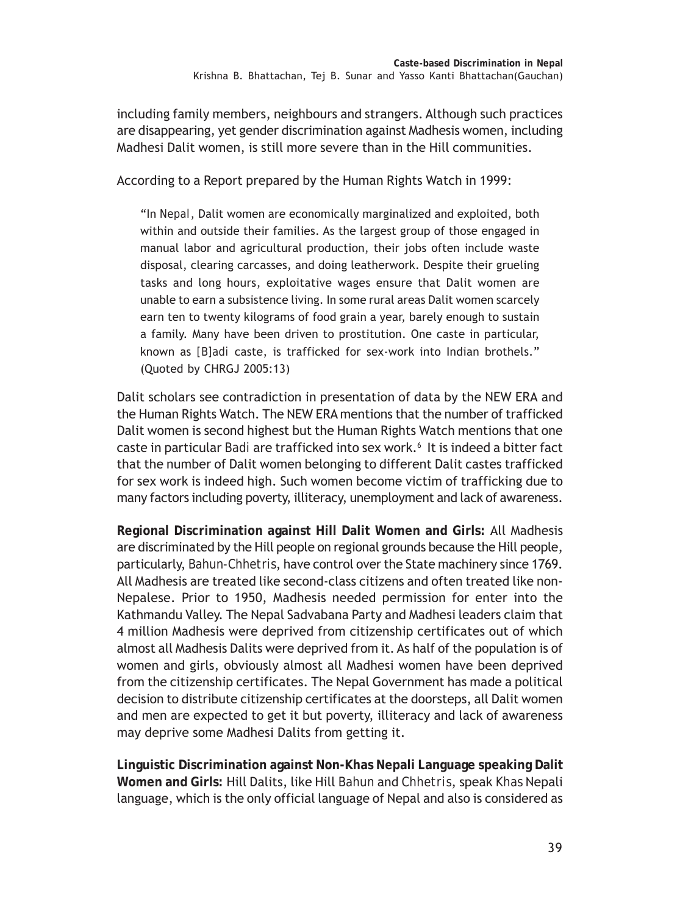including family members, neighbours and strangers. Although such practices are disappearing, yet gender discrimination against Madhesis women, including Madhesi Dalit women, is still more severe than in the Hill communities.

According to a Report prepared by the Human Rights Watch in 1999:

> "In Nepal, Dalit women are economically marginalized and exploited, both within and outside their families. As the largest group of those engaged in manual labor and agricultural production, their jobs often include waste disposal, clearing carcasses, and doing leatherwork. Despite their grueling tasks and long hours, exploitative wages ensure that Dalit women are unable to earn a subsistence living. In some rural areas Dalit women scarcely earn ten to twenty kilograms of food grain a year, barely enough to sustain a family. Many have been driven to prostitution. One caste in particular, known as [B]adi caste, is trafficked for sex-work into Indian brothels." (Quoted by CHRGJ 2005:13)

Dalit scholars see contradiction in presentation of data by the NEW ERA and the Human Rights Watch. The NEW ERA mentions that the number of trafficked Dalit women is second highest but the Human Rights Watch mentions that one caste in particular Badi are trafficked into sex work.[6] It is indeed a bitter fact that the number of Dalit women belonging to different Dalit castes trafficked for sex work is indeed high. Such women become victim of trafficking due to many factors including poverty, illiteracy, unemployment and lack of awareness.

**Regional Discrimination against Hill Dalit Women and Girls:** All Madhesis are discriminated by the Hill people on regional grounds because the Hill people, particularly, Bahun-Chhetris, have control over the State machinery since 1769. All Madhesis are treated like second-class citizens and often treated like non-Nepalese. Prior to 1950, Madhesis needed permission for enter into the Kathmandu Valley. The Nepal Sadvabana Party and Madhesi leaders claim that 4 million Madhesis were deprived from citizenship certificates out of which almost all Madhesis Dalits were deprived from it. As half of the population is of women and girls, obviously almost all Madhesi women have been deprived from the citizenship certificates. The Nepal Government has made a political decision to distribute citizenship certificates at the doorsteps, all Dalit women and men are expected to get it but poverty, illiteracy and lack of awareness may deprive some Madhesi Dalits from getting it.

**Linguistic Discrimination against Non-Khas Nepali Language speaking Dalit Women and Girls:** Hill Dalits, like Hill Bahun and Chhetris, speak Khas Nepali language, which is the only official language of Nepal and also is considered as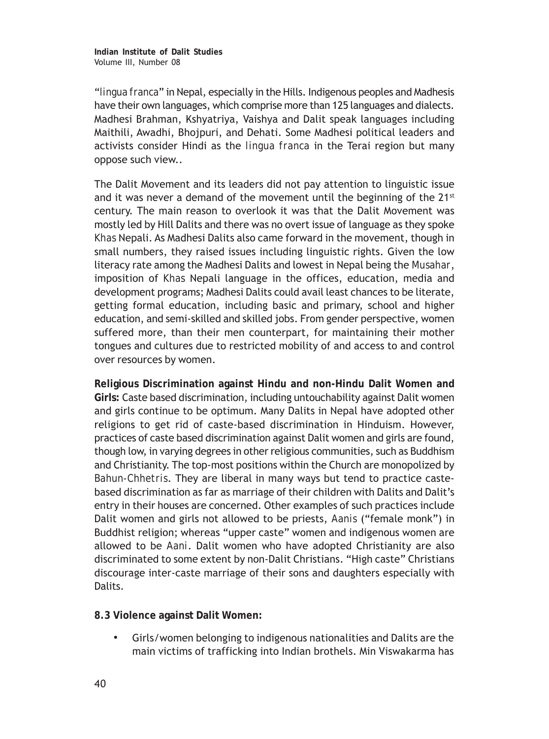"*lingua franca*" in Nepal, especially in the Hills. Indigenous peoples and Madhesis have their own languages, which comprise more than 125 languages and dialects. Madhesi Brahman, Kshyatriya, Vaishya and Dalit speak languages including Maithili, Awadhi, Bhojpuri, and Dehati. Some Madhesi political leaders and activists consider Hindi as the *lingua franca* in the Terai region but many oppose such view..

The Dalit Movement and its leaders did not pay attention to linguistic issue and it was never a demand of the movement until the beginning of the 21st century. The main reason to overlook it was that the Dalit Movement was mostly led by Hill Dalits and there was no overt issue of language as they spoke *Khas* Nepali. As Madhesi Dalits also came forward in the movement, though in small numbers, they raised issues including linguistic rights. Given the low literacy rate among the Madhesi Dalits and lowest in Nepal being the *Musahar*, imposition of *Khas* Nepali language in the offices, education, media and development programs; Madhesi Dalits could avail least chances to be literate, getting formal education, including basic and primary, school and higher education, and semi-skilled and skilled jobs. From gender perspective, women suffered more, than their men counterpart, for maintaining their mother tongues and cultures due to restricted mobility of and access to and control over resources by women.

**Religious Discrimination against Hindu and non-Hindu Dalit Women and Girls:** Caste based discrimination, including untouchability against Dalit women and girls continue to be optimum. Many Dalits in Nepal have adopted other religions to get rid of caste-based discrimination in Hinduism. However, practices of caste based discrimination against Dalit women and girls are found, though low, in varying degrees in other religious communities, such as Buddhism and Christianity. The top-most positions within the Church are monopolized by *Bahun-Chhetris*. They are liberal in many ways but tend to practice caste-based discrimination as far as marriage of their children with Dalits and Dalit's entry in their houses are concerned. Other examples of such practices include Dalit women and girls not allowed to be priests, *Aanis* ("female monk") in Buddhist religion; whereas "upper caste" women and indigenous women are allowed to be *Aani*. Dalit women who have adopted Christianity are also discriminated to some extent by non-Dalit Christians. "High caste" Christians discourage inter-caste marriage of their sons and daughters especially with Dalits.

**8.3 Violence against Dalit Women:**

- Girls/women belonging to indigenous nationalities and Dalits are the main victims of trafficking into Indian brothels. Min Viswakarma has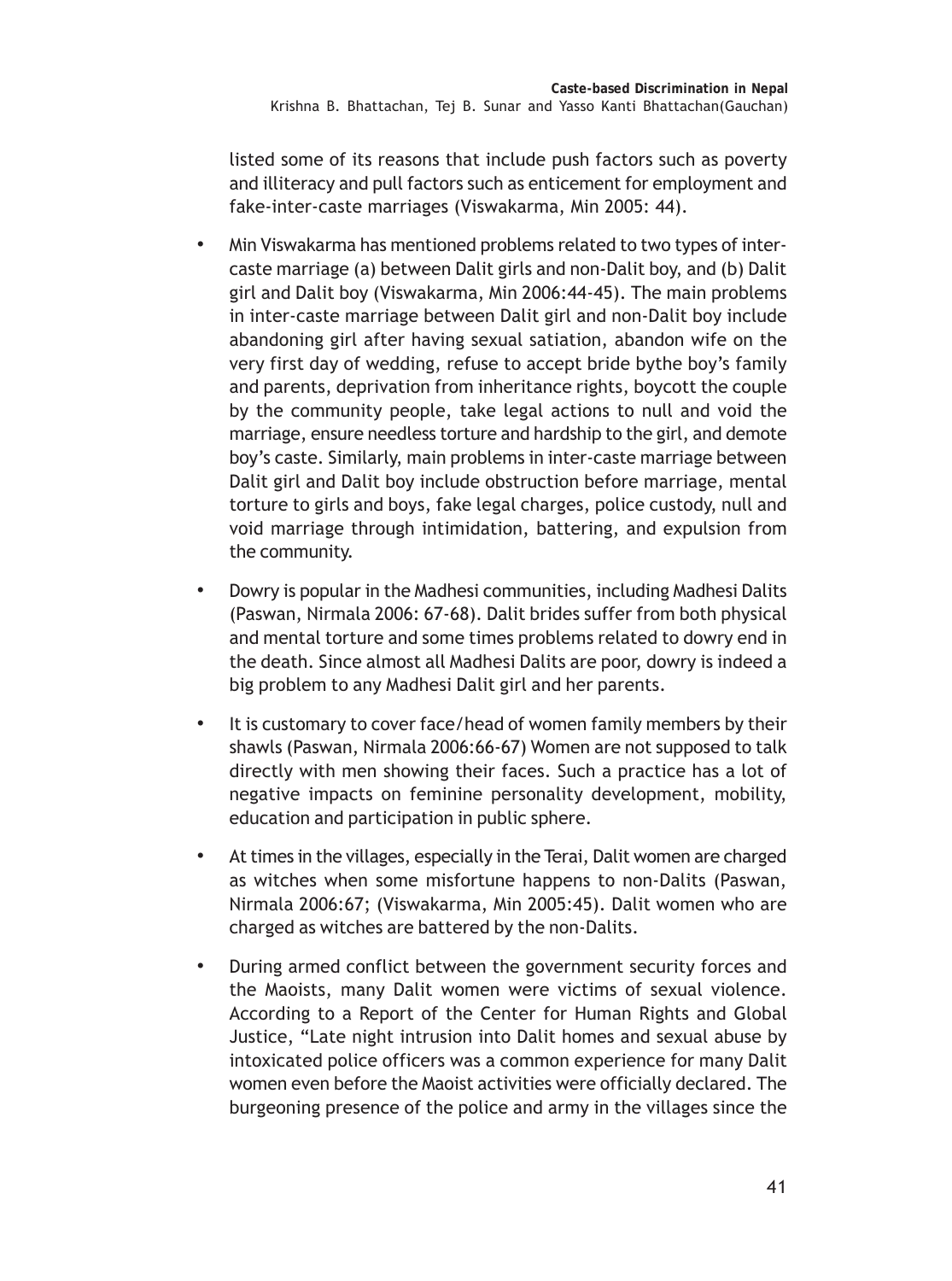listed some of its reasons that include push factors such as poverty and illiteracy and pull factors such as enticement for employment and fake-inter-caste marriages (Viswakarma, Min 2005: 44).

- Min Viswakarma has mentioned problems related to two types of inter-caste marriage (a) between Dalit girls and non-Dalit boy, and (b) Dalit girl and Dalit boy (Viswakarma, Min 2006:44-45). The main problems in inter-caste marriage between Dalit girl and non-Dalit boy include abandoning girl after having sexual satiation, abandon wife on the very first day of wedding, refuse to accept bride bythe boy's family and parents, deprivation from inheritance rights, boycott the couple by the community people, take legal actions to null and void the marriage, ensure needless torture and hardship to the girl, and demote boy's caste. Similarly, main problems in inter-caste marriage between Dalit girl and Dalit boy include obstruction before marriage, mental torture to girls and boys, fake legal charges, police custody, null and void marriage through intimidation, battering, and expulsion from the community.

- Dowry is popular in the Madhesi communities, including Madhesi Dalits (Paswan, Nirmala 2006: 67-68). Dalit brides suffer from both physical and mental torture and some times problems related to dowry end in the death. Since almost all Madhesi Dalits are poor, dowry is indeed a big problem to any Madhesi Dalit girl and her parents.

- It is customary to cover face/head of women family members by their shawls (Paswan, Nirmala 2006:66-67) Women are not supposed to talk directly with men showing their faces. Such a practice has a lot of negative impacts on feminine personality development, mobility, education and participation in public sphere.

- At times in the villages, especially in the Terai, Dalit women are charged as witches when some misfortune happens to non-Dalits (Paswan, Nirmala 2006:67; (Viswakarma, Min 2005:45). Dalit women who are charged as witches are battered by the non-Dalits.

- During armed conflict between the government security forces and the Maoists, many Dalit women were victims of sexual violence. According to a Report of the Center for Human Rights and Global Justice, "Late night intrusion into Dalit homes and sexual abuse by intoxicated police officers was a common experience for many Dalit women even before the Maoist activities were officially declared. The burgeoning presence of the police and army in the villages since the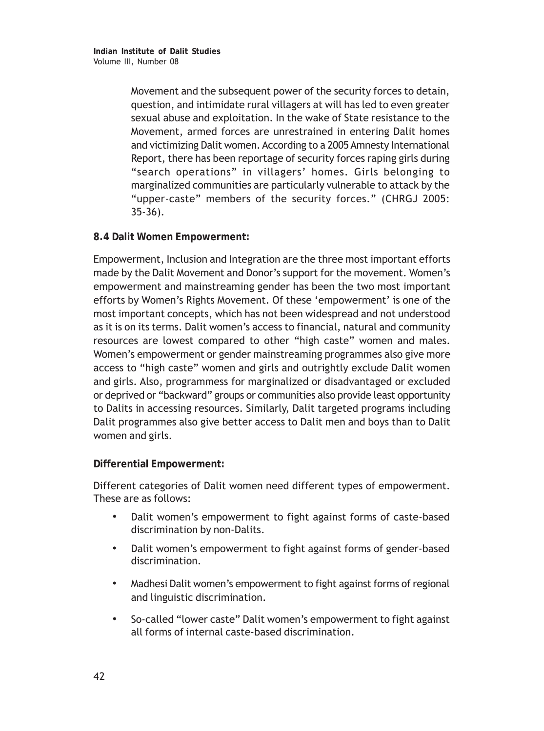Movement and the subsequent power of the security forces to detain, question, and intimidate rural villagers at will has led to even greater sexual abuse and exploitation. In the wake of State resistance to the Movement, armed forces are unrestrained in entering Dalit homes and victimizing Dalit women. According to a 2005 Amnesty International Report, there has been reportage of security forces raping girls during "search operations" in villagers' homes. Girls belonging to marginalized communities are particularly vulnerable to attack by the "upper-caste" members of the security forces." (CHRGJ 2005: 35-36).

**8.4 Dalit Women Empowerment:**

Empowerment, Inclusion and Integration are the three most important efforts made by the Dalit Movement and Donor's support for the movement. Women's empowerment and mainstreaming gender has been the two most important efforts by Women's Rights Movement. Of these 'empowerment' is one of the most important concepts, which has not been widespread and not understood as it is on its terms. Dalit women's access to financial, natural and community resources are lowest compared to other "high caste" women and males. Women's empowerment or gender mainstreaming programmes also give more access to "high caste" women and girls and outrightly exclude Dalit women and girls. Also, programmess for marginalized or disadvantaged or excluded or deprived or "backward" groups or communities also provide least opportunity to Dalits in accessing resources. Similarly, Dalit targeted programs including Dalit programmes also give better access to Dalit men and boys than to Dalit women and girls.

**Differential Empowerment:**

Different categories of Dalit women need different types of empowerment. These are as follows:

- Dalit women's empowerment to fight against forms of caste-based discrimination by non-Dalits.
- Dalit women's empowerment to fight against forms of gender-based discrimination.
- Madhesi Dalit women's empowerment to fight against forms of regional and linguistic discrimination.
- So-called "lower caste" Dalit women's empowerment to fight against all forms of internal caste-based discrimination.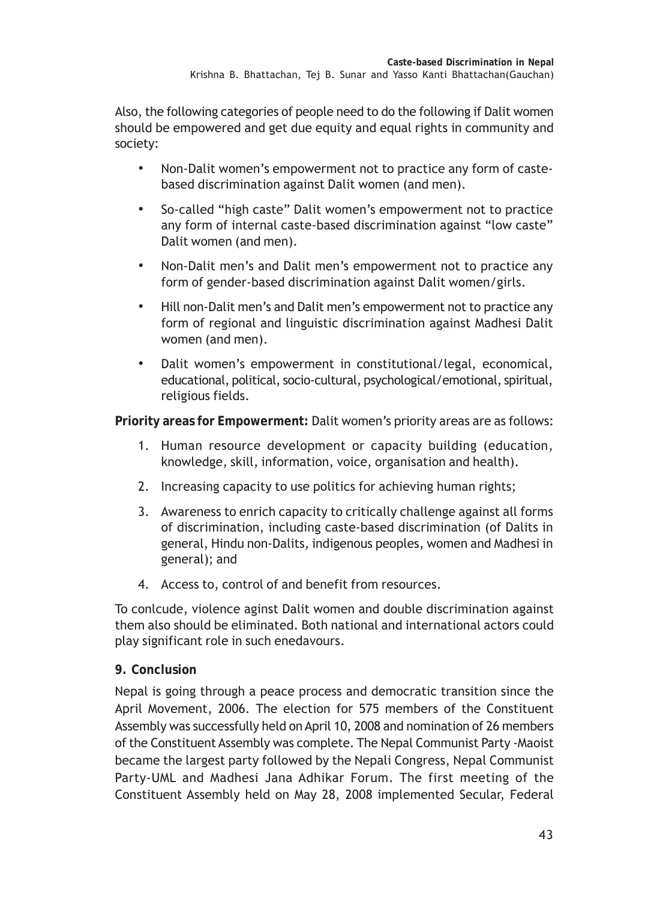Also, the following categories of people need to do the following if Dalit women should be empowered and get due equity and equal rights in community and society:

- Non-Dalit women's empowerment not to practice any form of caste-based discrimination against Dalit women (and men).
- So-called "high caste" Dalit women's empowerment not to practice any form of internal caste-based discrimination against "low caste" Dalit women (and men).
- Non-Dalit men's and Dalit men's empowerment not to practice any form of gender-based discrimination against Dalit women/girls.
- Hill non-Dalit men's and Dalit men's empowerment not to practice any form of regional and linguistic discrimination against Madhesi Dalit women (and men).
- Dalit women's empowerment in constitutional/legal, economical, educational, political, socio-cultural, psychological/emotional, spiritual, religious fields.

**Priority areas for Empowerment:** Dalit women's priority areas are as follows:

1. Human resource development or capacity building (education, knowledge, skill, information, voice, organisation and health).
2. Increasing capacity to use politics for achieving human rights;
3. Awareness to enrich capacity to critically challenge against all forms of discrimination, including caste-based discrimination (of Dalits in general, Hindu non-Dalits, indigenous peoples, women and Madhesi in general); and
4. Access to, control of and benefit from resources.

To conlcude, violence aginst Dalit women and double discrimination against them also should be eliminated. Both national and international actors could play significant role in such enedavours.

## 9. Conclusion

Nepal is going through a peace process and democratic transition since the April Movement, 2006. The election for 575 members of the Constituent Assembly was successfully held on April 10, 2008 and nomination of 26 members of the Constituent Assembly was complete. The Nepal Communist Party -Maoist became the largest party followed by the Nepali Congress, Nepal Communist Party-UML and Madhesi Jana Adhikar Forum. The first meeting of the Constituent Assembly held on May 28, 2008 implemented Secular, Federal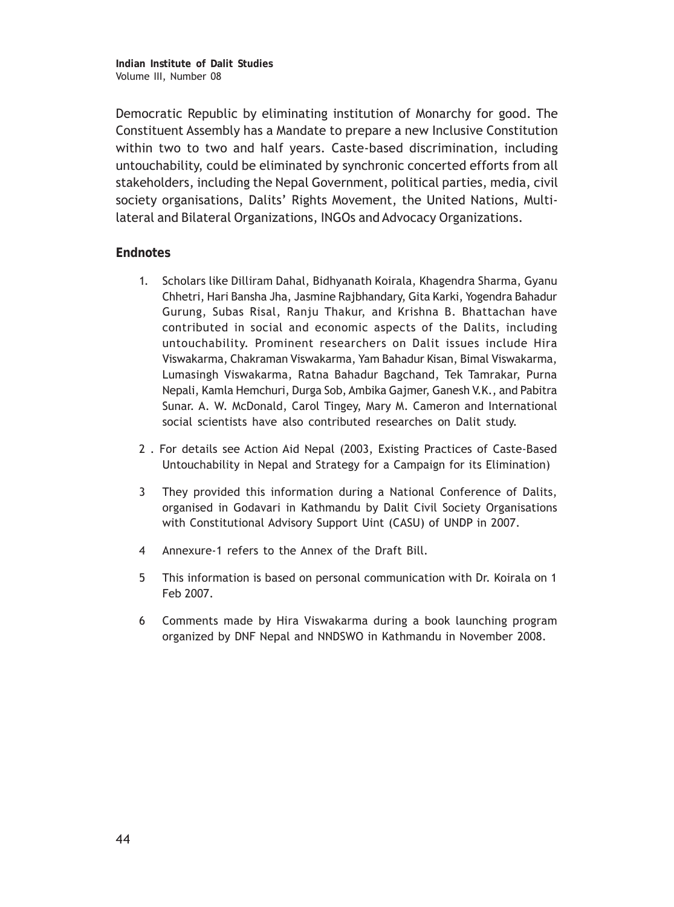Democratic Republic by eliminating institution of Monarchy for good. The Constituent Assembly has a Mandate to prepare a new Inclusive Constitution within two to two and half years. Caste-based discrimination, including untouchability, could be eliminated by synchronic concerted efforts from all stakeholders, including the Nepal Government, political parties, media, civil society organisations, Dalits' Rights Movement, the United Nations, Multi-lateral and Bilateral Organizations, INGOs and Advocacy Organizations.

## Endnotes

1. Scholars like Dilliram Dahal, Bidhyanath Koirala, Khagendra Sharma, Gyanu Chhetri, Hari Bansha Jha, Jasmine Rajbhandary, Gita Karki, Yogendra Bahadur Gurung, Subas Risal, Ranju Thakur, and Krishna B. Bhattachan have contributed in social and economic aspects of the Dalits, including untouchability. Prominent researchers on Dalit issues include Hira Viswakarma, Chakraman Viswakarma, Yam Bahadur Kisan, Bimal Viswakarma, Lumasingh Viswakarma, Ratna Bahadur Bagchand, Tek Tamrakar, Purna Nepali, Kamla Hemchuri, Durga Sob, Ambika Gajmer, Ganesh V.K., and Pabitra Sunar. A. W. McDonald, Carol Tingey, Mary M. Cameron and International social scientists have also contributed researches on Dalit study.

2 . For details see Action Aid Nepal (2003, Existing Practices of Caste-Based Untouchability in Nepal and Strategy for a Campaign for its Elimination)

3 They provided this information during a National Conference of Dalits, organised in Godavari in Kathmandu by Dalit Civil Society Organisations with Constitutional Advisory Support Uint (CASU) of UNDP in 2007.

4 Annexure-1 refers to the Annex of the Draft Bill.

5 This information is based on personal communication with Dr. Koirala on 1 Feb 2007.

6 Comments made by Hira Viswakarma during a book launching program organized by DNF Nepal and NNDSWO in Kathmandu in November 2008.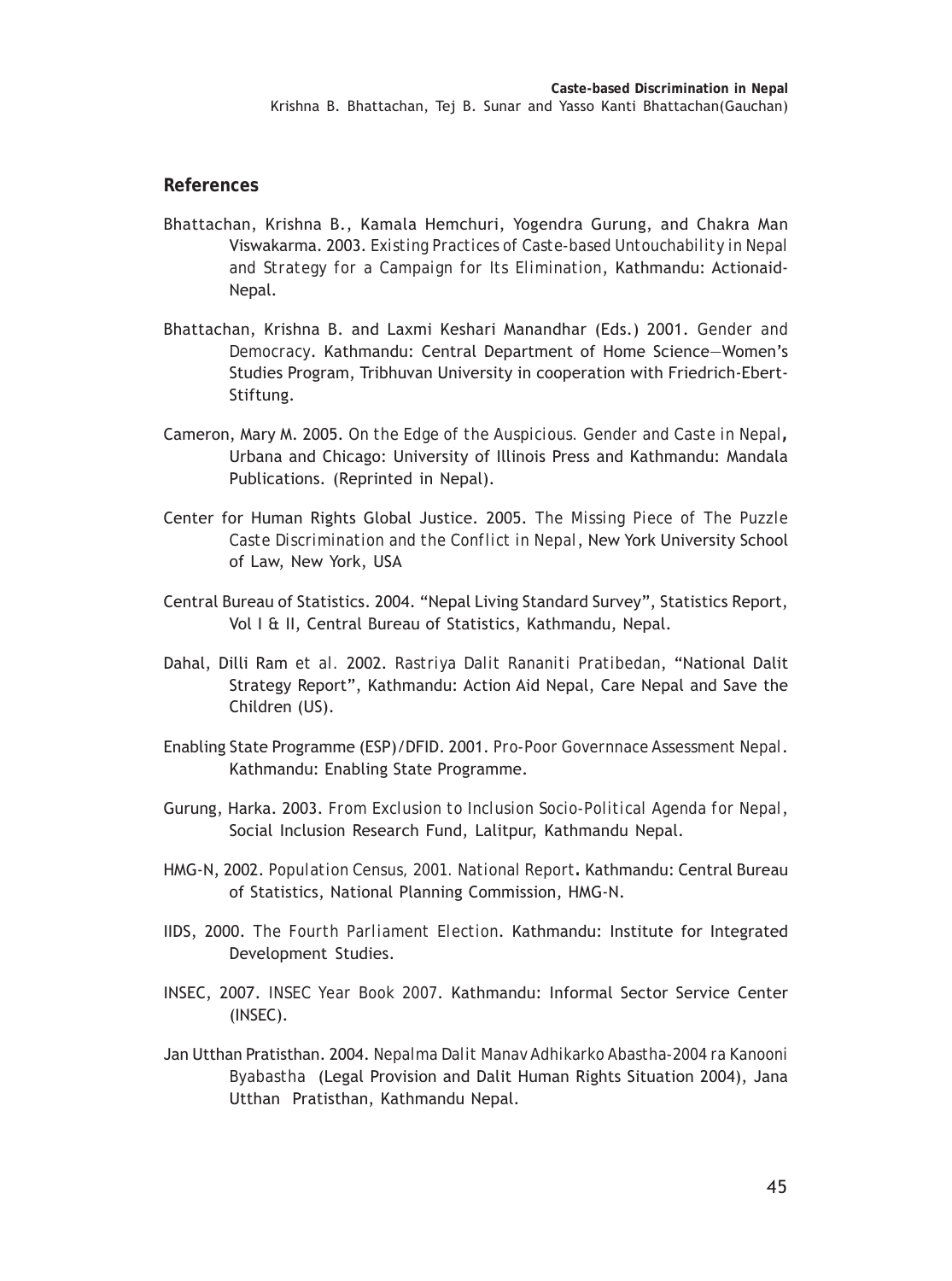## References

Bhattachan, Krishna B., Kamala Hemchuri, Yogendra Gurung, and Chakra Man Viswakarma. 2003. *Existing Practices of Caste-based Untouchability in Nepal and Strategy for a Campaign for Its Elimination*, Kathmandu: Actionaid-Nepal.

Bhattachan, Krishna B. and Laxmi Keshari Manandhar (Eds.) 2001. *Gender and Democracy*. Kathmandu: Central Department of Home Science—Women's Studies Program, Tribhuvan University in cooperation with Friedrich-Ebert-Stiftung.

Cameron, Mary M. 2005. *On the Edge of the Auspicious. Gender and Caste in Nepal*, Urbana and Chicago: University of Illinois Press and Kathmandu: Mandala Publications. (Reprinted in Nepal).

Center for Human Rights Global Justice. 2005. *The Missing Piece of The Puzzle Caste Discrimination and the Conflict in Nepal*, New York University School of Law, New York, USA

Central Bureau of Statistics. 2004. "Nepal Living Standard Survey", Statistics Report, Vol I & II, Central Bureau of Statistics, Kathmandu, Nepal.

Dahal, Dilli Ram *et al.* 2002. *Rastriya Dalit Rananiti Pratibedan*, "National Dalit Strategy Report", Kathmandu: Action Aid Nepal, Care Nepal and Save the Children (US).

Enabling State Programme (ESP)/DFID. 2001. *Pro-Poor Governnace Assessment Nepal*. Kathmandu: Enabling State Programme.

Gurung, Harka. 2003. *From Exclusion to Inclusion Socio-Political Agenda for Nepal*, Social Inclusion Research Fund, Lalitpur, Kathmandu Nepal.

HMG-N, 2002. *Population Census, 2001. National Report*. Kathmandu: Central Bureau of Statistics, National Planning Commission, HMG-N.

IIDS, 2000. *The Fourth Parliament Election*. Kathmandu: Institute for Integrated Development Studies.

INSEC, 2007. *INSEC Year Book 2007*. Kathmandu: Informal Sector Service Center (INSEC).

Jan Utthan Pratisthan. 2004. *Nepalma Dalit Manav Adhikarko Abastha-2004 ra Kanooni Byabastha* (Legal Provision and Dalit Human Rights Situation 2004), Jana Utthan Pratisthan, Kathmandu Nepal.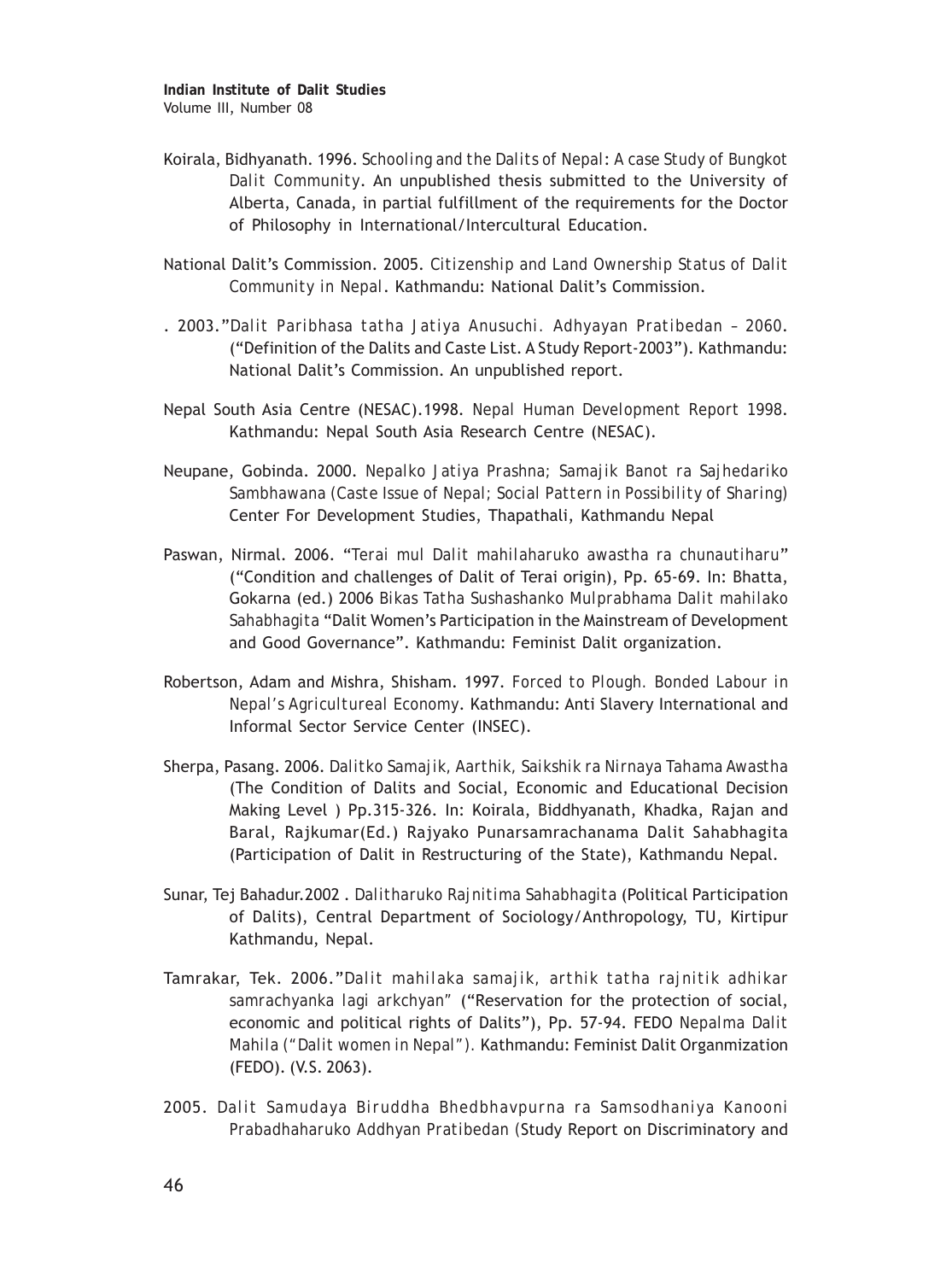Koirala, Bidhyanath. 1996. *Schooling and the Dalits of Nepal: A case Study of Bungkot Dalit Community*. An unpublished thesis submitted to the University of Alberta, Canada, in partial fulfillment of the requirements for the Doctor of Philosophy in International/Intercultural Education.

National Dalit's Commission. 2005. *Citizenship and Land Ownership Status of Dalit Community in Nepal*. Kathmandu: National Dalit's Commission.

. 2003."*Dalit Paribhasa tatha Jatiya Anusuchi. Adhyayan Pratibedan – 2060.* ("Definition of the Dalits and Caste List. A Study Report-2003"). Kathmandu: National Dalit's Commission. An unpublished report.

Nepal South Asia Centre (NESAC).1998. *Nepal Human Development Report 1998.* Kathmandu: Nepal South Asia Research Centre (NESAC).

Neupane, Gobinda. 2000. *Nepalko Jatiya Prashna; Samajik Banot ra Sajhedariko Sambhawana (Caste Issue of Nepal; Social Pattern in Possibility of Sharing)* Center For Development Studies, Thapathali, Kathmandu Nepal

Paswan, Nirmal. 2006. "*Terai mul Dalit mahilaharuko awastha ra chunautiharu*" ("Condition and challenges of Dalit of Terai origin), Pp. 65-69. In: Bhatta, Gokarna (ed.) 2006 *Bikas Tatha Sushashanko Mulprabhama Dalit mahilako Sahabhagita* "Dalit Women's Participation in the Mainstream of Development and Good Governance". Kathmandu: Feminist Dalit organization.

Robertson, Adam and Mishra, Shisham. 1997. *Forced to Plough. Bonded Labour in Nepal's Agricultureal Economy*. Kathmandu: Anti Slavery International and Informal Sector Service Center (INSEC).

Sherpa, Pasang. 2006. *Dalitko Samajik, Aarthik, Saikshik ra Nirnaya Tahama Awastha* (The Condition of Dalits and Social, Economic and Educational Decision Making Level ) Pp.315-326. In: Koirala, Biddhyanath, Khadka, Rajan and Baral, Rajkumar(Ed.) Rajyako Punarsamrachanama Dalit Sahabhagita (Participation of Dalit in Restructuring of the State), Kathmandu Nepal.

Sunar, Tej Bahadur.2002 . *Dalitharuko Rajnitima Sahabhagita* (Political Participation of Dalits), Central Department of Sociology/Anthropology, TU, Kirtipur Kathmandu, Nepal.

Tamrakar, Tek. 2006."*Dalit mahilaka samajik, arthik tatha rajnitik adhikar samrachyanka lagi arkchyan*" ("Reservation for the protection of social, economic and political rights of Dalits"), Pp. 57-94. FEDO *Nepalma Dalit Mahila ("Dalit women in Nepal").* Kathmandu: Feminist Dalit Organmization (FEDO). (V.S. 2063).

2005. *Dalit Samudaya Biruddha Bhedbhavpurna ra Samsodhaniya Kanooni Prabadhaharuko Addhyan Pratibedan* (Study Report on Discriminatory and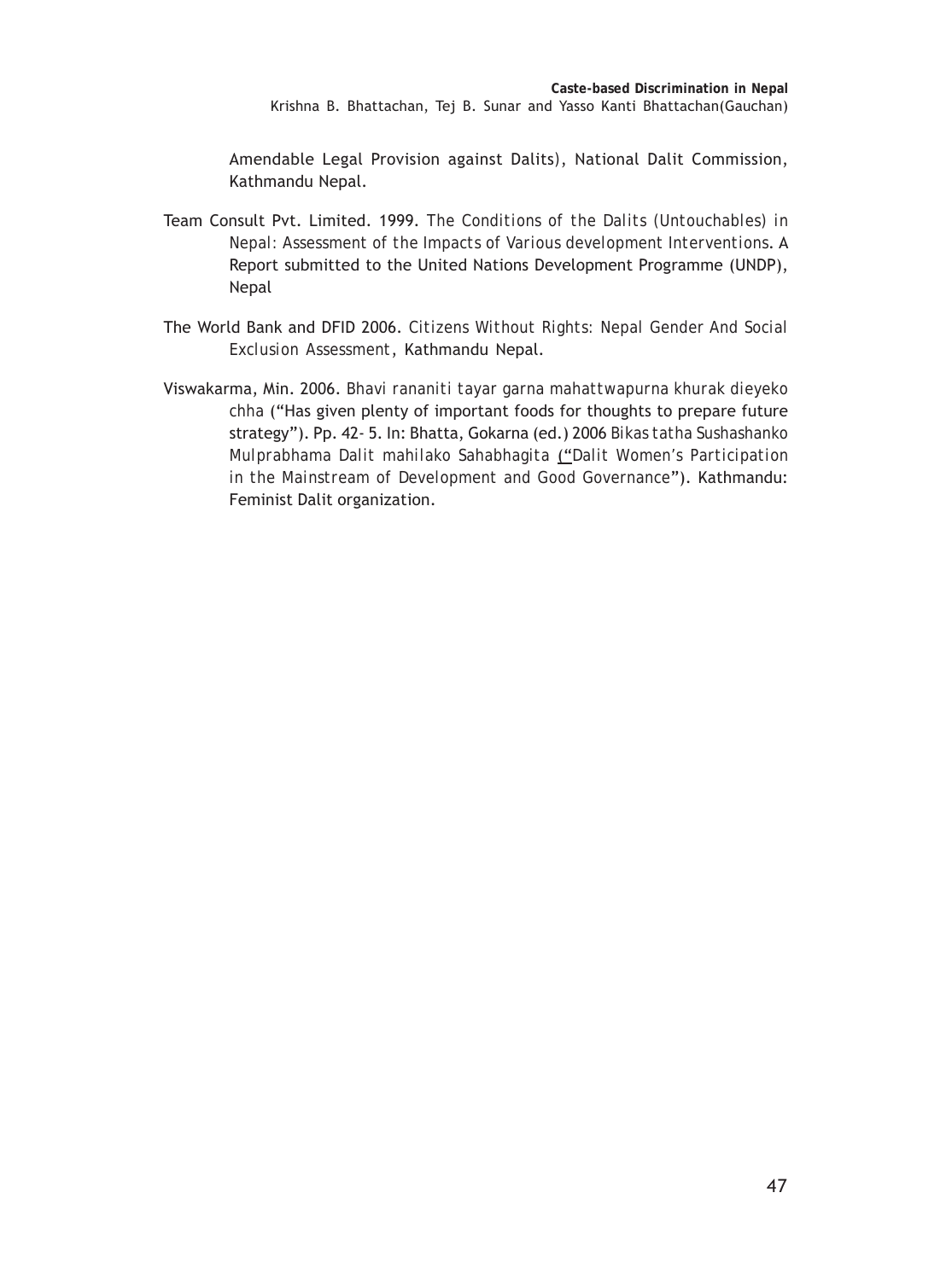Amendable Legal Provision against Dalits), National Dalit Commission, Kathmandu Nepal.

Team Consult Pvt. Limited. 1999. *The Conditions of the Dalits (Untouchables) in Nepal: Assessment of the Impacts of Various development Interventions.* A Report submitted to the United Nations Development Programme (UNDP), Nepal

The World Bank and DFID 2006. *Citizens Without Rights: Nepal Gender And Social Exclusion Assessment*, Kathmandu Nepal.

Viswakarma, Min. 2006. *Bhavi rananiti tayar garna mahattwapurna khurak dieyeko chha* ("Has given plenty of important foods for thoughts to prepare future strategy"). Pp. 42- 5. In: Bhatta, Gokarna (ed.) 2006 *Bikas tatha Sushashanko Mulprabhama Dalit mahilako Sahabhagita* ("*Dalit Women's Participation in the Mainstream of Development and Good Governance*"). Kathmandu: Feminist Dalit organization.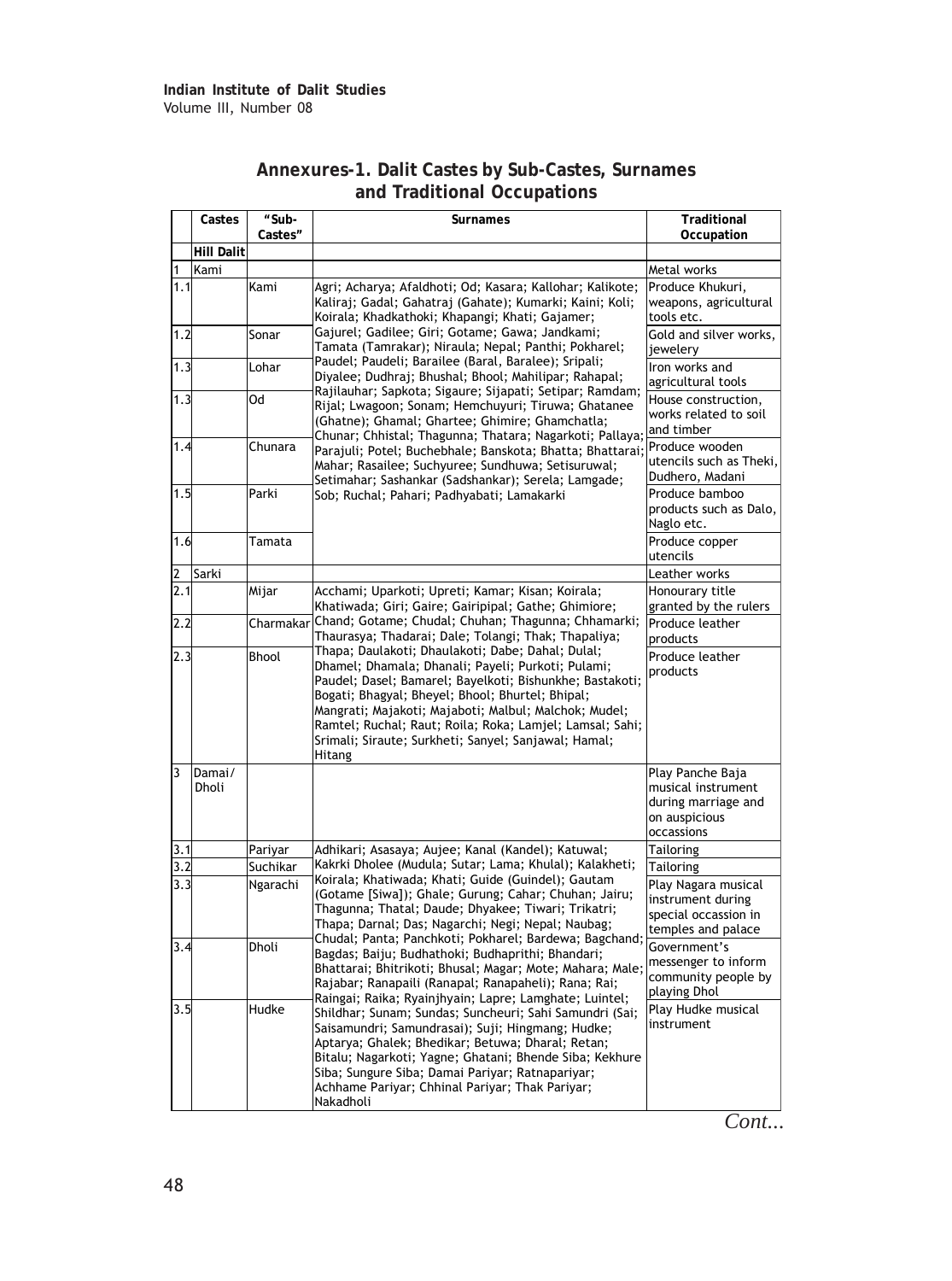## Annexures-1. Dalit Castes by Sub-Castes, Surnames and Traditional Occupations

| | Castes | "Sub-Castes" | Surnames | Traditional Occupation |
|---|---|---|---|---|
| | **Hill Dalit** | | | |
| 1 | Kami | | | Metal works |
| 1.1 | | Kami | Agri; Acharya; Afaldhoti; Od; Kasara; Kallohar; Kalikote; Kaliraj; Gadal; Gahatraj (Gahate); Kumarki; Kaini; Koli; Koirala; Khadkathoki; Khapangi; Khati; Gajamer; Gajurel; Gadilee; Giri; Gotame; Gawa; Jandkami; Tamata (Tamrakar); Niraula; Nepal; Panthi; Pokharel; Paudel; Paudeli; Barailee (Baral, Baralee); Sripali; Diyalee; Dudhraj; Bhushal; Bhool; Mahilipar; Rahapal; Rajilauhar; Sapkota; Sigaure; Sijapati; Setipar; Ramdam; Rijal; Lwagoon; Sonam; Hemchuyuri; Tiruwa; Ghatanee (Ghatne); Ghamal; Ghartee; Ghimire; Ghamchatla; Chunar; Chhistal; Thagunna; Thatara; Nagarkoti; Pallaya; Parajuli; Potel; Buchebhale; Banskota; Bhatta; Bhattarai; Mahar; Rasailee; Suchyuree; Sundhuwa; Setisuruwal; Setimahar; Sashankar (Sadshankar); Serela; Lamgade; Sob; Ruchal; Pahari; Padhyabati; Lamakarki | Produce Khukuri, weapons, agricultural tools etc. |
| 1.2 | | Sonar | | Gold and silver works, jewelery |
| 1.3 | | Lohar | | Iron works and agricultural tools |
| 1.3 | | Od | | House construction, works related to soil and timber |
| 1.4 | | Chunara | | Produce wooden utencils such as Theki, Dudhero, Madani |
| 1.5 | | Parki | | Produce bamboo products such as Dalo, Naglo etc. |
| 1.6 | | Tamata | | Produce copper utencils |
| 2 | Sarki | | | Leather works |
| 2.1 | | Mijar | Acchami; Uparkoti; Upreti; Kamar; Kisan; Koirala; Khatiwada; Giri; Gaire; Gairipipal; Gathe; Ghimiore; Chand; Gotame; Chudal; Chuhan; Thagunna; Chhamarki; Thaurasya; Thadarai; Dale; Tolangi; Thak; Thapaliya; Thapa; Daulakoti; Dhaulakoti; Dabe; Dahal; Dulal; Dhamel; Dhamala; Dhanali; Payeli; Purkoti; Pulami; Paudel; Dasel; Bamarel; Bayelkoti; Bishunkhe; Bastakoti; Bogati; Bhagyal; Bheyel; Bhool; Bhurtel; Bhipal; Mangrati; Majakoti; Majaboti; Malbul; Malchok; Mudel; Ramtel; Ruchal; Raut; Roila; Roka; Lamjel; Lamsal; Sahi; Srimali; Siraute; Surkheti; Sanyel; Sanjawal; Hamal; Hitang | Honourary title granted by the rulers |
| 2.2 | | Charmakar | | Produce leather products |
| 2.3 | | Bhool | | Produce leather products |
| 3 | Damai/ Dholi | | | Play Panche Baja musical instrument during marriage and on auspicious occassions |
| 3.1 | | Pariyar | Adhikari; Asasaya; Aujee; Kanal (Kandel); Katuwal; Kakrki Dholee (Mudula; Sutar; Lama; Khulal); Kalakheti; Koirala; Khatiwada; Khati; Guide (Guindel); Gautam (Gotame [Siwa]); Ghale; Gurung; Cahar; Chuhan; Jairu; Thagunna; Thatal; Daude; Dhyakee; Tiwari; Trikatri; Thapa; Darnal; Das; Nagarchi; Negi; Nepal; Naubag; Chudal; Panta; Panchkoti; Pokharel; Bardewa; Bagchand; Bagdas; Baiju; Budhathoki; Budhaprithi; Bhandari; Bhattarai; Bhitrikoti; Bhusal; Magar; Mote; Mahara; Male; Rajabar; Ranapaili (Ranapal; Ranapaheli); Rana; Rai; Raingai; Raika; Ryainjhyain; Lapre; Lamghate; Luintel; Shildhar; Sunam; Sundas; Suncheuri; Sahi Samundri (Sai; Saisamundri; Samundrasai); Suji; Hingmang; Hudke; Aptarya; Ghalek; Bhedikar; Betuwa; Dharal; Retan; Bitalu; Nagarkoti; Yagne; Ghatani; Bhende Siba; Kekhure Siba; Sungure Siba; Damai Pariyar; Ratnapariyar; Achhame Pariyar; Chhinal Pariyar; Thak Pariyar; Nakadholi | Tailoring |
| 3.2 | | Suchikar | | Tailoring |
| 3.3 | | Ngarachi | | Play Nagara musical instrument during special occassion in temples and palace |
| 3.4 | | Dholi | | Government's messenger to inform community people by playing Dhol |
| 3.5 | | Hudke | | Play Hudke musical instrument |

*Cont...*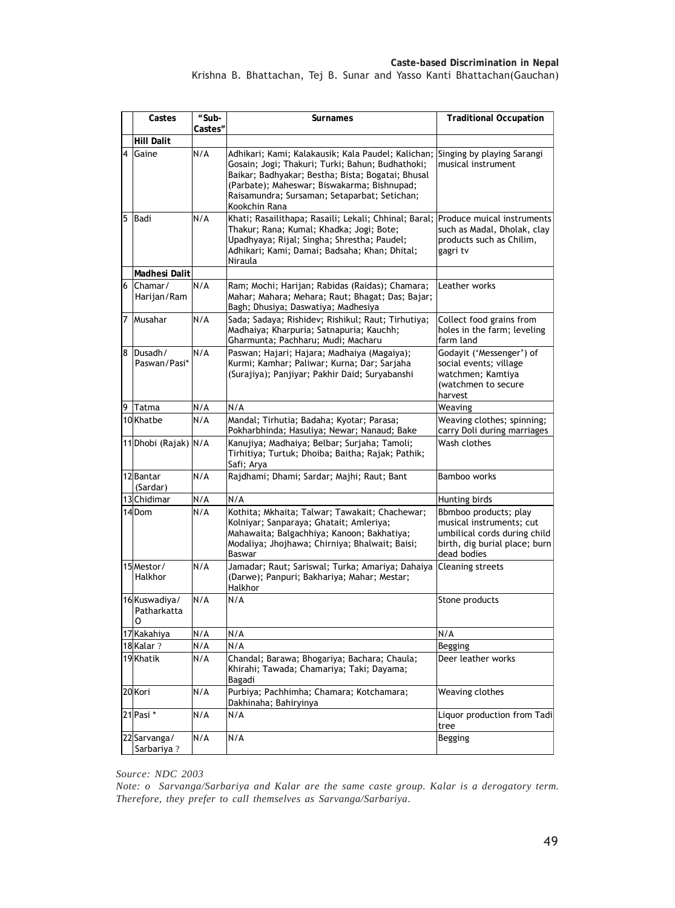| | Castes | "Sub-Castes" | Surnames | Traditional Occupation |
|---|---|---|---|---|
| | **Hill Dalit** | | | |
| 4 | Gaine | N/A | Adhikari; Kami; Kalakausik; Kala Paudel; Kalichan; Gosain; Jogi; Thakuri; Turki; Bahun; Budhathoki; Baikar; Badhyakar; Bestha; Bista; Bogatai; Bhusal (Parbate); Maheswar; Biswakarma; Bishnupad; Raisamundra; Sursaman; Setaparbat; Setichan; Kookchin Rana | Singing by playing Sarangi musical instrument |
| 5 | Badi | N/A | Khati; Rasailithapa; Rasaili; Lekali; Chhinal; Baral; Thakur; Rana; Kumal; Khadka; Jogi; Bote; Upadhyaya; Rijal; Singha; Shrestha; Paudel; Adhikari; Kami; Damai; Badsaha; Khan; Dhital; Niraula | Produce muical instruments such as Madal, Dholak, clay products such as Chilim, gagri tv |
| | **Madhesi Dalit** | | | |
| 6 | Chamar/ Harijan/Ram | N/A | Ram; Mochi; Harijan; Rabidas (Raidas); Chamara; Mahar; Mahara; Mehara; Raut; Bhagat; Das; Bajar; Bagh; Dhusiya; Daswatiya; Madhesiya | Leather works |
| 7 | Musahar | N/A | Sada; Sadaya; Rishidev; Rishikul; Raut; Tirhutiya; Madhaiya; Kharpuria; Satnapuria; Kauchh; Gharmunta; Pachharu; Mudi; Macharu | Collect food grains from holes in the farm; leveling farm land |
| 8 | Dusadh/ Paswan/Pasi* | N/A | Paswan; Hajari; Hajara; Madhaiya (Magaiya); Kurmi; Kamhar; Paliwar; Kurna; Dar; Sarjaha (Surajiya); Panjiyar; Pakhir Daid; Suryabanshi | Godayit ('Messenger') of social events; village watchmen; Kamtiya (watchmen to secure harvest |
| 9 | Tatma | N/A | N/A | Weaving |
| 10 | Khatbe | N/A | Mandal; Tirhutia; Badaha; Kyotar; Parasa; Pokharbhinda; Hasuliya; Newar; Nanaud; Bake | Weaving clothes; spinning; carry Doli during marriages |
| 11 | Dhobi (Rajak) | N/A | Kanujiya; Madhaiya; Belbar; Surjaha; Tamoli; Tirhitiya; Turtuk; Dhoiba; Baitha; Rajak; Pathik; Safi; Arya | Wash clothes |
| 12 | Bantar (Sardar) | N/A | Rajdhami; Dhami; Sardar; Majhi; Raut; Bant | Bamboo works |
| 13 | Chidimar | N/A | N/A | Hunting birds |
| 14 | Dom | N/A | Kothita; Mkhaita; Talwar; Tawakait; Chachewar; Kolniyar; Sanparaya; Ghatait; Amleriya; Mahawaita; Balgachhiya; Kanoon; Bakhatiya; Modaliya; Jhojhawa; Chirniya; Bhalwait; Baisi; Baswar | Bbmboo products; play musical instruments; cut umbilical cords during child birth, dig burial place; burn dead bodies |
| 15 | Mestor/ Halkhor | N/A | Jamadar; Raut; Sariswal; Turka; Amariya; Dahaiya (Darwe); Panpuri; Bakhariya; Mahar; Mestar; Halkhor | Cleaning streets |
| 16 | Kuswadiya/ Patharkatta O | N/A | N/A | Stone products |
| 17 | Kakahiya | N/A | N/A | N/A |
| 18 | Kalar ? | N/A | N/A | Begging |
| 19 | Khatik | N/A | Chandal; Barawa; Bhogariya; Bachara; Chaula; Khirahi; Tawada; Chamariya; Taki; Dayama; Bagadi | Deer leather works |
| 20 | Kori | N/A | Purbiya; Pachhimha; Chamara; Kotchamara; Dakhinaha; Bahiryinya | Weaving clothes |
| 21 | Pasi * | N/A | N/A | Liquor production from Tadi tree |
| 22 | Sarvanga/ Sarbariya ? | N/A | N/A | Begging |

*Source: NDC 2003*

*Note: o Sarvanga/Sarbariya and Kalar are the same caste group. Kalar is a derogatory term. Therefore, they prefer to call themselves as Sarvanga/Sarbariya.*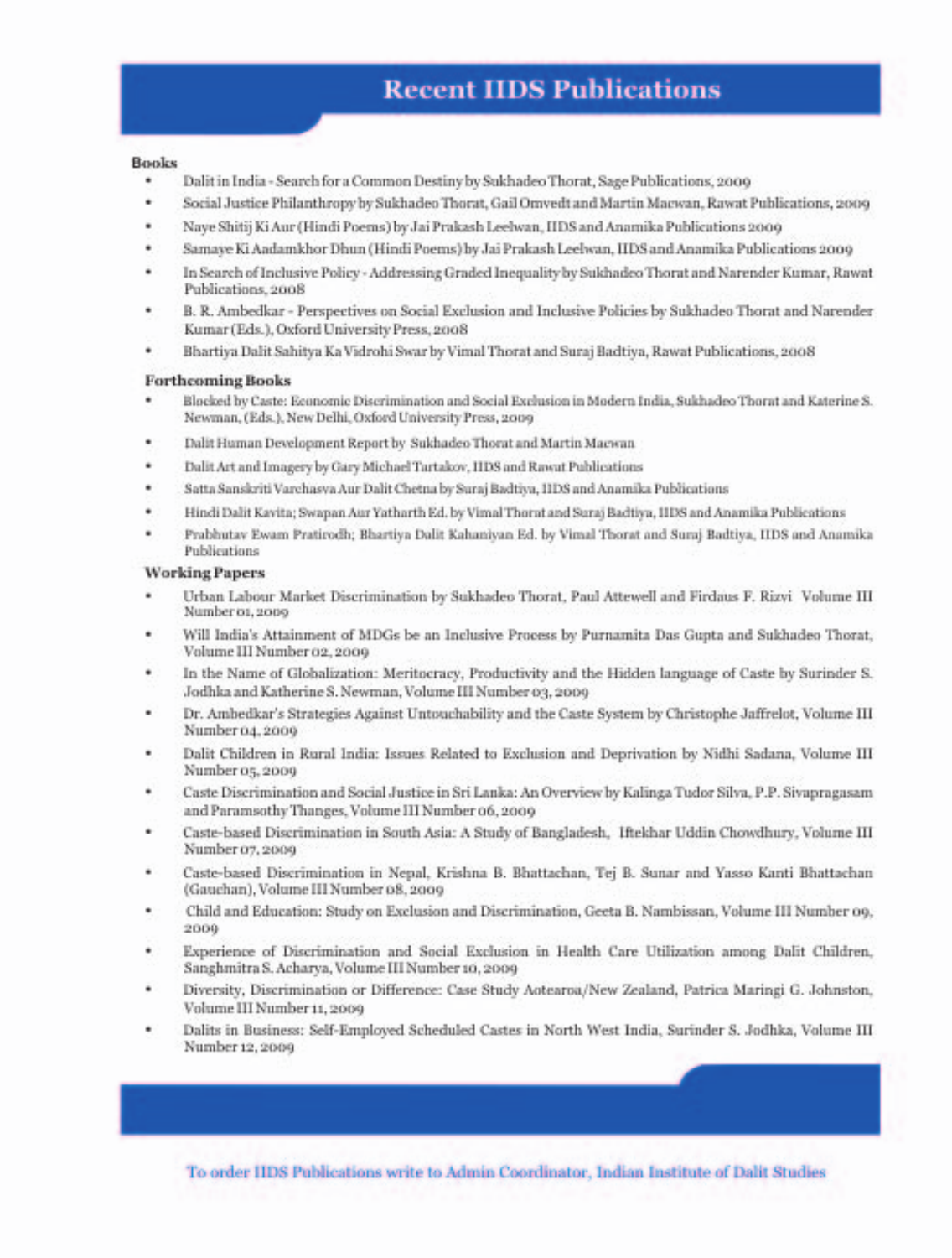# Recent IIDS Publications

## Books

- Dalit in India - Search for a Common Destiny by Sukhadeo Thorat, Sage Publications, 2009
- Social Justice Philanthropy by Sukhadeo Thorat, Gail Omvedt and Martin Macwan, Rawat Publications, 2009
- Naye Shitij Ki Aur (Hindi Poems) by Jai Prakash Leelwan, IIDS and Anamika Publications 2009
- Samaye Ki Aadamkhor Dhun (Hindi Poems) by Jai Prakash Leelwan, IIDS and Anamika Publications 2009
- In Search of Inclusive Policy - Addressing Graded Inequality by Sukhadeo Thorat and Narender Kumar, Rawat Publications, 2008
- B. R. Ambedkar - Perspectives on Social Exclusion and Inclusive Policies by Sukhadeo Thorat and Narender Kumar (Eds.), Oxford University Press, 2008
- Bhartiya Dalit Sahitya Ka Vidrohi Swar by Vimal Thorat and Suraj Badtiya, Rawat Publications, 2008

## Forthcoming Books

- Blocked by Caste: Economic Discrimination and Social Exclusion in Modern India, Sukhadeo Thorat and Katerine S. Newman, (Eds.), New Delhi, Oxford University Press, 2009
- Dalit Human Development Report by Sukhadeo Thorat and Martin Macwan
- Dalit Art and Imagery by Gary Michael Tartakov, IIDS and Rawat Publications
- Satta Sanskriti Varchasva Aur Dalit Chetna by Suraj Badtiya, IIDS and Anamika Publications
- Hindi Dalit Kavita; Swapan Aur Yatharth Ed. by Vimal Thorat and Suraj Badtiya, IIDS and Anamika Publications
- Prabhutav Ewam Pratirodh; Bhartiya Dalit Kahaniyan Ed. by Vimal Thorat and Suraj Badtiya, IIDS and Anamika Publications

## Working Papers

- Urban Labour Market Discrimination by Sukhadeo Thorat, Paul Attewell and Firdaus F. Rizvi Volume III Number 01, 2009
- Will India's Attainment of MDGs be an Inclusive Process by Purnamita Das Gupta and Sukhadeo Thorat, Volume III Number 02, 2009
- In the Name of Globalization: Meritocracy, Productivity and the Hidden language of Caste by Surinder S. Jodhka and Katherine S. Newman, Volume III Number 03, 2009
- Dr. Ambedkar's Strategies Against Untouchability and the Caste System by Christophe Jaffrelot, Volume III Number 04, 2009
- Dalit Children in Rural India: Issues Related to Exclusion and Deprivation by Nidhi Sadana, Volume III Number 05, 2009
- Caste Discrimination and Social Justice in Sri Lanka: An Overview by Kalinga Tudor Silva, P.P. Sivapragasam and Paramsothy Thanges, Volume III Number 06, 2009
- Caste-based Discrimination in South Asia: A Study of Bangladesh, Iftekhar Uddin Chowdhury, Volume III Number 07, 2009
- Caste-based Discrimination in Nepal, Krishna B. Bhattachan, Tej B. Sunar and Yasso Kanti Bhattachan (Gauchan), Volume III Number 08, 2009
- Child and Education: Study on Exclusion and Discrimination, Geeta B. Nambissan, Volume III Number 09, 2009
- Experience of Discrimination and Social Exclusion in Health Care Utilization among Dalit Children, Sanghmitra S. Acharya, Volume III Number 10, 2009
- Diversity, Discrimination or Difference: Case Study Aotearoa/New Zealand, Patrica Maringi G. Johnston, Volume III Number 11, 2009
- Dalits in Business: Self-Employed Scheduled Castes in North West India, Surinder S. Jodhka, Volume III Number 12, 2009

To order IIDS Publications write to Admin Coordinator, Indian Institute of Dalit Studies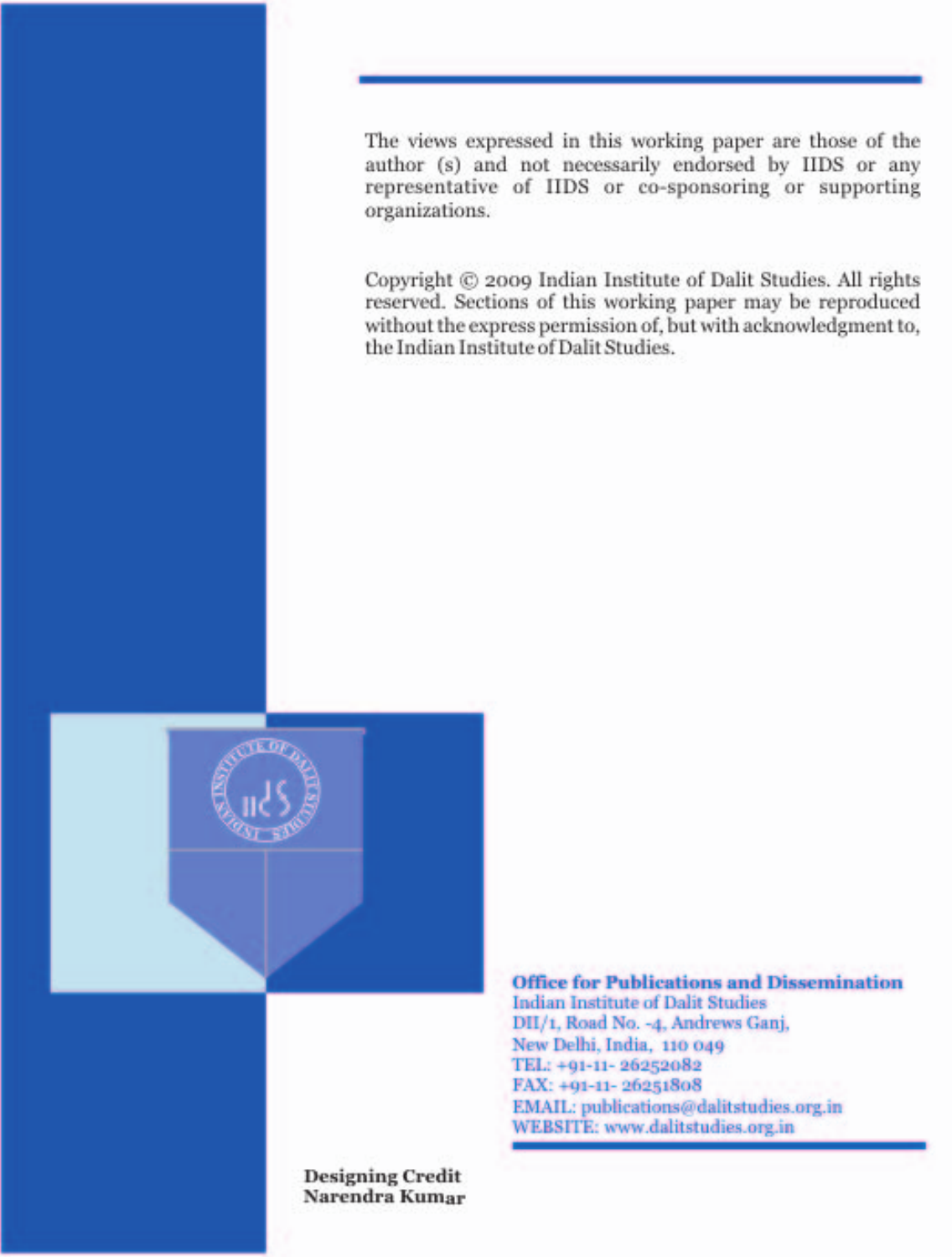The views expressed in this working paper are those of the author (s) and not necessarily endorsed by IIDS or any representative of IIDS or co-sponsoring or supporting organizations.

Copyright © 2009 Indian Institute of Dalit Studies. All rights reserved. Sections of this working paper may be reproduced without the express permission of, but with acknowledgment to, the Indian Institute of Dalit Studies.

**Office for Publications and Dissemination**
Indian Institute of Dalit Studies
DII/1, Road No. -4, Andrews Ganj,
New Delhi, India, 110 049
TEL: +91-11- 26252082
FAX: +91-11- 26251808
EMAIL: publications@dalitstudies.org.in
WEBSITE: www.dalitstudies.org.in

**Designing Credit**
**Narendra Kumar**